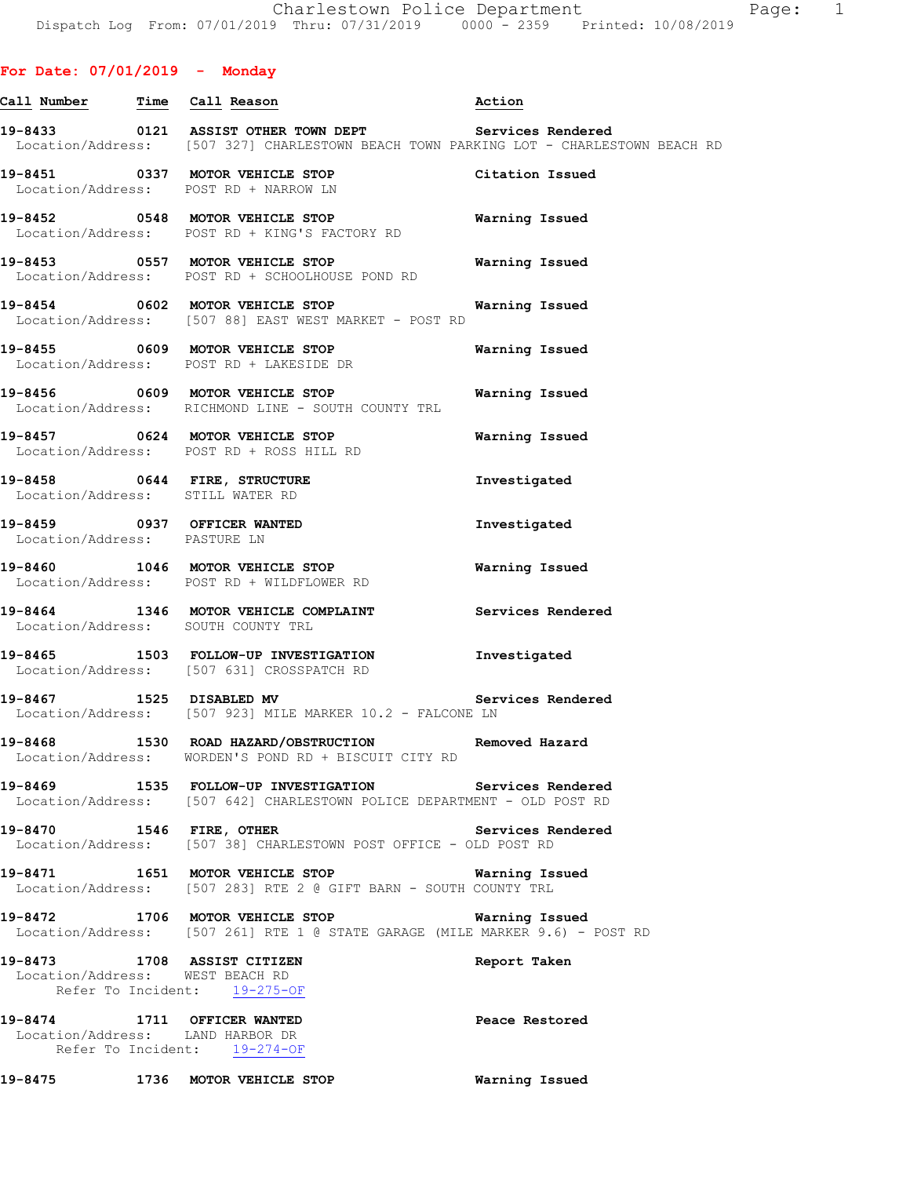For Date: 07/01/2019 - Monday

| Call Number | Time | Call Reason | Action |
|---|---|---|---|
| 19-8433 | 0121 | ASSIST OTHER TOWN DEPT | Services Rendered |
| Location/Address: [507 327] CHARLESTOWN BEACH TOWN PARKING LOT - CHARLESTOWN BEACH RD | | | |
| 19-8451 | 0337 | MOTOR VEHICLE STOP | Citation Issued |
| Location/Address: POST RD + NARROW LN | | | |
| 19-8452 | 0548 | MOTOR VEHICLE STOP | Warning Issued |
| Location/Address: POST RD + KING'S FACTORY RD | | | |
| 19-8453 | 0557 | MOTOR VEHICLE STOP | Warning Issued |
| Location/Address: POST RD + SCHOOLHOUSE POND RD | | | |
| 19-8454 | 0602 | MOTOR VEHICLE STOP | Warning Issued |
| Location/Address: [507 88] EAST WEST MARKET - POST RD | | | |
| 19-8455 | 0609 | MOTOR VEHICLE STOP | Warning Issued |
| Location/Address: POST RD + LAKESIDE DR | | | |
| 19-8456 | 0609 | MOTOR VEHICLE STOP | Warning Issued |
| Location/Address: RICHMOND LINE - SOUTH COUNTY TRL | | | |
| 19-8457 | 0624 | MOTOR VEHICLE STOP | Warning Issued |
| Location/Address: POST RD + ROSS HILL RD | | | |
| 19-8458 | 0644 | FIRE, STRUCTURE | Investigated |
| Location/Address: STILL WATER RD | | | |
| 19-8459 | 0937 | OFFICER WANTED | Investigated |
| Location/Address: PASTURE LN | | | |
| 19-8460 | 1046 | MOTOR VEHICLE STOP | Warning Issued |
| Location/Address: POST RD + WILDFLOWER RD | | | |
| 19-8464 | 1346 | MOTOR VEHICLE COMPLAINT | Services Rendered |
| Location/Address: SOUTH COUNTY TRL | | | |
| 19-8465 | 1503 | FOLLOW-UP INVESTIGATION | Investigated |
| Location/Address: [507 631] CROSSPATCH RD | | | |
| 19-8467 | 1525 | DISABLED MV | Services Rendered |
| Location/Address: [507 923] MILE MARKER 10.2 - FALCONE LN | | | |
| 19-8468 | 1530 | ROAD HAZARD/OBSTRUCTION | Removed Hazard |
| Location/Address: WORDEN'S POND RD + BISCUIT CITY RD | | | |
| 19-8469 | 1535 | FOLLOW-UP INVESTIGATION | Services Rendered |
| Location/Address: [507 642] CHARLESTOWN POLICE DEPARTMENT - OLD POST RD | | | |
| 19-8470 | 1546 | FIRE, OTHER | Services Rendered |
| Location/Address: [507 38] CHARLESTOWN POST OFFICE - OLD POST RD | | | |
| 19-8471 | 1651 | MOTOR VEHICLE STOP | Warning Issued |
| Location/Address: [507 283] RTE 2 @ GIFT BARN - SOUTH COUNTY TRL | | | |
| 19-8472 | 1706 | MOTOR VEHICLE STOP | Warning Issued |
| Location/Address: [507 261] RTE 1 @ STATE GARAGE (MILE MARKER 9.6) - POST RD | | | |
| 19-8473 | 1708 | ASSIST CITIZEN | Report Taken |
| Location/Address: WEST BEACH RD; Refer To Incident: 19-275-OF | | | |
| 19-8474 | 1711 | OFFICER WANTED | Peace Restored |
| Location/Address: LAND HARBOR DR; Refer To Incident: 19-274-OF | | | |
| 19-8475 | 1736 | MOTOR VEHICLE STOP | Warning Issued |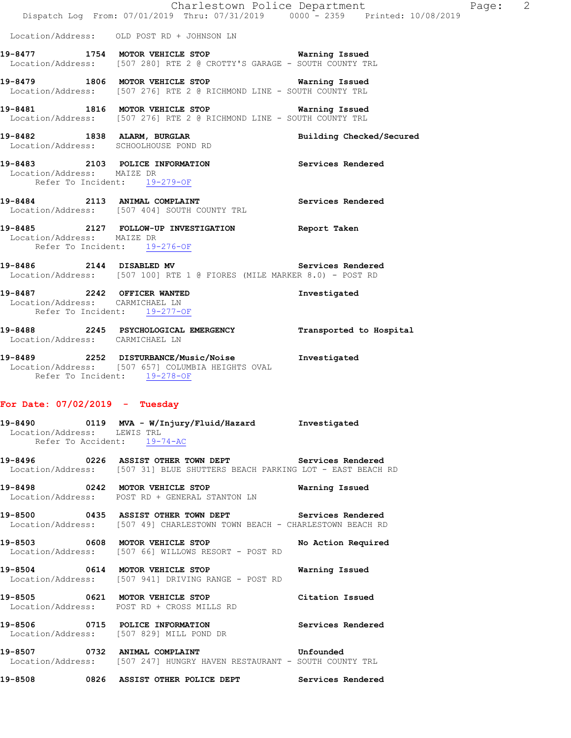Location/Address: OLD POST RD + JOHNSON LN

**19-8477 1754 MOTOR VEHICLE STOP** Warning Issued
Location/Address: [507 280] RTE 2 @ CROTTY'S GARAGE - SOUTH COUNTY TRL

**19-8479 1806 MOTOR VEHICLE STOP** Warning Issued
Location/Address: [507 276] RTE 2 @ RICHMOND LINE - SOUTH COUNTY TRL

**19-8481 1816 MOTOR VEHICLE STOP** Warning Issued
Location/Address: [507 276] RTE 2 @ RICHMOND LINE - SOUTH COUNTY TRL

**19-8482 1838 ALARM, BURGLAR** Building Checked/Secured
Location/Address: SCHOOLHOUSE POND RD

**19-8483 2103 POLICE INFORMATION** Services Rendered
Location/Address: MAIZE DR
Refer To Incident: 19-279-OF

**19-8484 2113 ANIMAL COMPLAINT** Services Rendered
Location/Address: [507 404] SOUTH COUNTY TRL

**19-8485 2127 FOLLOW-UP INVESTIGATION** Report Taken
Location/Address: MAIZE DR
Refer To Incident: 19-276-OF

**19-8486 2144 DISABLED MV** Services Rendered
Location/Address: [507 100] RTE 1 @ FIORES (MILE MARKER 8.0) - POST RD

**19-8487 2242 OFFICER WANTED** Investigated
Location/Address: CARMICHAEL LN
Refer To Incident: 19-277-OF

**19-8488 2245 PSYCHOLOGICAL EMERGENCY** Transported to Hospital
Location/Address: CARMICHAEL LN

**19-8489 2252 DISTURBANCE/Music/Noise** Investigated
Location/Address: [507 657] COLUMBIA HEIGHTS OVAL
Refer To Incident: 19-278-OF

## For Date: 07/02/2019 - Tuesday

**19-8490 0119 MVA - W/Injury/Fluid/Hazard** Investigated
Location/Address: LEWIS TRL
Refer To Accident: 19-74-AC

**19-8496 0226 ASSIST OTHER TOWN DEPT** Services Rendered
Location/Address: [507 31] BLUE SHUTTERS BEACH PARKING LOT - EAST BEACH RD

**19-8498 0242 MOTOR VEHICLE STOP** Warning Issued
Location/Address: POST RD + GENERAL STANTON LN

**19-8500 0435 ASSIST OTHER TOWN DEPT** Services Rendered
Location/Address: [507 49] CHARLESTOWN TOWN BEACH - CHARLESTOWN BEACH RD

**19-8503 0608 MOTOR VEHICLE STOP** No Action Required
Location/Address: [507 66] WILLOWS RESORT - POST RD

**19-8504 0614 MOTOR VEHICLE STOP** Warning Issued
Location/Address: [507 941] DRIVING RANGE - POST RD

**19-8505 0621 MOTOR VEHICLE STOP** Citation Issued
Location/Address: POST RD + CROSS MILLS RD

**19-8506 0715 POLICE INFORMATION** Services Rendered
Location/Address: [507 829] MILL POND DR

**19-8507 0732 ANIMAL COMPLAINT** Unfounded
Location/Address: [507 247] HUNGRY HAVEN RESTAURANT - SOUTH COUNTY TRL

**19-8508 0826 ASSIST OTHER POLICE DEPT** Services Rendered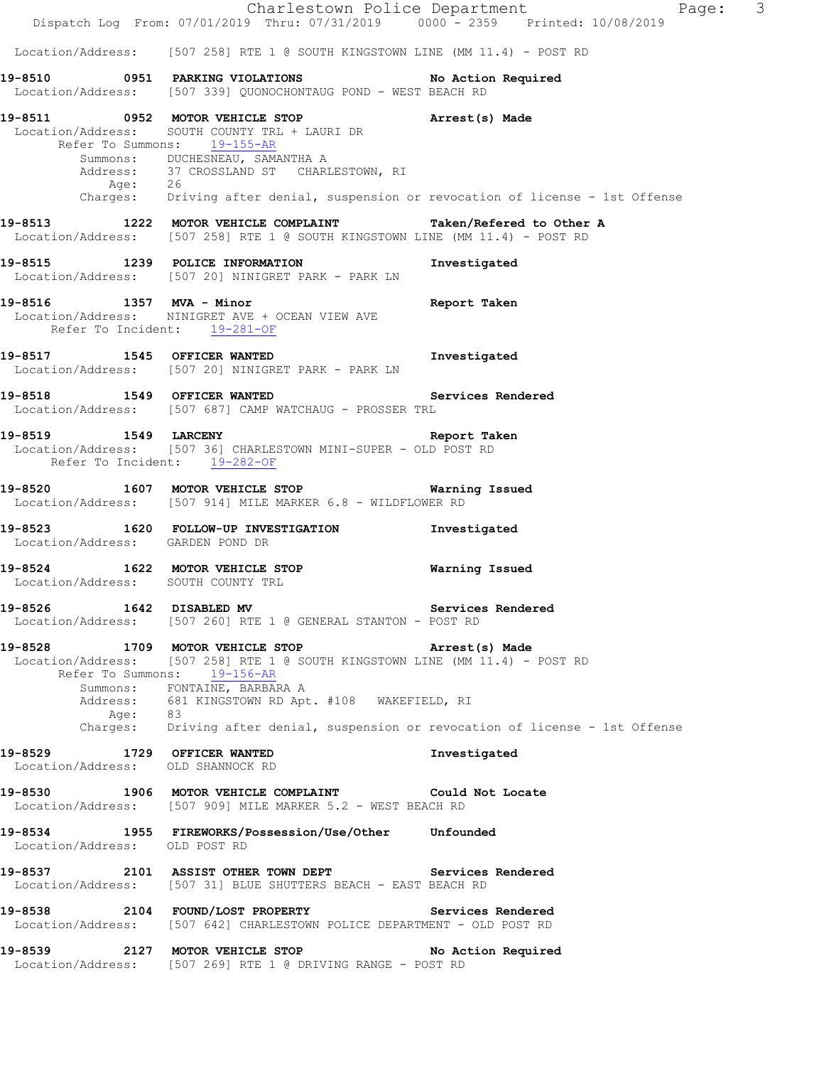Location/Address: [507 258] RTE 1 @ SOUTH KINGSTOWN LINE (MM 11.4) - POST RD

**19-8510 0951 PARKING VIOLATIONS** No Action Required
Location/Address: [507 339] QUONOCHONTAUG POND - WEST BEACH RD

**19-8511 0952 MOTOR VEHICLE STOP** Arrest(s) Made
Location/Address: SOUTH COUNTY TRL + LAURI DR
Refer To Summons: 19-155-AR
Summons: DUCHESNEAU, SAMANTHA A
Address: 37 CROSSLAND ST CHARLESTOWN, RI
Age: 26
Charges: Driving after denial, suspension or revocation of license - 1st Offense

**19-8513 1222 MOTOR VEHICLE COMPLAINT** Taken/Refered to Other A
Location/Address: [507 258] RTE 1 @ SOUTH KINGSTOWN LINE (MM 11.4) - POST RD

**19-8515 1239 POLICE INFORMATION** Investigated
Location/Address: [507 20] NINIGRET PARK - PARK LN

**19-8516 1357 MVA - Minor** Report Taken
Location/Address: NINIGRET AVE + OCEAN VIEW AVE
Refer To Incident: 19-281-OF

**19-8517 1545 OFFICER WANTED** Investigated
Location/Address: [507 20] NINIGRET PARK - PARK LN

**19-8518 1549 OFFICER WANTED** Services Rendered
Location/Address: [507 687] CAMP WATCHAUG - PROSSER TRL

**19-8519 1549 LARCENY** Report Taken
Location/Address: [507 36] CHARLESTOWN MINI-SUPER - OLD POST RD
Refer To Incident: 19-282-OF

**19-8520 1607 MOTOR VEHICLE STOP** Warning Issued
Location/Address: [507 914] MILE MARKER 6.8 - WILDFLOWER RD

**19-8523 1620 FOLLOW-UP INVESTIGATION** Investigated
Location/Address: GARDEN POND DR

**19-8524 1622 MOTOR VEHICLE STOP** Warning Issued
Location/Address: SOUTH COUNTY TRL

**19-8526 1642 DISABLED MV** Services Rendered
Location/Address: [507 260] RTE 1 @ GENERAL STANTON - POST RD

**19-8528 1709 MOTOR VEHICLE STOP** Arrest(s) Made
Location/Address: [507 258] RTE 1 @ SOUTH KINGSTOWN LINE (MM 11.4) - POST RD
Refer To Summons: 19-156-AR
Summons: FONTAINE, BARBARA A
Address: 681 KINGSTOWN RD Apt. #108 WAKEFIELD, RI
Age: 83
Charges: Driving after denial, suspension or revocation of license - 1st Offense

**19-8529 1729 OFFICER WANTED** Investigated
Location/Address: OLD SHANNOCK RD

**19-8530 1906 MOTOR VEHICLE COMPLAINT** Could Not Locate
Location/Address: [507 909] MILE MARKER 5.2 - WEST BEACH RD

**19-8534 1955 FIREWORKS/Possession/Use/Other** Unfounded
Location/Address: OLD POST RD

**19-8537 2101 ASSIST OTHER TOWN DEPT** Services Rendered
Location/Address: [507 31] BLUE SHUTTERS BEACH - EAST BEACH RD

**19-8538 2104 FOUND/LOST PROPERTY** Services Rendered
Location/Address: [507 642] CHARLESTOWN POLICE DEPARTMENT - OLD POST RD

**19-8539 2127 MOTOR VEHICLE STOP** No Action Required
Location/Address: [507 269] RTE 1 @ DRIVING RANGE - POST RD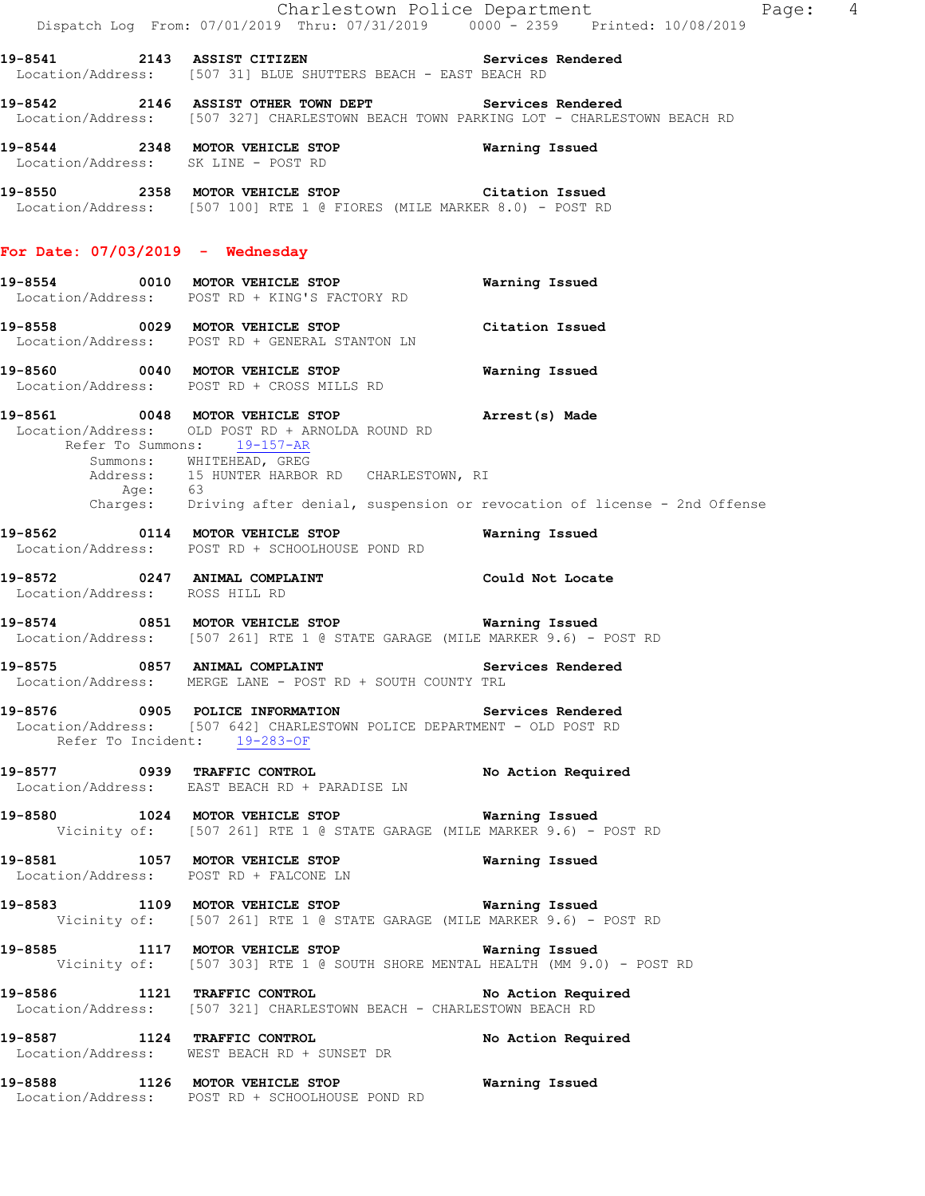**19-8541 2143 ASSIST CITIZEN** **Services Rendered**
Location/Address: [507 31] BLUE SHUTTERS BEACH - EAST BEACH RD

**19-8542 2146 ASSIST OTHER TOWN DEPT** **Services Rendered**
Location/Address: [507 327] CHARLESTOWN BEACH TOWN PARKING LOT - CHARLESTOWN BEACH RD

**19-8544 2348 MOTOR VEHICLE STOP** **Warning Issued**
Location/Address: SK LINE - POST RD

**19-8550 2358 MOTOR VEHICLE STOP** **Citation Issued**
Location/Address: [507 100] RTE 1 @ FIORES (MILE MARKER 8.0) - POST RD

## For Date: 07/03/2019 - Wednesday

**19-8554 0010 MOTOR VEHICLE STOP** **Warning Issued**
Location/Address: POST RD + KING'S FACTORY RD

**19-8558 0029 MOTOR VEHICLE STOP** **Citation Issued**
Location/Address: POST RD + GENERAL STANTON LN

**19-8560 0040 MOTOR VEHICLE STOP** **Warning Issued**
Location/Address: POST RD + CROSS MILLS RD

**19-8561 0048 MOTOR VEHICLE STOP** **Arrest(s) Made**
Location/Address: OLD POST RD + ARNOLDA ROUND RD
Refer To Summons: 19-157-AR
Summons: WHITEHEAD, GREG
Address: 15 HUNTER HARBOR RD CHARLESTOWN, RI
Age: 63
Charges: Driving after denial, suspension or revocation of license - 2nd Offense

**19-8562 0114 MOTOR VEHICLE STOP** **Warning Issued**
Location/Address: POST RD + SCHOOLHOUSE POND RD

**19-8572 0247 ANIMAL COMPLAINT** **Could Not Locate**
Location/Address: ROSS HILL RD

**19-8574 0851 MOTOR VEHICLE STOP** **Warning Issued**
Location/Address: [507 261] RTE 1 @ STATE GARAGE (MILE MARKER 9.6) - POST RD

**19-8575 0857 ANIMAL COMPLAINT** **Services Rendered**
Location/Address: MERGE LANE - POST RD + SOUTH COUNTY TRL

**19-8576 0905 POLICE INFORMATION** **Services Rendered**
Location/Address: [507 642] CHARLESTOWN POLICE DEPARTMENT - OLD POST RD
Refer To Incident: 19-283-OF

**19-8577 0939 TRAFFIC CONTROL** **No Action Required**
Location/Address: EAST BEACH RD + PARADISE LN

**19-8580 1024 MOTOR VEHICLE STOP** **Warning Issued**
Vicinity of: [507 261] RTE 1 @ STATE GARAGE (MILE MARKER 9.6) - POST RD

**19-8581 1057 MOTOR VEHICLE STOP** **Warning Issued**
Location/Address: POST RD + FALCONE LN

**19-8583 1109 MOTOR VEHICLE STOP** **Warning Issued**
Vicinity of: [507 261] RTE 1 @ STATE GARAGE (MILE MARKER 9.6) - POST RD

**19-8585 1117 MOTOR VEHICLE STOP** **Warning Issued**
Vicinity of: [507 303] RTE 1 @ SOUTH SHORE MENTAL HEALTH (MM 9.0) - POST RD

**19-8586 1121 TRAFFIC CONTROL** **No Action Required**
Location/Address: [507 321] CHARLESTOWN BEACH - CHARLESTOWN BEACH RD

**19-8587 1124 TRAFFIC CONTROL** **No Action Required**
Location/Address: WEST BEACH RD + SUNSET DR

**19-8588 1126 MOTOR VEHICLE STOP** **Warning Issued**
Location/Address: POST RD + SCHOOLHOUSE POND RD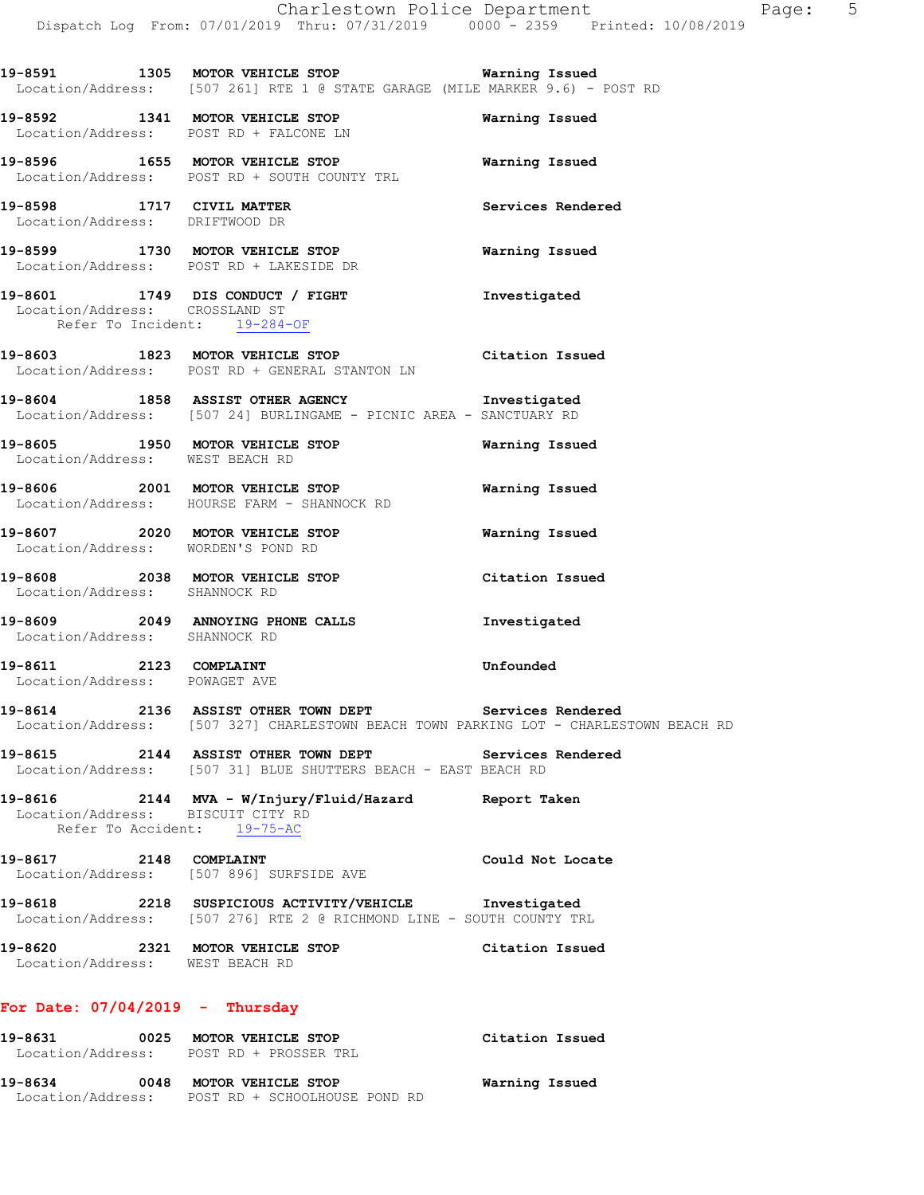19-8591 1305 MOTOR VEHICLE STOP Warning Issued
Location/Address: [507 261] RTE 1 @ STATE GARAGE (MILE MARKER 9.6) - POST RD

19-8592 1341 MOTOR VEHICLE STOP Warning Issued
Location/Address: POST RD + FALCONE LN

19-8596 1655 MOTOR VEHICLE STOP Warning Issued
Location/Address: POST RD + SOUTH COUNTY TRL

19-8598 1717 CIVIL MATTER Services Rendered
Location/Address: DRIFTWOOD DR

19-8599 1730 MOTOR VEHICLE STOP Warning Issued
Location/Address: POST RD + LAKESIDE DR

19-8601 1749 DIS CONDUCT / FIGHT Investigated
Location/Address: CROSSLAND ST
Refer To Incident: 19-284-OF

19-8603 1823 MOTOR VEHICLE STOP Citation Issued
Location/Address: POST RD + GENERAL STANTON LN

19-8604 1858 ASSIST OTHER AGENCY Investigated
Location/Address: [507 24] BURLINGAME - PICNIC AREA - SANCTUARY RD

19-8605 1950 MOTOR VEHICLE STOP Warning Issued
Location/Address: WEST BEACH RD

19-8606 2001 MOTOR VEHICLE STOP Warning Issued
Location/Address: HOURSE FARM - SHANNOCK RD

19-8607 2020 MOTOR VEHICLE STOP Warning Issued
Location/Address: WORDEN'S POND RD

19-8608 2038 MOTOR VEHICLE STOP Citation Issued
Location/Address: SHANNOCK RD

19-8609 2049 ANNOYING PHONE CALLS Investigated
Location/Address: SHANNOCK RD

19-8611 2123 COMPLAINT Unfounded
Location/Address: POWAGET AVE

19-8614 2136 ASSIST OTHER TOWN DEPT Services Rendered
Location/Address: [507 327] CHARLESTOWN BEACH TOWN PARKING LOT - CHARLESTOWN BEACH RD

19-8615 2144 ASSIST OTHER TOWN DEPT Services Rendered
Location/Address: [507 31] BLUE SHUTTERS BEACH - EAST BEACH RD

19-8616 2144 MVA - W/Injury/Fluid/Hazard Report Taken
Location/Address: BISCUIT CITY RD
Refer To Accident: 19-75-AC

19-8617 2148 COMPLAINT Could Not Locate
Location/Address: [507 896] SURFSIDE AVE

19-8618 2218 SUSPICIOUS ACTIVITY/VEHICLE Investigated
Location/Address: [507 276] RTE 2 @ RICHMOND LINE - SOUTH COUNTY TRL

19-8620 2321 MOTOR VEHICLE STOP Citation Issued
Location/Address: WEST BEACH RD

## For Date: 07/04/2019 - Thursday

19-8631 0025 MOTOR VEHICLE STOP Citation Issued
Location/Address: POST RD + PROSSER TRL

19-8634 0048 MOTOR VEHICLE STOP Warning Issued
Location/Address: POST RD + SCHOOLHOUSE POND RD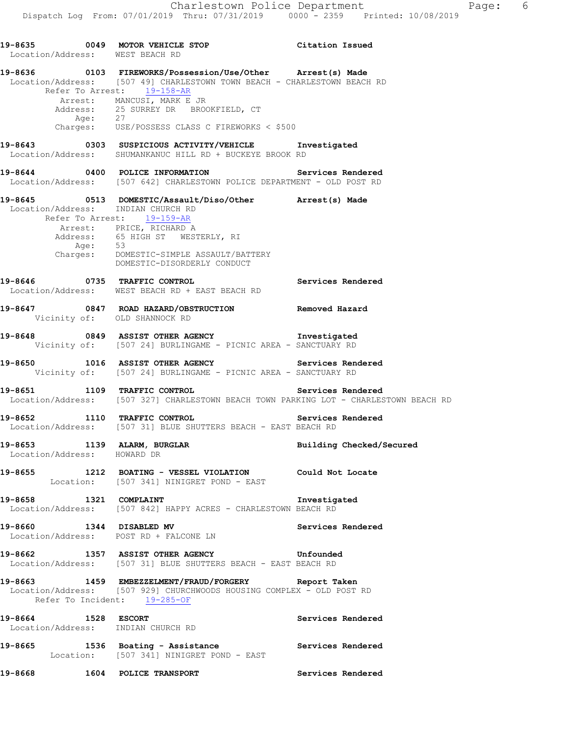**19-8635 0049 MOTOR VEHICLE STOP Citation Issued**
Location/Address: WEST BEACH RD

**19-8636 0103 FIREWORKS/Possession/Use/Other Arrest(s) Made**
Location/Address: [507 49] CHARLESTOWN TOWN BEACH - CHARLESTOWN BEACH RD
Refer To Arrest: 19-158-AR
Arrest: MANCUSI, MARK E JR
Address: 25 SURREY DR BROOKFIELD, CT
Age: 27
Charges: USE/POSSESS CLASS C FIREWORKS < $500

**19-8643 0303 SUSPICIOUS ACTIVITY/VEHICLE Investigated**
Location/Address: SHUMANKANUC HILL RD + BUCKEYE BROOK RD

**19-8644 0400 POLICE INFORMATION Services Rendered**
Location/Address: [507 642] CHARLESTOWN POLICE DEPARTMENT - OLD POST RD

**19-8645 0513 DOMESTIC/Assault/Diso/Other Arrest(s) Made**
Location/Address: INDIAN CHURCH RD
Refer To Arrest: 19-159-AR
Arrest: PRICE, RICHARD A
Address: 65 HIGH ST WESTERLY, RI
Age: 53
Charges: DOMESTIC-SIMPLE ASSAULT/BATTERY
DOMESTIC-DISORDERLY CONDUCT

**19-8646 0735 TRAFFIC CONTROL Services Rendered**
Location/Address: WEST BEACH RD + EAST BEACH RD

**19-8647 0847 ROAD HAZARD/OBSTRUCTION Removed Hazard**
Vicinity of: OLD SHANNOCK RD

**19-8648 0849 ASSIST OTHER AGENCY Investigated**
Vicinity of: [507 24] BURLINGAME - PICNIC AREA - SANCTUARY RD

**19-8650 1016 ASSIST OTHER AGENCY Services Rendered**
Vicinity of: [507 24] BURLINGAME - PICNIC AREA - SANCTUARY RD

**19-8651 1109 TRAFFIC CONTROL Services Rendered**
Location/Address: [507 327] CHARLESTOWN BEACH TOWN PARKING LOT - CHARLESTOWN BEACH RD

**19-8652 1110 TRAFFIC CONTROL Services Rendered**
Location/Address: [507 31] BLUE SHUTTERS BEACH - EAST BEACH RD

**19-8653 1139 ALARM, BURGLAR Building Checked/Secured**
Location/Address: HOWARD DR

**19-8655 1212 BOATING - VESSEL VIOLATION Could Not Locate**
Location: [507 341] NINIGRET POND - EAST

**19-8658 1321 COMPLAINT Investigated**
Location/Address: [507 842] HAPPY ACRES - CHARLESTOWN BEACH RD

**19-8660 1344 DISABLED MV Services Rendered**
Location/Address: POST RD + FALCONE LN

**19-8662 1357 ASSIST OTHER AGENCY Unfounded**
Location/Address: [507 31] BLUE SHUTTERS BEACH - EAST BEACH RD

**19-8663 1459 EMBEZZELMENT/FRAUD/FORGERY Report Taken**
Location/Address: [507 929] CHURCHWOODS HOUSING COMPLEX - OLD POST RD
Refer To Incident: 19-285-OF

**19-8664 1528 ESCORT Services Rendered**
Location/Address: INDIAN CHURCH RD

**19-8665 1536 Boating - Assistance Services Rendered**
Location: [507 341] NINIGRET POND - EAST

**19-8668 1604 POLICE TRANSPORT Services Rendered**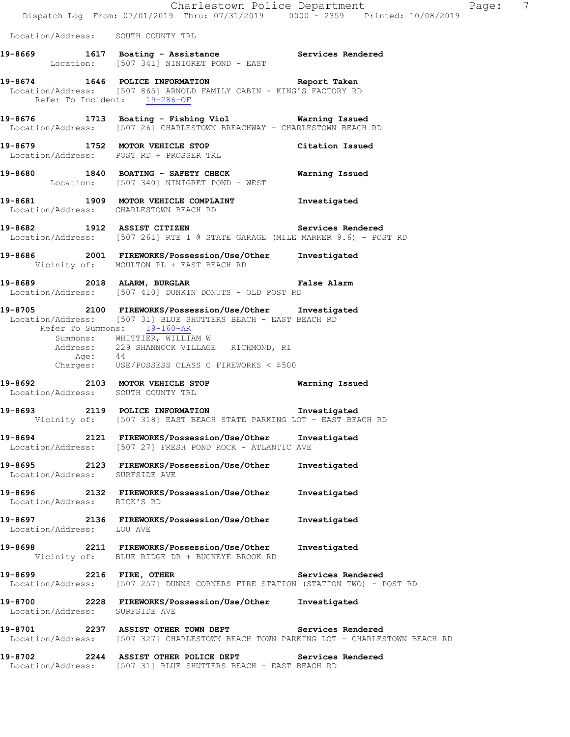Location/Address: SOUTH COUNTY TRL

**19-8669** 1617 **Boating - Assistance** **Services Rendered**
Location: [507 341] NINIGRET POND - EAST

**19-8674** 1646 **POLICE INFORMATION** **Report Taken**
Location/Address: [507 865] ARNOLD FAMILY CABIN - KING'S FACTORY RD
Refer To Incident: 19-286-OF

**19-8676** 1713 **Boating - Fishing Viol** **Warning Issued**
Location/Address: [507 26] CHARLESTOWN BREACHWAY - CHARLESTOWN BEACH RD

**19-8679** 1752 **MOTOR VEHICLE STOP** **Citation Issued**
Location/Address: POST RD + PROSSER TRL

**19-8680** 1840 **BOATING - SAFETY CHECK** **Warning Issued**
Location: [507 340] NINIGRET POND - WEST

**19-8681** 1909 **MOTOR VEHICLE COMPLAINT** **Investigated**
Location/Address: CHARLESTOWN BEACH RD

**19-8682** 1912 **ASSIST CITIZEN** **Services Rendered**
Location/Address: [507 261] RTE 1 @ STATE GARAGE (MILE MARKER 9.6) - POST RD

**19-8686** 2001 **FIREWORKS/Possession/Use/Other** **Investigated**
Vicinity of: MOULTON PL + EAST BEACH RD

**19-8689** 2018 **ALARM, BURGLAR** **False Alarm**
Location/Address: [507 410] DUNKIN DONUTS - OLD POST RD

**19-8705** 2100 **FIREWORKS/Possession/Use/Other** **Investigated**
Location/Address: [507 31] BLUE SHUTTERS BEACH - EAST BEACH RD
Refer To Summons: 19-160-AR
Summons: WHITTIER, WILLIAM W
Address: 229 SHANNOCK VILLAGE RICHMOND, RI
Age: 44
Charges: USE/POSSESS CLASS C FIREWORKS < $500

**19-8692** 2103 **MOTOR VEHICLE STOP** **Warning Issued**
Location/Address: SOUTH COUNTY TRL

**19-8693** 2119 **POLICE INFORMATION** **Investigated**
Vicinity of: [507 318] EAST BEACH STATE PARKING LOT - EAST BEACH RD

**19-8694** 2121 **FIREWORKS/Possession/Use/Other** **Investigated**
Location/Address: [507 27] FRESH POND ROCK - ATLANTIC AVE

**19-8695** 2123 **FIREWORKS/Possession/Use/Other** **Investigated**
Location/Address: SURFSIDE AVE

**19-8696** 2132 **FIREWORKS/Possession/Use/Other** **Investigated**
Location/Address: RICK'S RD

**19-8697** 2136 **FIREWORKS/Possession/Use/Other** **Investigated**
Location/Address: LOU AVE

**19-8698** 2211 **FIREWORKS/Possession/Use/Other** **Investigated**
Vicinity of: BLUE RIDGE DR + BUCKEYE BROOK RD

**19-8699** 2216 **FIRE, OTHER** **Services Rendered**
Location/Address: [507 257] DUNNS CORNERS FIRE STATION (STATION TWO) - POST RD

**19-8700** 2228 **FIREWORKS/Possession/Use/Other** **Investigated**
Location/Address: SURFSIDE AVE

**19-8701** 2237 **ASSIST OTHER TOWN DEPT** **Services Rendered**
Location/Address: [507 327] CHARLESTOWN BEACH TOWN PARKING LOT - CHARLESTOWN BEACH RD

**19-8702** 2244 **ASSIST OTHER POLICE DEPT** **Services Rendered**
Location/Address: [507 31] BLUE SHUTTERS BEACH - EAST BEACH RD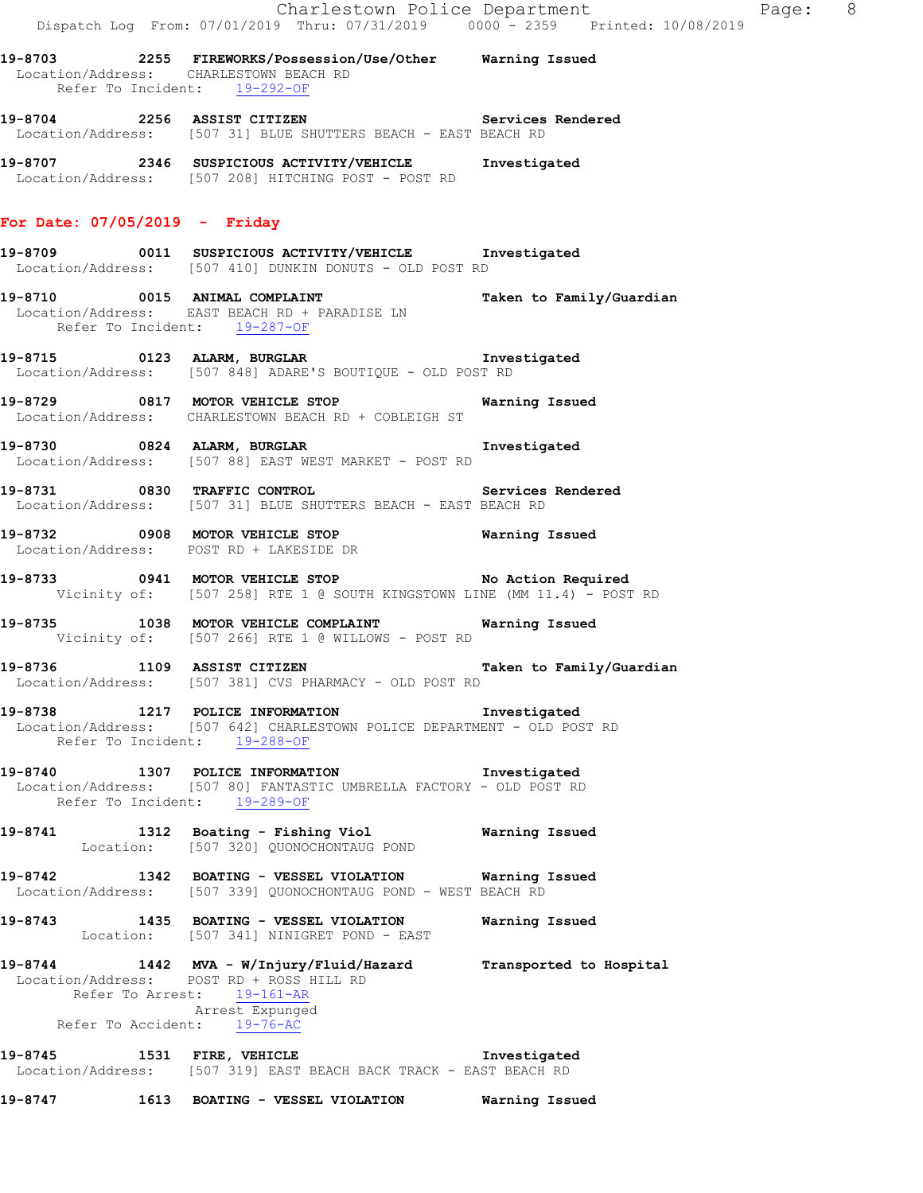19-8703 2255 FIREWORKS/Possession/Use/Other Warning Issued
Location/Address: CHARLESTOWN BEACH RD
Refer To Incident: 19-292-OF

19-8704 2256 ASSIST CITIZEN Services Rendered
Location/Address: [507 31] BLUE SHUTTERS BEACH - EAST BEACH RD

19-8707 2346 SUSPICIOUS ACTIVITY/VEHICLE Investigated
Location/Address: [507 208] HITCHING POST - POST RD

## For Date: 07/05/2019 - Friday

19-8709 0011 SUSPICIOUS ACTIVITY/VEHICLE Investigated
Location/Address: [507 410] DUNKIN DONUTS - OLD POST RD

19-8710 0015 ANIMAL COMPLAINT Taken to Family/Guardian
Location/Address: EAST BEACH RD + PARADISE LN
Refer To Incident: 19-287-OF

19-8715 0123 ALARM, BURGLAR Investigated
Location/Address: [507 848] ADARE'S BOUTIQUE - OLD POST RD

19-8729 0817 MOTOR VEHICLE STOP Warning Issued
Location/Address: CHARLESTOWN BEACH RD + COBLEIGH ST

19-8730 0824 ALARM, BURGLAR Investigated
Location/Address: [507 88] EAST WEST MARKET - POST RD

19-8731 0830 TRAFFIC CONTROL Services Rendered
Location/Address: [507 31] BLUE SHUTTERS BEACH - EAST BEACH RD

19-8732 0908 MOTOR VEHICLE STOP Warning Issued
Location/Address: POST RD + LAKESIDE DR

19-8733 0941 MOTOR VEHICLE STOP No Action Required
Vicinity of: [507 258] RTE 1 @ SOUTH KINGSTOWN LINE (MM 11.4) - POST RD

19-8735 1038 MOTOR VEHICLE COMPLAINT Warning Issued
Vicinity of: [507 266] RTE 1 @ WILLOWS - POST RD

19-8736 1109 ASSIST CITIZEN Taken to Family/Guardian
Location/Address: [507 381] CVS PHARMACY - OLD POST RD

19-8738 1217 POLICE INFORMATION Investigated
Location/Address: [507 642] CHARLESTOWN POLICE DEPARTMENT - OLD POST RD
Refer To Incident: 19-288-OF

19-8740 1307 POLICE INFORMATION Investigated
Location/Address: [507 80] FANTASTIC UMBRELLA FACTORY - OLD POST RD
Refer To Incident: 19-289-OF

19-8741 1312 Boating - Fishing Viol Warning Issued
Location: [507 320] QUONOCHONTAUG POND

19-8742 1342 BOATING - VESSEL VIOLATION Warning Issued
Location/Address: [507 339] QUONOCHONTAUG POND - WEST BEACH RD

19-8743 1435 BOATING - VESSEL VIOLATION Warning Issued
Location: [507 341] NINIGRET POND - EAST

19-8744 1442 MVA - W/Injury/Fluid/Hazard Transported to Hospital
Location/Address: POST RD + ROSS HILL RD
Refer To Arrest: 19-161-AR
Arrest Expunged
Refer To Accident: 19-76-AC

19-8745 1531 FIRE, VEHICLE Investigated
Location/Address: [507 319] EAST BEACH BACK TRACK - EAST BEACH RD

19-8747 1613 BOATING - VESSEL VIOLATION Warning Issued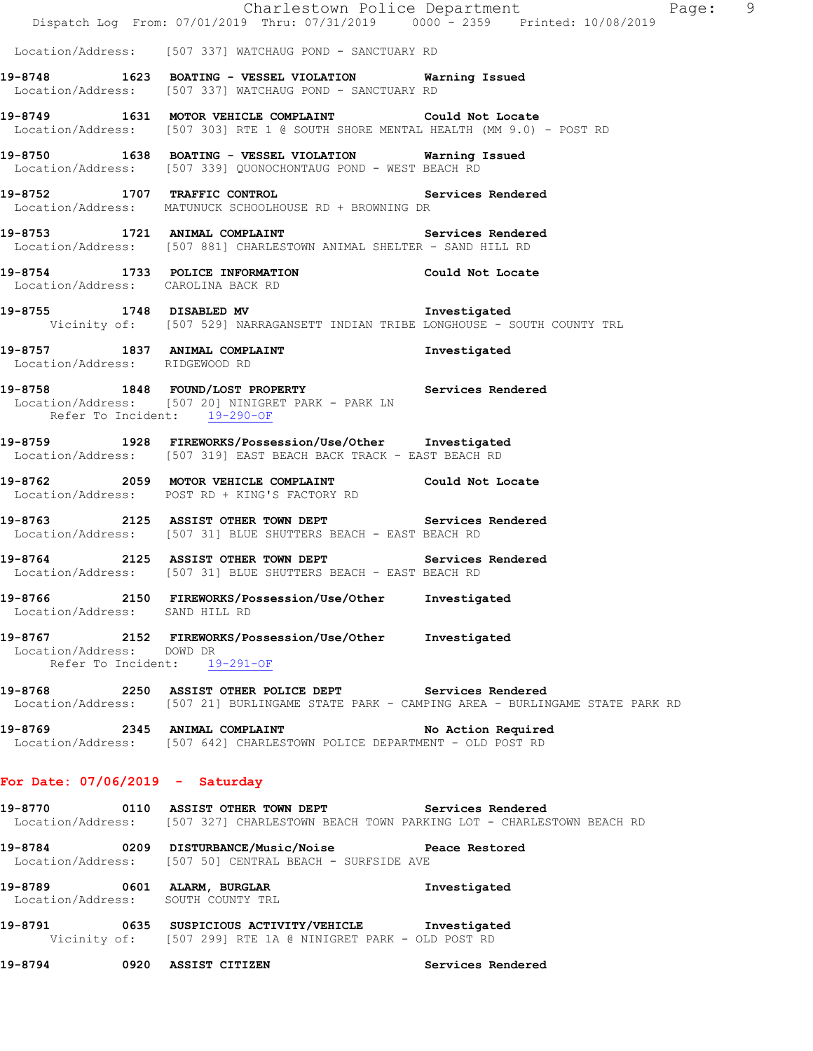Location/Address: [507 337] WATCHAUG POND - SANCTUARY RD

**19-8748 1623 BOATING - VESSEL VIOLATION Warning Issued**
Location/Address: [507 337] WATCHAUG POND - SANCTUARY RD

**19-8749 1631 MOTOR VEHICLE COMPLAINT Could Not Locate**
Location/Address: [507 303] RTE 1 @ SOUTH SHORE MENTAL HEALTH (MM 9.0) - POST RD

**19-8750 1638 BOATING - VESSEL VIOLATION Warning Issued**
Location/Address: [507 339] QUONOCHONTAUG POND - WEST BEACH RD

**19-8752 1707 TRAFFIC CONTROL Services Rendered**
Location/Address: MATUNUCK SCHOOLHOUSE RD + BROWNING DR

**19-8753 1721 ANIMAL COMPLAINT Services Rendered**
Location/Address: [507 881] CHARLESTOWN ANIMAL SHELTER - SAND HILL RD

**19-8754 1733 POLICE INFORMATION Could Not Locate**
Location/Address: CAROLINA BACK RD

**19-8755 1748 DISABLED MV Investigated**
Vicinity of: [507 529] NARRAGANSETT INDIAN TRIBE LONGHOUSE - SOUTH COUNTY TRL

**19-8757 1837 ANIMAL COMPLAINT Investigated**
Location/Address: RIDGEWOOD RD

**19-8758 1848 FOUND/LOST PROPERTY Services Rendered**
Location/Address: [507 20] NINIGRET PARK - PARK LN
Refer To Incident: 19-290-OF

**19-8759 1928 FIREWORKS/Possession/Use/Other Investigated**
Location/Address: [507 319] EAST BEACH BACK TRACK - EAST BEACH RD

**19-8762 2059 MOTOR VEHICLE COMPLAINT Could Not Locate**
Location/Address: POST RD + KING'S FACTORY RD

**19-8763 2125 ASSIST OTHER TOWN DEPT Services Rendered**
Location/Address: [507 31] BLUE SHUTTERS BEACH - EAST BEACH RD

**19-8764 2125 ASSIST OTHER TOWN DEPT Services Rendered**
Location/Address: [507 31] BLUE SHUTTERS BEACH - EAST BEACH RD

**19-8766 2150 FIREWORKS/Possession/Use/Other Investigated**
Location/Address: SAND HILL RD

**19-8767 2152 FIREWORKS/Possession/Use/Other Investigated**
Location/Address: DOWD DR
Refer To Incident: 19-291-OF

**19-8768 2250 ASSIST OTHER POLICE DEPT Services Rendered**
Location/Address: [507 21] BURLINGAME STATE PARK - CAMPING AREA - BURLINGAME STATE PARK RD

**19-8769 2345 ANIMAL COMPLAINT No Action Required**
Location/Address: [507 642] CHARLESTOWN POLICE DEPARTMENT - OLD POST RD

## For Date: 07/06/2019 - Saturday

**19-8770 0110 ASSIST OTHER TOWN DEPT Services Rendered**
Location/Address: [507 327] CHARLESTOWN BEACH TOWN PARKING LOT - CHARLESTOWN BEACH RD

**19-8784 0209 DISTURBANCE/Music/Noise Peace Restored**
Location/Address: [507 50] CENTRAL BEACH - SURFSIDE AVE

**19-8789 0601 ALARM, BURGLAR Investigated**
Location/Address: SOUTH COUNTY TRL

**19-8791 0635 SUSPICIOUS ACTIVITY/VEHICLE Investigated**
Vicinity of: [507 299] RTE 1A @ NINIGRET PARK - OLD POST RD

**19-8794 0920 ASSIST CITIZEN Services Rendered**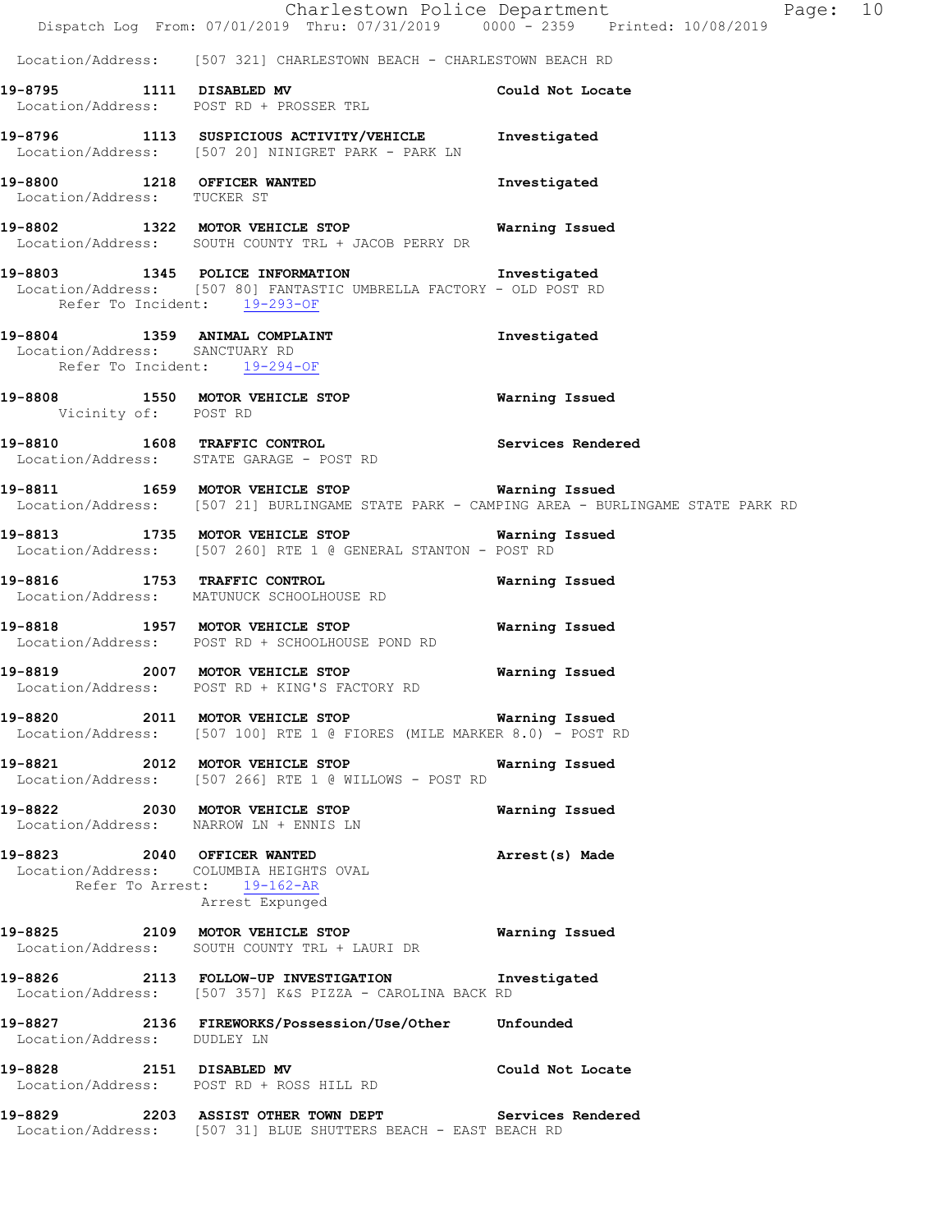Location/Address: [507 321] CHARLESTOWN BEACH - CHARLESTOWN BEACH RD

**19-8795 1111 DISABLED MV** Could Not Locate
Location/Address: POST RD + PROSSER TRL

**19-8796 1113 SUSPICIOUS ACTIVITY/VEHICLE** Investigated
Location/Address: [507 20] NINIGRET PARK - PARK LN

**19-8800 1218 OFFICER WANTED** Investigated
Location/Address: TUCKER ST

**19-8802 1322 MOTOR VEHICLE STOP** Warning Issued
Location/Address: SOUTH COUNTY TRL + JACOB PERRY DR

**19-8803 1345 POLICE INFORMATION** Investigated
Location/Address: [507 80] FANTASTIC UMBRELLA FACTORY - OLD POST RD
Refer To Incident: 19-293-OF

**19-8804 1359 ANIMAL COMPLAINT** Investigated
Location/Address: SANCTUARY RD
Refer To Incident: 19-294-OF

**19-8808 1550 MOTOR VEHICLE STOP** Warning Issued
Vicinity of: POST RD

**19-8810 1608 TRAFFIC CONTROL** Services Rendered
Location/Address: STATE GARAGE - POST RD

**19-8811 1659 MOTOR VEHICLE STOP** Warning Issued
Location/Address: [507 21] BURLINGAME STATE PARK - CAMPING AREA - BURLINGAME STATE PARK RD

**19-8813 1735 MOTOR VEHICLE STOP** Warning Issued
Location/Address: [507 260] RTE 1 @ GENERAL STANTON - POST RD

**19-8816 1753 TRAFFIC CONTROL** Warning Issued
Location/Address: MATUNUCK SCHOOLHOUSE RD

**19-8818 1957 MOTOR VEHICLE STOP** Warning Issued
Location/Address: POST RD + SCHOOLHOUSE POND RD

**19-8819 2007 MOTOR VEHICLE STOP** Warning Issued
Location/Address: POST RD + KING'S FACTORY RD

**19-8820 2011 MOTOR VEHICLE STOP** Warning Issued
Location/Address: [507 100] RTE 1 @ FIORES (MILE MARKER 8.0) - POST RD

**19-8821 2012 MOTOR VEHICLE STOP** Warning Issued
Location/Address: [507 266] RTE 1 @ WILLOWS - POST RD

**19-8822 2030 MOTOR VEHICLE STOP** Warning Issued
Location/Address: NARROW LN + ENNIS LN

**19-8823 2040 OFFICER WANTED** Arrest(s) Made
Location/Address: COLUMBIA HEIGHTS OVAL
Refer To Arrest: 19-162-AR
Arrest Expunged

**19-8825 2109 MOTOR VEHICLE STOP** Warning Issued
Location/Address: SOUTH COUNTY TRL + LAURI DR

**19-8826 2113 FOLLOW-UP INVESTIGATION** Investigated
Location/Address: [507 357] K&S PIZZA - CAROLINA BACK RD

**19-8827 2136 FIREWORKS/Possession/Use/Other** Unfounded
Location/Address: DUDLEY LN

**19-8828 2151 DISABLED MV** Could Not Locate
Location/Address: POST RD + ROSS HILL RD

**19-8829 2203 ASSIST OTHER TOWN DEPT** Services Rendered
Location/Address: [507 31] BLUE SHUTTERS BEACH - EAST BEACH RD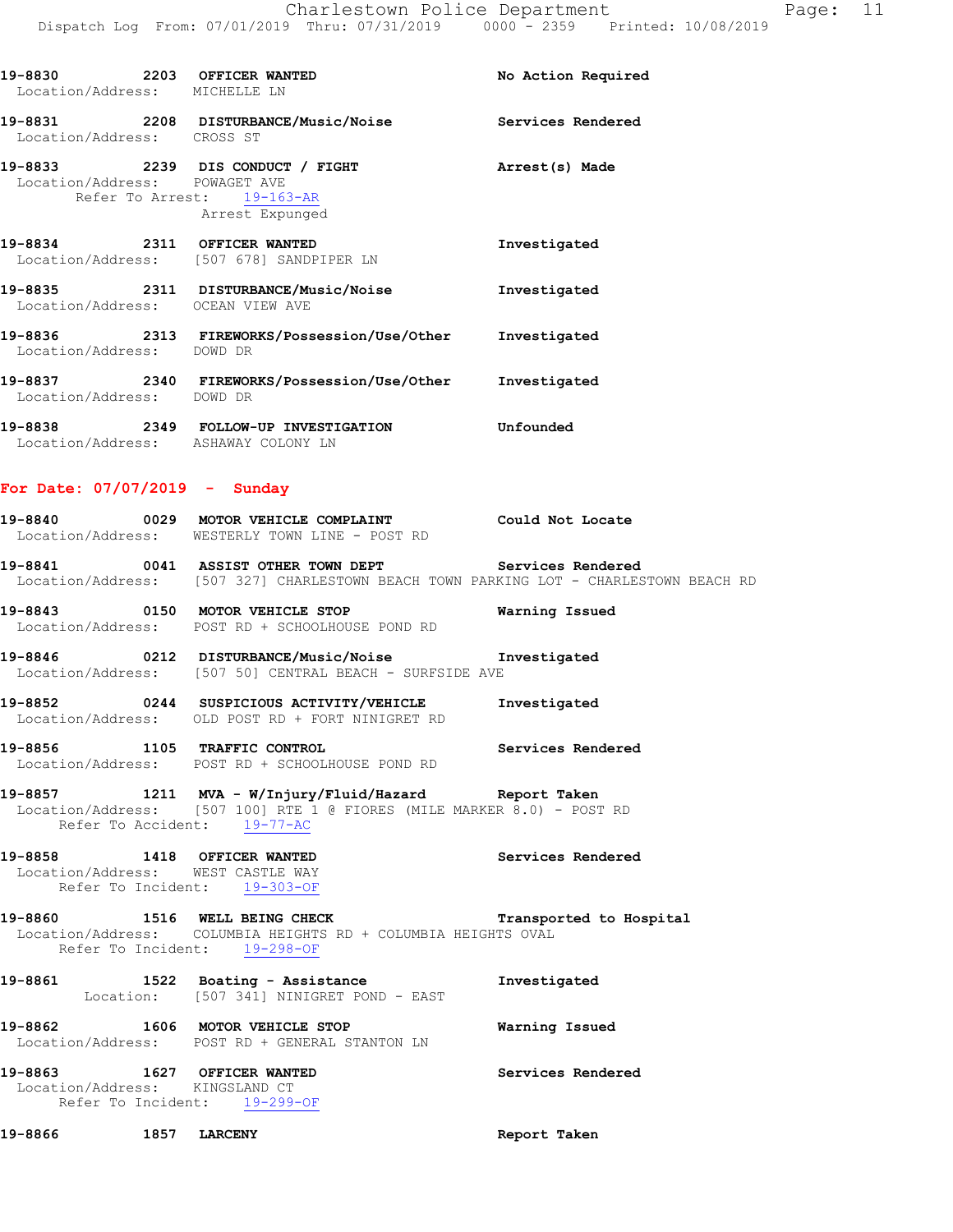**19-8830** 2203 **OFFICER WANTED** **No Action Required**
Location/Address: MICHELLE LN

**19-8831** 2208 **DISTURBANCE/Music/Noise** **Services Rendered**
Location/Address: CROSS ST

**19-8833** 2239 **DIS CONDUCT / FIGHT** **Arrest(s) Made**
Location/Address: POWAGET AVE
Refer To Arrest: 19-163-AR
Arrest Expunged

**19-8834** 2311 **OFFICER WANTED** **Investigated**
Location/Address: [507 678] SANDPIPER LN

**19-8835** 2311 **DISTURBANCE/Music/Noise** **Investigated**
Location/Address: OCEAN VIEW AVE

**19-8836** 2313 **FIREWORKS/Possession/Use/Other** **Investigated**
Location/Address: DOWD DR

**19-8837** 2340 **FIREWORKS/Possession/Use/Other** **Investigated**
Location/Address: DOWD DR

**19-8838** 2349 **FOLLOW-UP INVESTIGATION** **Unfounded**
Location/Address: ASHAWAY COLONY LN

## For Date: 07/07/2019 - Sunday

**19-8840** 0029 **MOTOR VEHICLE COMPLAINT** **Could Not Locate**
Location/Address: WESTERLY TOWN LINE - POST RD

**19-8841** 0041 **ASSIST OTHER TOWN DEPT** **Services Rendered**
Location/Address: [507 327] CHARLESTOWN BEACH TOWN PARKING LOT - CHARLESTOWN BEACH RD

**19-8843** 0150 **MOTOR VEHICLE STOP** **Warning Issued**
Location/Address: POST RD + SCHOOLHOUSE POND RD

**19-8846** 0212 **DISTURBANCE/Music/Noise** **Investigated**
Location/Address: [507 50] CENTRAL BEACH - SURFSIDE AVE

**19-8852** 0244 **SUSPICIOUS ACTIVITY/VEHICLE** **Investigated**
Location/Address: OLD POST RD + FORT NINIGRET RD

**19-8856** 1105 **TRAFFIC CONTROL** **Services Rendered**
Location/Address: POST RD + SCHOOLHOUSE POND RD

**19-8857** 1211 **MVA - W/Injury/Fluid/Hazard** **Report Taken**
Location/Address: [507 100] RTE 1 @ FIORES (MILE MARKER 8.0) - POST RD
Refer To Accident: 19-77-AC

**19-8858** 1418 **OFFICER WANTED** **Services Rendered**
Location/Address: WEST CASTLE WAY
Refer To Incident: 19-303-OF

**19-8860** 1516 **WELL BEING CHECK** **Transported to Hospital**
Location/Address: COLUMBIA HEIGHTS RD + COLUMBIA HEIGHTS OVAL
Refer To Incident: 19-298-OF

**19-8861** 1522 **Boating - Assistance** **Investigated**
Location: [507 341] NINIGRET POND - EAST

**19-8862** 1606 **MOTOR VEHICLE STOP** **Warning Issued**
Location/Address: POST RD + GENERAL STANTON LN

**19-8863** 1627 **OFFICER WANTED** **Services Rendered**
Location/Address: KINGSLAND CT
Refer To Incident: 19-299-OF

**19-8866** 1857 **LARCENY** **Report Taken**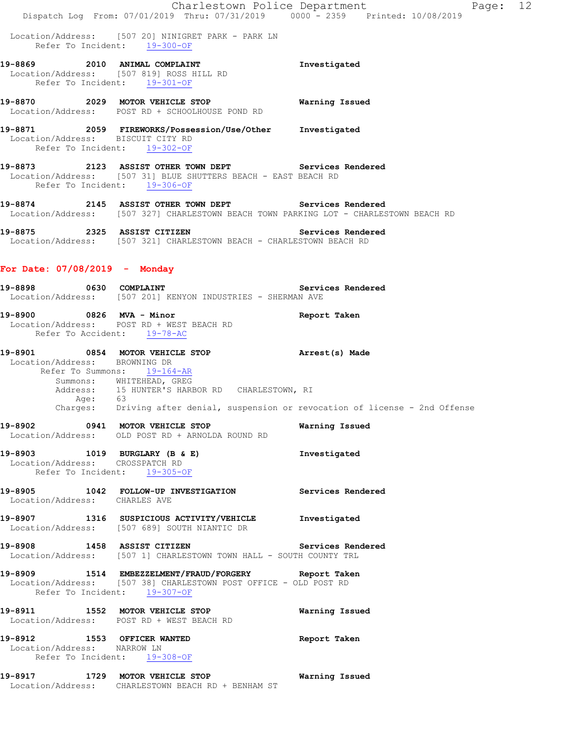Location/Address: [507 20] NINIGRET PARK - PARK LN
Refer To Incident: 19-300-OF

**19-8869 2010 ANIMAL COMPLAINT** **Investigated**
Location/Address: [507 819] ROSS HILL RD
Refer To Incident: 19-301-OF

**19-8870 2029 MOTOR VEHICLE STOP** **Warning Issued**
Location/Address: POST RD + SCHOOLHOUSE POND RD

**19-8871 2059 FIREWORKS/Possession/Use/Other** **Investigated**
Location/Address: BISCUIT CITY RD
Refer To Incident: 19-302-OF

**19-8873 2123 ASSIST OTHER TOWN DEPT** **Services Rendered**
Location/Address: [507 31] BLUE SHUTTERS BEACH - EAST BEACH RD
Refer To Incident: 19-306-OF

**19-8874 2145 ASSIST OTHER TOWN DEPT** **Services Rendered**
Location/Address: [507 327] CHARLESTOWN BEACH TOWN PARKING LOT - CHARLESTOWN BEACH RD

**19-8875 2325 ASSIST CITIZEN** **Services Rendered**
Location/Address: [507 321] CHARLESTOWN BEACH - CHARLESTOWN BEACH RD

## For Date: 07/08/2019 - Monday

**19-8898 0630 COMPLAINT** **Services Rendered**
Location/Address: [507 201] KENYON INDUSTRIES - SHERMAN AVE

**19-8900 0826 MVA - Minor** **Report Taken**
Location/Address: POST RD + WEST BEACH RD
Refer To Accident: 19-78-AC

**19-8901 0854 MOTOR VEHICLE STOP** **Arrest(s) Made**
Location/Address: BROWNING DR
Refer To Summons: 19-164-AR
Summons: WHITEHEAD, GREG
Address: 15 HUNTER'S HARBOR RD CHARLESTOWN, RI
Age: 63
Charges: Driving after denial, suspension or revocation of license - 2nd Offense

**19-8902 0941 MOTOR VEHICLE STOP** **Warning Issued**
Location/Address: OLD POST RD + ARNOLDA ROUND RD

**19-8903 1019 BURGLARY (B & E)** **Investigated**
Location/Address: CROSSPATCH RD
Refer To Incident: 19-305-OF

**19-8905 1042 FOLLOW-UP INVESTIGATION** **Services Rendered**
Location/Address: CHARLES AVE

**19-8907 1316 SUSPICIOUS ACTIVITY/VEHICLE** **Investigated**
Location/Address: [507 689] SOUTH NIANTIC DR

**19-8908 1458 ASSIST CITIZEN** **Services Rendered**
Location/Address: [507 1] CHARLESTOWN TOWN HALL - SOUTH COUNTY TRL

**19-8909 1514 EMBEZZELMENT/FRAUD/FORGERY** **Report Taken**
Location/Address: [507 38] CHARLESTOWN POST OFFICE - OLD POST RD
Refer To Incident: 19-307-OF

**19-8911 1552 MOTOR VEHICLE STOP** **Warning Issued**
Location/Address: POST RD + WEST BEACH RD

**19-8912 1553 OFFICER WANTED** **Report Taken**
Location/Address: NARROW LN
Refer To Incident: 19-308-OF

**19-8917 1729 MOTOR VEHICLE STOP** **Warning Issued**
Location/Address: CHARLESTOWN BEACH RD + BENHAM ST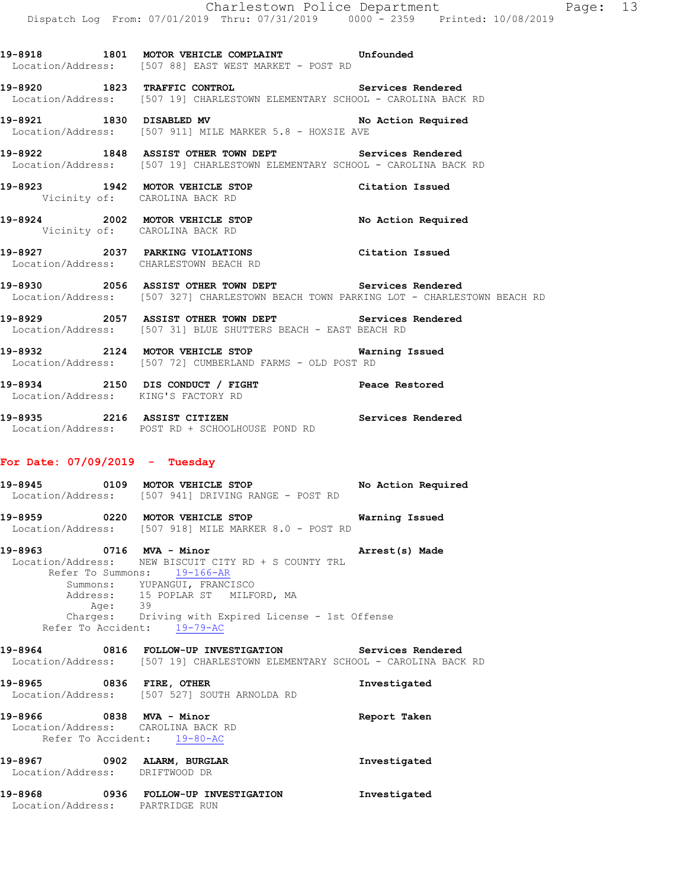**19-8918 1801 MOTOR VEHICLE COMPLAINT** Unfounded
Location/Address: [507 88] EAST WEST MARKET - POST RD

**19-8920 1823 TRAFFIC CONTROL** Services Rendered
Location/Address: [507 19] CHARLESTOWN ELEMENTARY SCHOOL - CAROLINA BACK RD

**19-8921 1830 DISABLED MV** No Action Required
Location/Address: [507 911] MILE MARKER 5.8 - HOXSIE AVE

**19-8922 1848 ASSIST OTHER TOWN DEPT** Services Rendered
Location/Address: [507 19] CHARLESTOWN ELEMENTARY SCHOOL - CAROLINA BACK RD

**19-8923 1942 MOTOR VEHICLE STOP** Citation Issued
Vicinity of: CAROLINA BACK RD

**19-8924 2002 MOTOR VEHICLE STOP** No Action Required
Vicinity of: CAROLINA BACK RD

**19-8927 2037 PARKING VIOLATIONS** Citation Issued
Location/Address: CHARLESTOWN BEACH RD

**19-8930 2056 ASSIST OTHER TOWN DEPT** Services Rendered
Location/Address: [507 327] CHARLESTOWN BEACH TOWN PARKING LOT - CHARLESTOWN BEACH RD

**19-8929 2057 ASSIST OTHER TOWN DEPT** Services Rendered
Location/Address: [507 31] BLUE SHUTTERS BEACH - EAST BEACH RD

**19-8932 2124 MOTOR VEHICLE STOP** Warning Issued
Location/Address: [507 72] CUMBERLAND FARMS - OLD POST RD

**19-8934 2150 DIS CONDUCT / FIGHT** Peace Restored
Location/Address: KING'S FACTORY RD

**19-8935 2216 ASSIST CITIZEN** Services Rendered
Location/Address: POST RD + SCHOOLHOUSE POND RD

## For Date: 07/09/2019 - Tuesday

**19-8945 0109 MOTOR VEHICLE STOP** No Action Required
Location/Address: [507 941] DRIVING RANGE - POST RD

**19-8959 0220 MOTOR VEHICLE STOP** Warning Issued
Location/Address: [507 918] MILE MARKER 8.0 - POST RD

**19-8963 0716 MVA - Minor** Arrest(s) Made
Location/Address: NEW BISCUIT CITY RD + S COUNTY TRL
Refer To Summons: 19-166-AR
Summons: YUPANGUI, FRANCISCO
Address: 15 POPLAR ST MILFORD, MA
Age: 39
Charges: Driving with Expired License - 1st Offense
Refer To Accident: 19-79-AC

**19-8964 0816 FOLLOW-UP INVESTIGATION** Services Rendered
Location/Address: [507 19] CHARLESTOWN ELEMENTARY SCHOOL - CAROLINA BACK RD

**19-8965 0836 FIRE, OTHER** Investigated
Location/Address: [507 527] SOUTH ARNOLDA RD

**19-8966 0838 MVA - Minor** Report Taken
Location/Address: CAROLINA BACK RD
Refer To Accident: 19-80-AC

**19-8967 0902 ALARM, BURGLAR** Investigated
Location/Address: DRIFTWOOD DR

**19-8968 0936 FOLLOW-UP INVESTIGATION** Investigated
Location/Address: PARTRIDGE RUN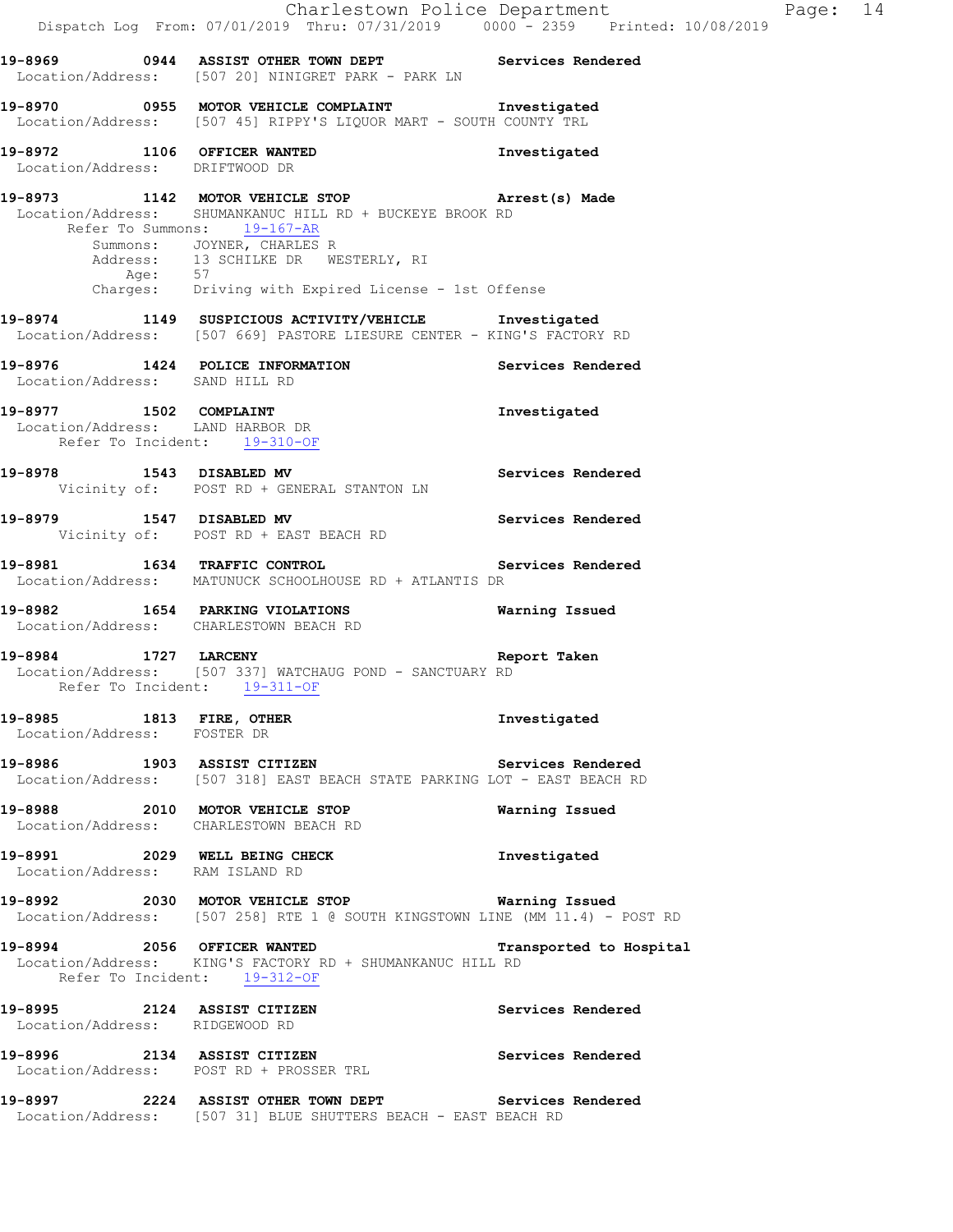**19-8969 0944 ASSIST OTHER TOWN DEPT** Services Rendered
Location/Address: [507 20] NINIGRET PARK - PARK LN

**19-8970 0955 MOTOR VEHICLE COMPLAINT** Investigated
Location/Address: [507 45] RIPPY'S LIQUOR MART - SOUTH COUNTY TRL

**19-8972 1106 OFFICER WANTED** Investigated
Location/Address: DRIFTWOOD DR

**19-8973 1142 MOTOR VEHICLE STOP** Arrest(s) Made
Location/Address: SHUMANKANUC HILL RD + BUCKEYE BROOK RD
Refer To Summons: 19-167-AR
Summons: JOYNER, CHARLES R
Address: 13 SCHILKE DR WESTERLY, RI
Age: 57
Charges: Driving with Expired License - 1st Offense

**19-8974 1149 SUSPICIOUS ACTIVITY/VEHICLE** Investigated
Location/Address: [507 669] PASTORE LIESURE CENTER - KING'S FACTORY RD

**19-8976 1424 POLICE INFORMATION** Services Rendered
Location/Address: SAND HILL RD

**19-8977 1502 COMPLAINT** Investigated
Location/Address: LAND HARBOR DR
Refer To Incident: 19-310-OF

**19-8978 1543 DISABLED MV** Services Rendered
Vicinity of: POST RD + GENERAL STANTON LN

**19-8979 1547 DISABLED MV** Services Rendered
Vicinity of: POST RD + EAST BEACH RD

**19-8981 1634 TRAFFIC CONTROL** Services Rendered
Location/Address: MATUNUCK SCHOOLHOUSE RD + ATLANTIS DR

**19-8982 1654 PARKING VIOLATIONS** Warning Issued
Location/Address: CHARLESTOWN BEACH RD

**19-8984 1727 LARCENY** Report Taken
Location/Address: [507 337] WATCHAUG POND - SANCTUARY RD
Refer To Incident: 19-311-OF

**19-8985 1813 FIRE, OTHER** Investigated
Location/Address: FOSTER DR

**19-8986 1903 ASSIST CITIZEN** Services Rendered
Location/Address: [507 318] EAST BEACH STATE PARKING LOT - EAST BEACH RD

**19-8988 2010 MOTOR VEHICLE STOP** Warning Issued
Location/Address: CHARLESTOWN BEACH RD

**19-8991 2029 WELL BEING CHECK** Investigated
Location/Address: RAM ISLAND RD

**19-8992 2030 MOTOR VEHICLE STOP** Warning Issued
Location/Address: [507 258] RTE 1 @ SOUTH KINGSTOWN LINE (MM 11.4) - POST RD

**19-8994 2056 OFFICER WANTED** Transported to Hospital
Location/Address: KING'S FACTORY RD + SHUMANKANUC HILL RD
Refer To Incident: 19-312-OF

**19-8995 2124 ASSIST CITIZEN** Services Rendered
Location/Address: RIDGEWOOD RD

**19-8996 2134 ASSIST CITIZEN** Services Rendered
Location/Address: POST RD + PROSSER TRL

**19-8997 2224 ASSIST OTHER TOWN DEPT** Services Rendered
Location/Address: [507 31] BLUE SHUTTERS BEACH - EAST BEACH RD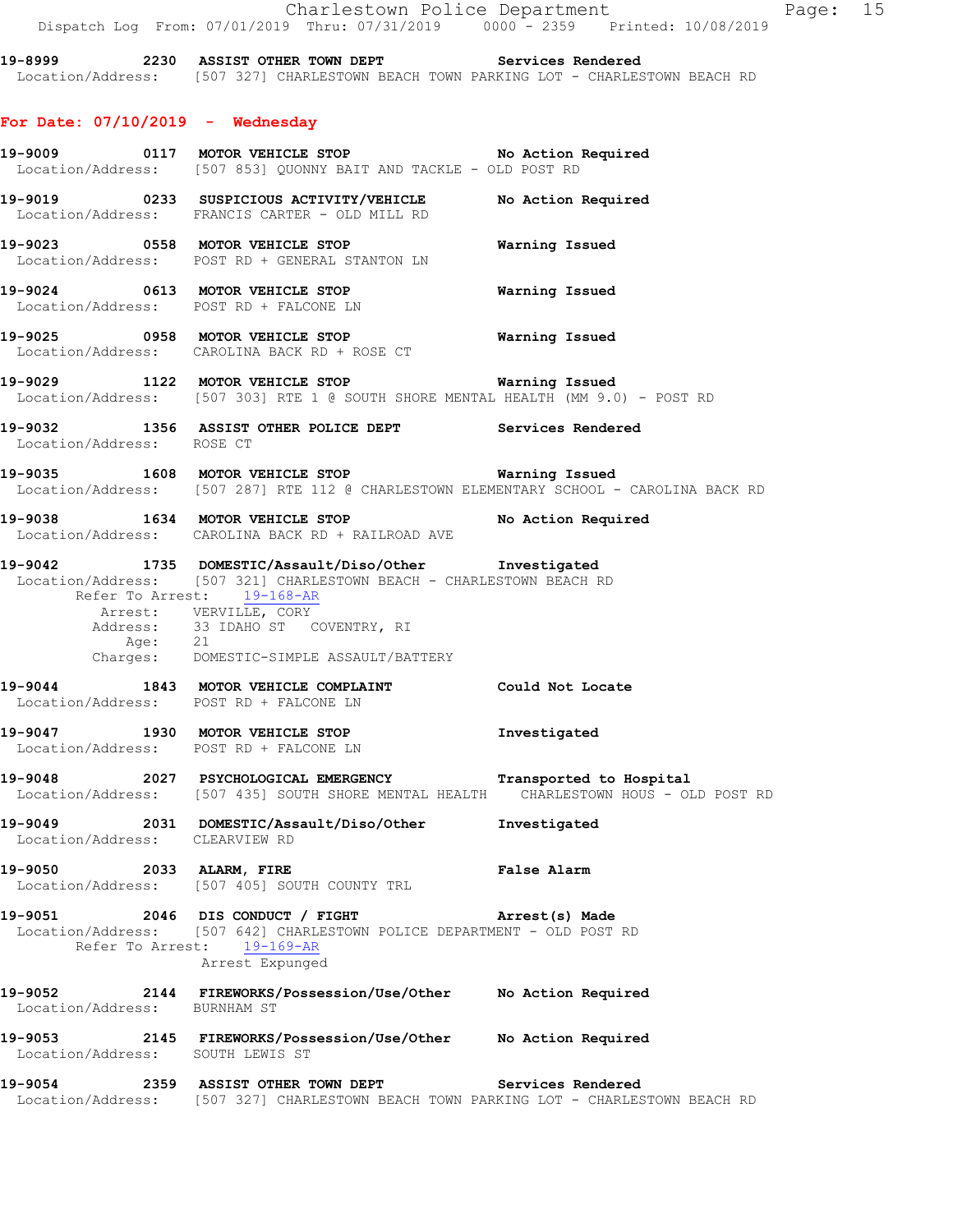19-8999 2230 ASSIST OTHER TOWN DEPT Services Rendered
Location/Address: [507 327] CHARLESTOWN BEACH TOWN PARKING LOT - CHARLESTOWN BEACH RD

## For Date: 07/10/2019 - Wednesday

19-9009 0117 MOTOR VEHICLE STOP No Action Required
Location/Address: [507 853] QUONNY BAIT AND TACKLE - OLD POST RD

19-9019 0233 SUSPICIOUS ACTIVITY/VEHICLE No Action Required
Location/Address: FRANCIS CARTER - OLD MILL RD

19-9023 0558 MOTOR VEHICLE STOP Warning Issued
Location/Address: POST RD + GENERAL STANTON LN

19-9024 0613 MOTOR VEHICLE STOP Warning Issued
Location/Address: POST RD + FALCONE LN

19-9025 0958 MOTOR VEHICLE STOP Warning Issued
Location/Address: CAROLINA BACK RD + ROSE CT

19-9029 1122 MOTOR VEHICLE STOP Warning Issued
Location/Address: [507 303] RTE 1 @ SOUTH SHORE MENTAL HEALTH (MM 9.0) - POST RD

19-9032 1356 ASSIST OTHER POLICE DEPT Services Rendered
Location/Address: ROSE CT

19-9035 1608 MOTOR VEHICLE STOP Warning Issued
Location/Address: [507 287] RTE 112 @ CHARLESTOWN ELEMENTARY SCHOOL - CAROLINA BACK RD

19-9038 1634 MOTOR VEHICLE STOP No Action Required
Location/Address: CAROLINA BACK RD + RAILROAD AVE

19-9042 1735 DOMESTIC/Assault/Diso/Other Investigated
Location/Address: [507 321] CHARLESTOWN BEACH - CHARLESTOWN BEACH RD
Refer To Arrest: 19-168-AR
Arrest: VERVILLE, CORY
Address: 33 IDAHO ST COVENTRY, RI
Age: 21
Charges: DOMESTIC-SIMPLE ASSAULT/BATTERY

19-9044 1843 MOTOR VEHICLE COMPLAINT Could Not Locate
Location/Address: POST RD + FALCONE LN

19-9047 1930 MOTOR VEHICLE STOP Investigated
Location/Address: POST RD + FALCONE LN

19-9048 2027 PSYCHOLOGICAL EMERGENCY Transported to Hospital
Location/Address: [507 435] SOUTH SHORE MENTAL HEALTH CHARLESTOWN HOUS - OLD POST RD

19-9049 2031 DOMESTIC/Assault/Diso/Other Investigated
Location/Address: CLEARVIEW RD

19-9050 2033 ALARM, FIRE False Alarm
Location/Address: [507 405] SOUTH COUNTY TRL

19-9051 2046 DIS CONDUCT / FIGHT Arrest(s) Made
Location/Address: [507 642] CHARLESTOWN POLICE DEPARTMENT - OLD POST RD
Refer To Arrest: 19-169-AR
Arrest Expunged

19-9052 2144 FIREWORKS/Possession/Use/Other No Action Required
Location/Address: BURNHAM ST

19-9053 2145 FIREWORKS/Possession/Use/Other No Action Required
Location/Address: SOUTH LEWIS ST

19-9054 2359 ASSIST OTHER TOWN DEPT Services Rendered
Location/Address: [507 327] CHARLESTOWN BEACH TOWN PARKING LOT - CHARLESTOWN BEACH RD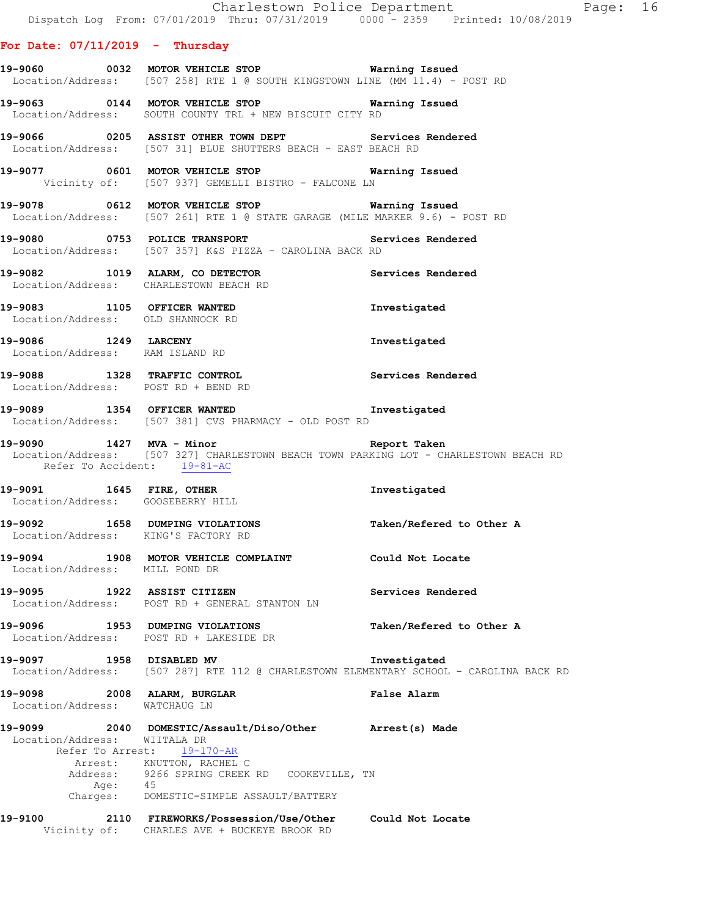## For Date: 07/11/2019 - Thursday

**19-9060** 0032 **MOTOR VEHICLE STOP** — **Warning Issued**
Location/Address: [507 258] RTE 1 @ SOUTH KINGSTOWN LINE (MM 11.4) - POST RD

**19-9063** 0144 **MOTOR VEHICLE STOP** — **Warning Issued**
Location/Address: SOUTH COUNTY TRL + NEW BISCUIT CITY RD

**19-9066** 0205 **ASSIST OTHER TOWN DEPT** — **Services Rendered**
Location/Address: [507 31] BLUE SHUTTERS BEACH - EAST BEACH RD

**19-9077** 0601 **MOTOR VEHICLE STOP** — **Warning Issued**
Vicinity of: [507 937] GEMELLI BISTRO - FALCONE LN

**19-9078** 0612 **MOTOR VEHICLE STOP** — **Warning Issued**
Location/Address: [507 261] RTE 1 @ STATE GARAGE (MILE MARKER 9.6) - POST RD

**19-9080** 0753 **POLICE TRANSPORT** — **Services Rendered**
Location/Address: [507 357] K&S PIZZA - CAROLINA BACK RD

**19-9082** 1019 **ALARM, CO DETECTOR** — **Services Rendered**
Location/Address: CHARLESTOWN BEACH RD

**19-9083** 1105 **OFFICER WANTED** — **Investigated**
Location/Address: OLD SHANNOCK RD

**19-9086** 1249 **LARCENY** — **Investigated**
Location/Address: RAM ISLAND RD

**19-9088** 1328 **TRAFFIC CONTROL** — **Services Rendered**
Location/Address: POST RD + BEND RD

**19-9089** 1354 **OFFICER WANTED** — **Investigated**
Location/Address: [507 381] CVS PHARMACY - OLD POST RD

**19-9090** 1427 **MVA - Minor** — **Report Taken**
Location/Address: [507 327] CHARLESTOWN BEACH TOWN PARKING LOT - CHARLESTOWN BEACH RD
Refer To Accident: 19-81-AC

**19-9091** 1645 **FIRE, OTHER** — **Investigated**
Location/Address: GOOSEBERRY HILL

**19-9092** 1658 **DUMPING VIOLATIONS** — **Taken/Refered to Other A**
Location/Address: KING'S FACTORY RD

**19-9094** 1908 **MOTOR VEHICLE COMPLAINT** — **Could Not Locate**
Location/Address: MILL POND DR

**19-9095** 1922 **ASSIST CITIZEN** — **Services Rendered**
Location/Address: POST RD + GENERAL STANTON LN

**19-9096** 1953 **DUMPING VIOLATIONS** — **Taken/Refered to Other A**
Location/Address: POST RD + LAKESIDE DR

**19-9097** 1958 **DISABLED MV** — **Investigated**
Location/Address: [507 287] RTE 112 @ CHARLESTOWN ELEMENTARY SCHOOL - CAROLINA BACK RD

**19-9098** 2008 **ALARM, BURGLAR** — **False Alarm**
Location/Address: WATCHAUG LN

**19-9099** 2040 **DOMESTIC/Assault/Diso/Other** — **Arrest(s) Made**
Location/Address: WIITALA DR
Refer To Arrest: 19-170-AR
Arrest: KNUTTON, RACHEL C
Address: 9266 SPRING CREEK RD COOKEVILLE, TN
Age: 45
Charges: DOMESTIC-SIMPLE ASSAULT/BATTERY

**19-9100** 2110 **FIREWORKS/Possession/Use/Other** — **Could Not Locate**
Vicinity of: CHARLES AVE + BUCKEYE BROOK RD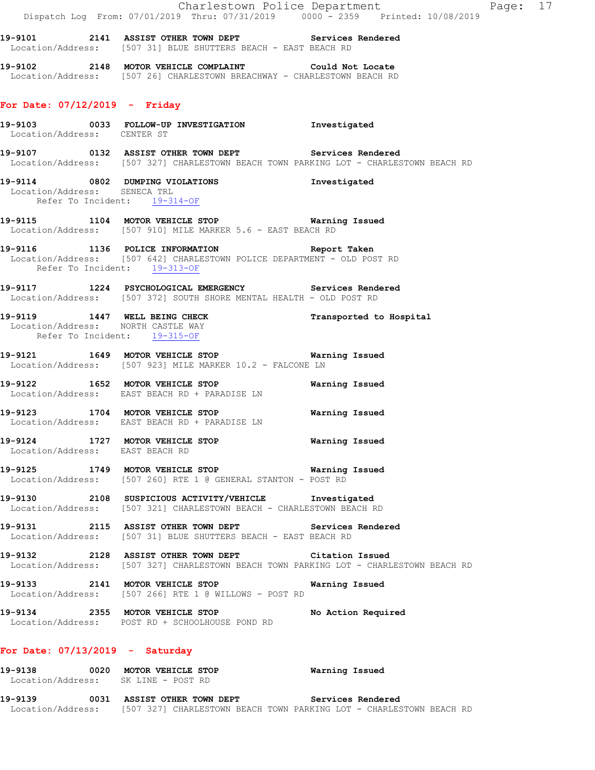**19-9101** 2141 **ASSIST OTHER TOWN DEPT** **Services Rendered**
Location/Address: [507 31] BLUE SHUTTERS BEACH - EAST BEACH RD

**19-9102** 2148 **MOTOR VEHICLE COMPLAINT** **Could Not Locate**
Location/Address: [507 26] CHARLESTOWN BREACHWAY - CHARLESTOWN BEACH RD

## For Date: 07/12/2019 - Friday

**19-9103** 0033 **FOLLOW-UP INVESTIGATION** **Investigated**
Location/Address: CENTER ST

**19-9107** 0132 **ASSIST OTHER TOWN DEPT** **Services Rendered**
Location/Address: [507 327] CHARLESTOWN BEACH TOWN PARKING LOT - CHARLESTOWN BEACH RD

**19-9114** 0802 **DUMPING VIOLATIONS** **Investigated**
Location/Address: SENECA TRL
Refer To Incident: 19-314-OF

**19-9115** 1104 **MOTOR VEHICLE STOP** **Warning Issued**
Location/Address: [507 910] MILE MARKER 5.6 - EAST BEACH RD

**19-9116** 1136 **POLICE INFORMATION** **Report Taken**
Location/Address: [507 642] CHARLESTOWN POLICE DEPARTMENT - OLD POST RD
Refer To Incident: 19-313-OF

**19-9117** 1224 **PSYCHOLOGICAL EMERGENCY** **Services Rendered**
Location/Address: [507 372] SOUTH SHORE MENTAL HEALTH - OLD POST RD

**19-9119** 1447 **WELL BEING CHECK** **Transported to Hospital**
Location/Address: NORTH CASTLE WAY
Refer To Incident: 19-315-OF

**19-9121** 1649 **MOTOR VEHICLE STOP** **Warning Issued**
Location/Address: [507 923] MILE MARKER 10.2 - FALCONE LN

**19-9122** 1652 **MOTOR VEHICLE STOP** **Warning Issued**
Location/Address: EAST BEACH RD + PARADISE LN

**19-9123** 1704 **MOTOR VEHICLE STOP** **Warning Issued**
Location/Address: EAST BEACH RD + PARADISE LN

**19-9124** 1727 **MOTOR VEHICLE STOP** **Warning Issued**
Location/Address: EAST BEACH RD

**19-9125** 1749 **MOTOR VEHICLE STOP** **Warning Issued**
Location/Address: [507 260] RTE 1 @ GENERAL STANTON - POST RD

**19-9130** 2108 **SUSPICIOUS ACTIVITY/VEHICLE** **Investigated**
Location/Address: [507 321] CHARLESTOWN BEACH - CHARLESTOWN BEACH RD

**19-9131** 2115 **ASSIST OTHER TOWN DEPT** **Services Rendered**
Location/Address: [507 31] BLUE SHUTTERS BEACH - EAST BEACH RD

**19-9132** 2128 **ASSIST OTHER TOWN DEPT** **Citation Issued**
Location/Address: [507 327] CHARLESTOWN BEACH TOWN PARKING LOT - CHARLESTOWN BEACH RD

**19-9133** 2141 **MOTOR VEHICLE STOP** **Warning Issued**
Location/Address: [507 266] RTE 1 @ WILLOWS - POST RD

**19-9134** 2355 **MOTOR VEHICLE STOP** **No Action Required**
Location/Address: POST RD + SCHOOLHOUSE POND RD

## For Date: 07/13/2019 - Saturday

**19-9138** 0020 **MOTOR VEHICLE STOP** **Warning Issued**
Location/Address: SK LINE - POST RD

**19-9139** 0031 **ASSIST OTHER TOWN DEPT** **Services Rendered**
Location/Address: [507 327] CHARLESTOWN BEACH TOWN PARKING LOT - CHARLESTOWN BEACH RD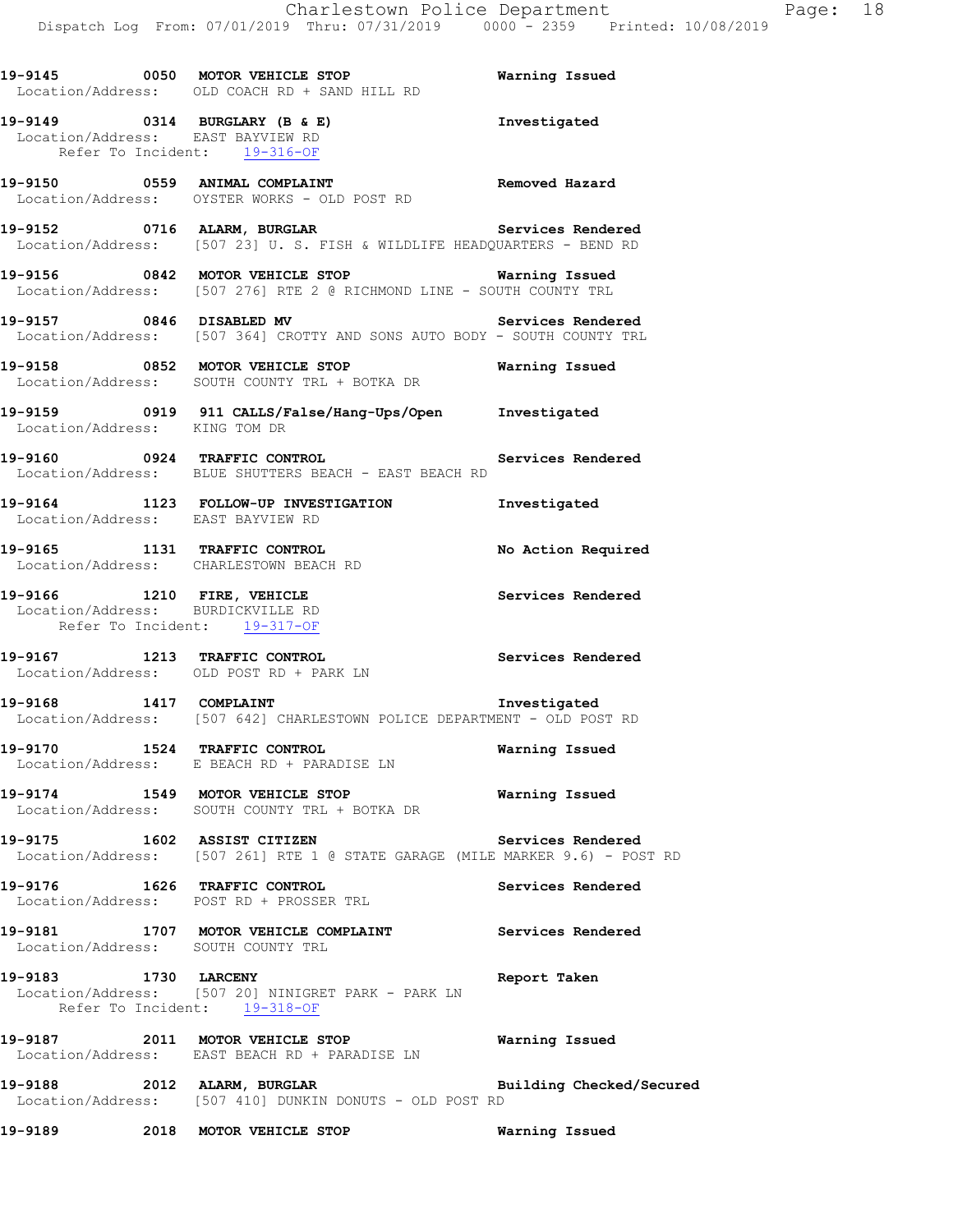19-9145 0050 MOTOR VEHICLE STOP Warning Issued
Location/Address: OLD COACH RD + SAND HILL RD

19-9149 0314 BURGLARY (B & E) Investigated
Location/Address: EAST BAYVIEW RD
Refer To Incident: 19-316-OF

19-9150 0559 ANIMAL COMPLAINT Removed Hazard
Location/Address: OYSTER WORKS - OLD POST RD

19-9152 0716 ALARM, BURGLAR Services Rendered
Location/Address: [507 23] U. S. FISH & WILDLIFE HEADQUARTERS - BEND RD

19-9156 0842 MOTOR VEHICLE STOP Warning Issued
Location/Address: [507 276] RTE 2 @ RICHMOND LINE - SOUTH COUNTY TRL

19-9157 0846 DISABLED MV Services Rendered
Location/Address: [507 364] CROTTY AND SONS AUTO BODY - SOUTH COUNTY TRL

19-9158 0852 MOTOR VEHICLE STOP Warning Issued
Location/Address: SOUTH COUNTY TRL + BOTKA DR

19-9159 0919 911 CALLS/False/Hang-Ups/Open Investigated
Location/Address: KING TOM DR

19-9160 0924 TRAFFIC CONTROL Services Rendered
Location/Address: BLUE SHUTTERS BEACH - EAST BEACH RD

19-9164 1123 FOLLOW-UP INVESTIGATION Investigated
Location/Address: EAST BAYVIEW RD

19-9165 1131 TRAFFIC CONTROL No Action Required
Location/Address: CHARLESTOWN BEACH RD

19-9166 1210 FIRE, VEHICLE Services Rendered
Location/Address: BURDICKVILLE RD
Refer To Incident: 19-317-OF

19-9167 1213 TRAFFIC CONTROL Services Rendered
Location/Address: OLD POST RD + PARK LN

19-9168 1417 COMPLAINT Investigated
Location/Address: [507 642] CHARLESTOWN POLICE DEPARTMENT - OLD POST RD

19-9170 1524 TRAFFIC CONTROL Warning Issued
Location/Address: E BEACH RD + PARADISE LN

19-9174 1549 MOTOR VEHICLE STOP Warning Issued
Location/Address: SOUTH COUNTY TRL + BOTKA DR

19-9175 1602 ASSIST CITIZEN Services Rendered
Location/Address: [507 261] RTE 1 @ STATE GARAGE (MILE MARKER 9.6) - POST RD

19-9176 1626 TRAFFIC CONTROL Services Rendered
Location/Address: POST RD + PROSSER TRL

19-9181 1707 MOTOR VEHICLE COMPLAINT Services Rendered
Location/Address: SOUTH COUNTY TRL

19-9183 1730 LARCENY Report Taken
Location/Address: [507 20] NINIGRET PARK - PARK LN
Refer To Incident: 19-318-OF

19-9187 2011 MOTOR VEHICLE STOP Warning Issued
Location/Address: EAST BEACH RD + PARADISE LN

19-9188 2012 ALARM, BURGLAR Building Checked/Secured
Location/Address: [507 410] DUNKIN DONUTS - OLD POST RD

19-9189 2018 MOTOR VEHICLE STOP Warning Issued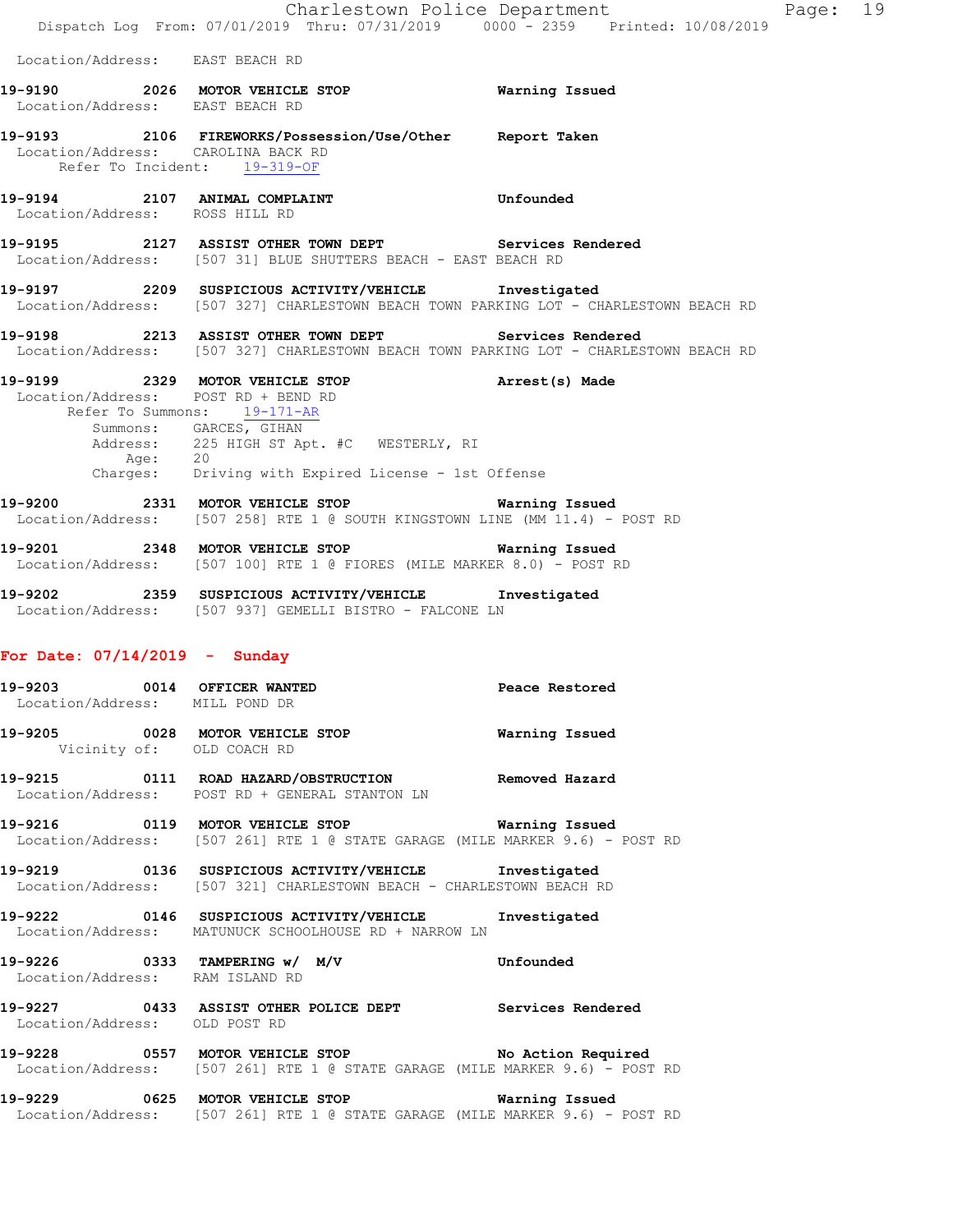Location/Address: EAST BEACH RD

**19-9190 2026 MOTOR VEHICLE STOP** Warning Issued
Location/Address: EAST BEACH RD

**19-9193 2106 FIREWORKS/Possession/Use/Other** Report Taken
Location/Address: CAROLINA BACK RD
Refer To Incident: 19-319-OF

**19-9194 2107 ANIMAL COMPLAINT** Unfounded
Location/Address: ROSS HILL RD

**19-9195 2127 ASSIST OTHER TOWN DEPT** Services Rendered
Location/Address: [507 31] BLUE SHUTTERS BEACH - EAST BEACH RD

**19-9197 2209 SUSPICIOUS ACTIVITY/VEHICLE** Investigated
Location/Address: [507 327] CHARLESTOWN BEACH TOWN PARKING LOT - CHARLESTOWN BEACH RD

**19-9198 2213 ASSIST OTHER TOWN DEPT** Services Rendered
Location/Address: [507 327] CHARLESTOWN BEACH TOWN PARKING LOT - CHARLESTOWN BEACH RD

**19-9199 2329 MOTOR VEHICLE STOP** Arrest(s) Made
Location/Address: POST RD + BEND RD
Refer To Summons: 19-171-AR
Summons: GARCES, GIHAN
Address: 225 HIGH ST Apt. #C WESTERLY, RI
Age: 20
Charges: Driving with Expired License - 1st Offense

**19-9200 2331 MOTOR VEHICLE STOP** Warning Issued
Location/Address: [507 258] RTE 1 @ SOUTH KINGSTOWN LINE (MM 11.4) - POST RD

**19-9201 2348 MOTOR VEHICLE STOP** Warning Issued
Location/Address: [507 100] RTE 1 @ FIORES (MILE MARKER 8.0) - POST RD

**19-9202 2359 SUSPICIOUS ACTIVITY/VEHICLE** Investigated
Location/Address: [507 937] GEMELLI BISTRO - FALCONE LN

## For Date: 07/14/2019 - Sunday

**19-9203 0014 OFFICER WANTED** Peace Restored
Location/Address: MILL POND DR

**19-9205 0028 MOTOR VEHICLE STOP** Warning Issued
Vicinity of: OLD COACH RD

**19-9215 0111 ROAD HAZARD/OBSTRUCTION** Removed Hazard
Location/Address: POST RD + GENERAL STANTON LN

**19-9216 0119 MOTOR VEHICLE STOP** Warning Issued
Location/Address: [507 261] RTE 1 @ STATE GARAGE (MILE MARKER 9.6) - POST RD

**19-9219 0136 SUSPICIOUS ACTIVITY/VEHICLE** Investigated
Location/Address: [507 321] CHARLESTOWN BEACH - CHARLESTOWN BEACH RD

**19-9222 0146 SUSPICIOUS ACTIVITY/VEHICLE** Investigated
Location/Address: MATUNUCK SCHOOLHOUSE RD + NARROW LN

**19-9226 0333 TAMPERING w/ M/V** Unfounded
Location/Address: RAM ISLAND RD

**19-9227 0433 ASSIST OTHER POLICE DEPT** Services Rendered
Location/Address: OLD POST RD

**19-9228 0557 MOTOR VEHICLE STOP** No Action Required
Location/Address: [507 261] RTE 1 @ STATE GARAGE (MILE MARKER 9.6) - POST RD

**19-9229 0625 MOTOR VEHICLE STOP** Warning Issued
Location/Address: [507 261] RTE 1 @ STATE GARAGE (MILE MARKER 9.6) - POST RD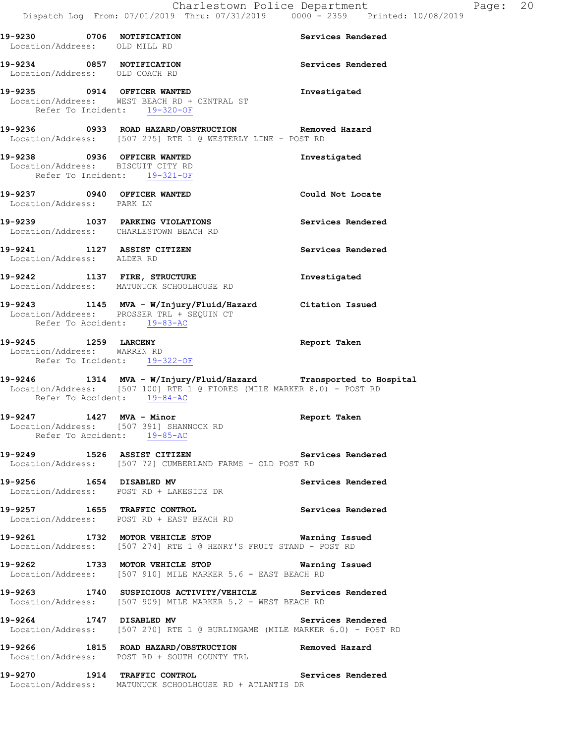**19-9230 0706 NOTIFICATION** **Services Rendered**
Location/Address: OLD MILL RD

**19-9234 0857 NOTIFICATION** **Services Rendered**
Location/Address: OLD COACH RD

**19-9235 0914 OFFICER WANTED** **Investigated**
Location/Address: WEST BEACH RD + CENTRAL ST
Refer To Incident: 19-320-OF

**19-9236 0933 ROAD HAZARD/OBSTRUCTION** **Removed Hazard**
Location/Address: [507 275] RTE 1 @ WESTERLY LINE - POST RD

**19-9238 0936 OFFICER WANTED** **Investigated**
Location/Address: BISCUIT CITY RD
Refer To Incident: 19-321-OF

**19-9237 0940 OFFICER WANTED** **Could Not Locate**
Location/Address: PARK LN

**19-9239 1037 PARKING VIOLATIONS** **Services Rendered**
Location/Address: CHARLESTOWN BEACH RD

**19-9241 1127 ASSIST CITIZEN** **Services Rendered**
Location/Address: ALDER RD

**19-9242 1137 FIRE, STRUCTURE** **Investigated**
Location/Address: MATUNUCK SCHOOLHOUSE RD

**19-9243 1145 MVA - W/Injury/Fluid/Hazard** **Citation Issued**
Location/Address: PROSSER TRL + SEQUIN CT
Refer To Accident: 19-83-AC

**19-9245 1259 LARCENY** **Report Taken**
Location/Address: WARREN RD
Refer To Incident: 19-322-OF

**19-9246 1314 MVA - W/Injury/Fluid/Hazard** **Transported to Hospital**
Location/Address: [507 100] RTE 1 @ FIORES (MILE MARKER 8.0) - POST RD
Refer To Accident: 19-84-AC

**19-9247 1427 MVA - Minor** **Report Taken**
Location/Address: [507 391] SHANNOCK RD
Refer To Accident: 19-85-AC

**19-9249 1526 ASSIST CITIZEN** **Services Rendered**
Location/Address: [507 72] CUMBERLAND FARMS - OLD POST RD

**19-9256 1654 DISABLED MV** **Services Rendered**
Location/Address: POST RD + LAKESIDE DR

**19-9257 1655 TRAFFIC CONTROL** **Services Rendered**
Location/Address: POST RD + EAST BEACH RD

**19-9261 1732 MOTOR VEHICLE STOP** **Warning Issued**
Location/Address: [507 274] RTE 1 @ HENRY'S FRUIT STAND - POST RD

**19-9262 1733 MOTOR VEHICLE STOP** **Warning Issued**
Location/Address: [507 910] MILE MARKER 5.6 - EAST BEACH RD

**19-9263 1740 SUSPICIOUS ACTIVITY/VEHICLE** **Services Rendered**
Location/Address: [507 909] MILE MARKER 5.2 - WEST BEACH RD

**19-9264 1747 DISABLED MV** **Services Rendered**
Location/Address: [507 270] RTE 1 @ BURLINGAME (MILE MARKER 6.0) - POST RD

**19-9266 1815 ROAD HAZARD/OBSTRUCTION** **Removed Hazard**
Location/Address: POST RD + SOUTH COUNTY TRL

**19-9270 1914 TRAFFIC CONTROL** **Services Rendered**
Location/Address: MATUNUCK SCHOOLHOUSE RD + ATLANTIS DR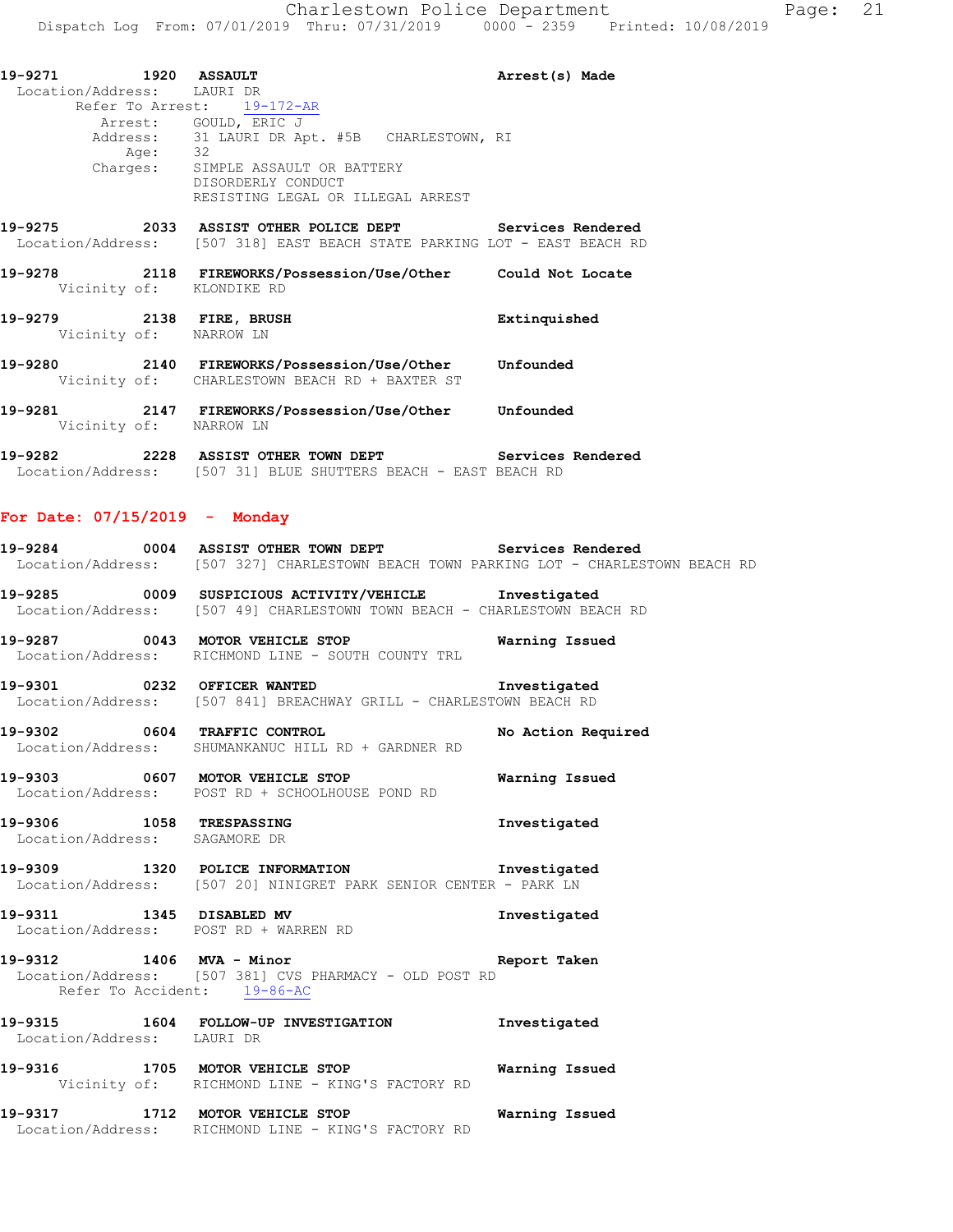**19-9271** 1920 **ASSAULT** **Arrest(s) Made**
Location/Address: LAURI DR
Refer To Arrest: 19-172-AR
Arrest: GOULD, ERIC J
Address: 31 LAURI DR Apt. #5B CHARLESTOWN, RI
Age: 32
Charges: SIMPLE ASSAULT OR BATTERY
DISORDERLY CONDUCT
RESISTING LEGAL OR ILLEGAL ARREST

**19-9275** 2033 **ASSIST OTHER POLICE DEPT** **Services Rendered**
Location/Address: [507 318] EAST BEACH STATE PARKING LOT - EAST BEACH RD

**19-9278** 2118 **FIREWORKS/Possession/Use/Other** **Could Not Locate**
Vicinity of: KLONDIKE RD

**19-9279** 2138 **FIRE, BRUSH** **Extinquished**
Vicinity of: NARROW LN

**19-9280** 2140 **FIREWORKS/Possession/Use/Other** **Unfounded**
Vicinity of: CHARLESTOWN BEACH RD + BAXTER ST

**19-9281** 2147 **FIREWORKS/Possession/Use/Other** **Unfounded**
Vicinity of: NARROW LN

**19-9282** 2228 **ASSIST OTHER TOWN DEPT** **Services Rendered**
Location/Address: [507 31] BLUE SHUTTERS BEACH - EAST BEACH RD

## For Date: 07/15/2019 - Monday

**19-9284** 0004 **ASSIST OTHER TOWN DEPT** **Services Rendered**
Location/Address: [507 327] CHARLESTOWN BEACH TOWN PARKING LOT - CHARLESTOWN BEACH RD

**19-9285** 0009 **SUSPICIOUS ACTIVITY/VEHICLE** **Investigated**
Location/Address: [507 49] CHARLESTOWN TOWN BEACH - CHARLESTOWN BEACH RD

**19-9287** 0043 **MOTOR VEHICLE STOP** **Warning Issued**
Location/Address: RICHMOND LINE - SOUTH COUNTY TRL

**19-9301** 0232 **OFFICER WANTED** **Investigated**
Location/Address: [507 841] BREACHWAY GRILL - CHARLESTOWN BEACH RD

**19-9302** 0604 **TRAFFIC CONTROL** **No Action Required**
Location/Address: SHUMANKANUC HILL RD + GARDNER RD

**19-9303** 0607 **MOTOR VEHICLE STOP** **Warning Issued**
Location/Address: POST RD + SCHOOLHOUSE POND RD

**19-9306** 1058 **TRESPASSING** **Investigated**
Location/Address: SAGAMORE DR

**19-9309** 1320 **POLICE INFORMATION** **Investigated**
Location/Address: [507 20] NINIGRET PARK SENIOR CENTER - PARK LN

**19-9311** 1345 **DISABLED MV** **Investigated**
Location/Address: POST RD + WARREN RD

**19-9312** 1406 **MVA - Minor** **Report Taken**
Location/Address: [507 381] CVS PHARMACY - OLD POST RD
Refer To Accident: 19-86-AC

**19-9315** 1604 **FOLLOW-UP INVESTIGATION** **Investigated**
Location/Address: LAURI DR

**19-9316** 1705 **MOTOR VEHICLE STOP** **Warning Issued**
Vicinity of: RICHMOND LINE - KING'S FACTORY RD

**19-9317** 1712 **MOTOR VEHICLE STOP** **Warning Issued**
Location/Address: RICHMOND LINE - KING'S FACTORY RD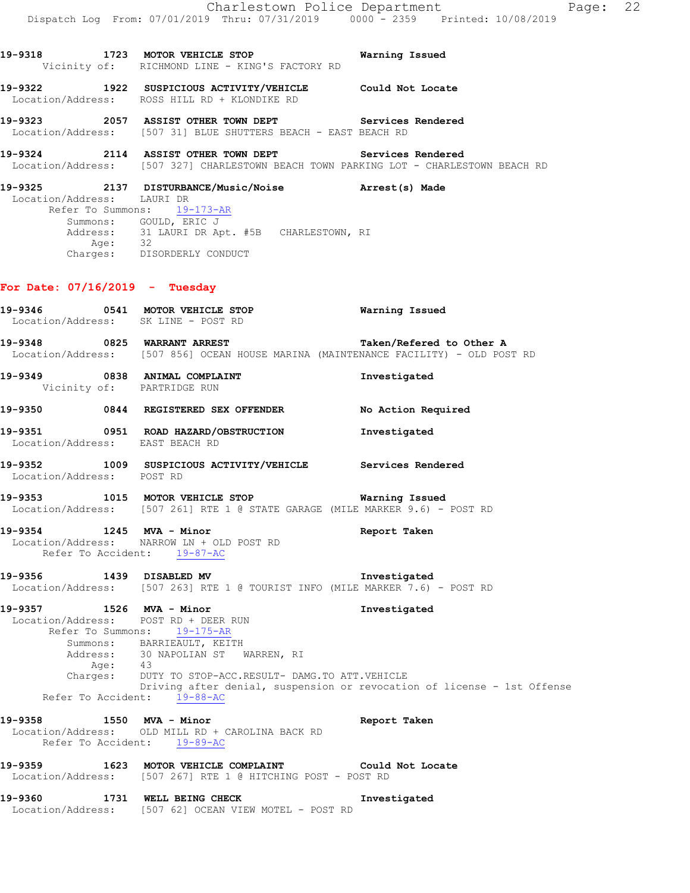**19-9318 1723 MOTOR VEHICLE STOP Warning Issued**
Vicinity of: RICHMOND LINE - KING'S FACTORY RD

**19-9322 1922 SUSPICIOUS ACTIVITY/VEHICLE Could Not Locate**
Location/Address: ROSS HILL RD + KLONDIKE RD

**19-9323 2057 ASSIST OTHER TOWN DEPT Services Rendered**
Location/Address: [507 31] BLUE SHUTTERS BEACH - EAST BEACH RD

**19-9324 2114 ASSIST OTHER TOWN DEPT Services Rendered**
Location/Address: [507 327] CHARLESTOWN BEACH TOWN PARKING LOT - CHARLESTOWN BEACH RD

**19-9325 2137 DISTURBANCE/Music/Noise Arrest(s) Made**
Location/Address: LAURI DR
Refer To Summons: 19-173-AR
Summons: GOULD, ERIC J
Address: 31 LAURI DR Apt. #5B CHARLESTOWN, RI
Age: 32
Charges: DISORDERLY CONDUCT

## For Date: 07/16/2019 - Tuesday

**19-9346 0541 MOTOR VEHICLE STOP Warning Issued**
Location/Address: SK LINE - POST RD

**19-9348 0825 WARRANT ARREST Taken/Refered to Other A**
Location/Address: [507 856] OCEAN HOUSE MARINA (MAINTENANCE FACILITY) - OLD POST RD

**19-9349 0838 ANIMAL COMPLAINT Investigated**
Vicinity of: PARTRIDGE RUN

**19-9350 0844 REGISTERED SEX OFFENDER No Action Required**

**19-9351 0951 ROAD HAZARD/OBSTRUCTION Investigated**
Location/Address: EAST BEACH RD

**19-9352 1009 SUSPICIOUS ACTIVITY/VEHICLE Services Rendered**
Location/Address: POST RD

**19-9353 1015 MOTOR VEHICLE STOP Warning Issued**
Location/Address: [507 261] RTE 1 @ STATE GARAGE (MILE MARKER 9.6) - POST RD

**19-9354 1245 MVA - Minor Report Taken**
Location/Address: NARROW LN + OLD POST RD
Refer To Accident: 19-87-AC

**19-9356 1439 DISABLED MV Investigated**
Location/Address: [507 263] RTE 1 @ TOURIST INFO (MILE MARKER 7.6) - POST RD

**19-9357 1526 MVA - Minor Investigated**
Location/Address: POST RD + DEER RUN
Refer To Summons: 19-175-AR
Summons: BARRIEAULT, KEITH
Address: 30 NAPOLIAN ST WARREN, RI
Age: 43
Charges: DUTY TO STOP-ACC.RESULT- DAMG.TO ATT.VEHICLE
Driving after denial, suspension or revocation of license - 1st Offense
Refer To Accident: 19-88-AC

**19-9358 1550 MVA - Minor Report Taken**
Location/Address: OLD MILL RD + CAROLINA BACK RD
Refer To Accident: 19-89-AC

**19-9359 1623 MOTOR VEHICLE COMPLAINT Could Not Locate**
Location/Address: [507 267] RTE 1 @ HITCHING POST - POST RD

**19-9360 1731 WELL BEING CHECK Investigated**
Location/Address: [507 62] OCEAN VIEW MOTEL - POST RD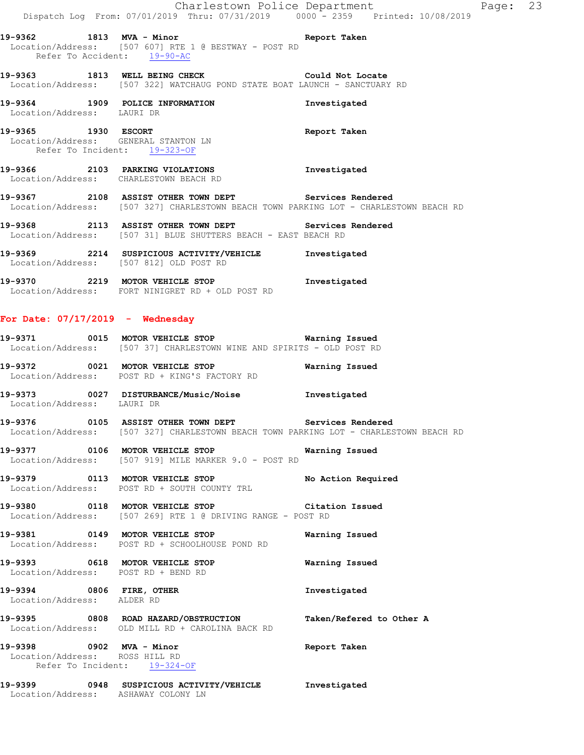19-9362 1813 MVA - Minor Report Taken
Location/Address: [507 607] RTE 1 @ BESTWAY - POST RD
Refer To Accident: 19-90-AC

19-9363 1813 WELL BEING CHECK Could Not Locate
Location/Address: [507 322] WATCHAUG POND STATE BOAT LAUNCH - SANCTUARY RD

19-9364 1909 POLICE INFORMATION Investigated
Location/Address: LAURI DR

19-9365 1930 ESCORT Report Taken
Location/Address: GENERAL STANTON LN
Refer To Incident: 19-323-OF

19-9366 2103 PARKING VIOLATIONS Investigated
Location/Address: CHARLESTOWN BEACH RD

19-9367 2108 ASSIST OTHER TOWN DEPT Services Rendered
Location/Address: [507 327] CHARLESTOWN BEACH TOWN PARKING LOT - CHARLESTOWN BEACH RD

19-9368 2113 ASSIST OTHER TOWN DEPT Services Rendered
Location/Address: [507 31] BLUE SHUTTERS BEACH - EAST BEACH RD

19-9369 2214 SUSPICIOUS ACTIVITY/VEHICLE Investigated
Location/Address: [507 812] OLD POST RD

19-9370 2219 MOTOR VEHICLE STOP Investigated
Location/Address: FORT NINIGRET RD + OLD POST RD

**For Date: 07/17/2019 - Wednesday**

19-9371 0015 MOTOR VEHICLE STOP Warning Issued
Location/Address: [507 37] CHARLESTOWN WINE AND SPIRITS - OLD POST RD

19-9372 0021 MOTOR VEHICLE STOP Warning Issued
Location/Address: POST RD + KING'S FACTORY RD

19-9373 0027 DISTURBANCE/Music/Noise Investigated
Location/Address: LAURI DR

19-9376 0105 ASSIST OTHER TOWN DEPT Services Rendered
Location/Address: [507 327] CHARLESTOWN BEACH TOWN PARKING LOT - CHARLESTOWN BEACH RD

19-9377 0106 MOTOR VEHICLE STOP Warning Issued
Location/Address: [507 919] MILE MARKER 9.0 - POST RD

19-9379 0113 MOTOR VEHICLE STOP No Action Required
Location/Address: POST RD + SOUTH COUNTY TRL

19-9380 0118 MOTOR VEHICLE STOP Citation Issued
Location/Address: [507 269] RTE 1 @ DRIVING RANGE - POST RD

19-9381 0149 MOTOR VEHICLE STOP Warning Issued
Location/Address: POST RD + SCHOOLHOUSE POND RD

19-9393 0618 MOTOR VEHICLE STOP Warning Issued
Location/Address: POST RD + BEND RD

19-9394 0806 FIRE, OTHER Investigated
Location/Address: ALDER RD

19-9395 0808 ROAD HAZARD/OBSTRUCTION Taken/Refered to Other A
Location/Address: OLD MILL RD + CAROLINA BACK RD

19-9398 0902 MVA - Minor Report Taken
Location/Address: ROSS HILL RD
Refer To Incident: 19-324-OF

19-9399 0948 SUSPICIOUS ACTIVITY/VEHICLE Investigated
Location/Address: ASHAWAY COLONY LN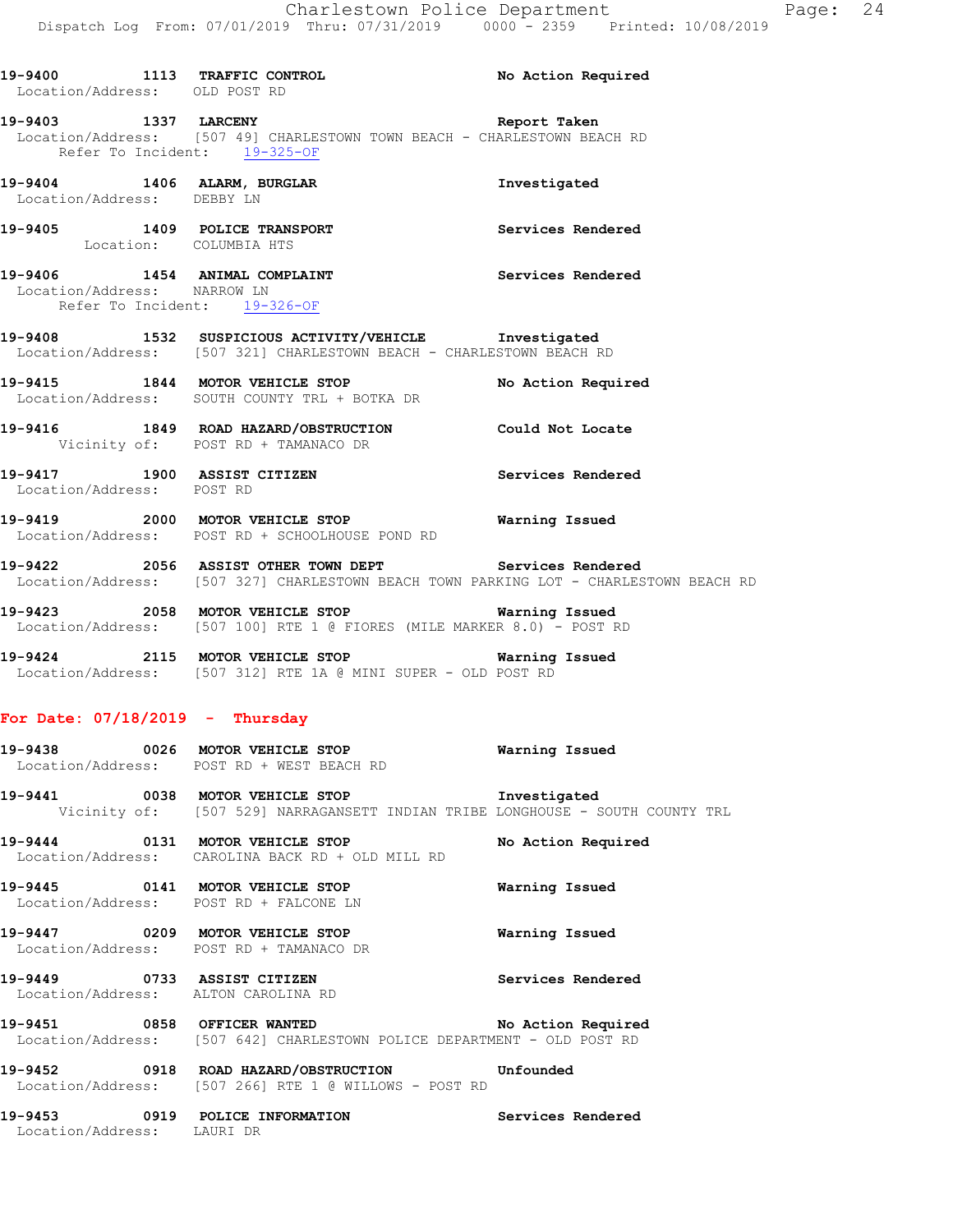**19-9400 1113 TRAFFIC CONTROL** — **No Action Required**
Location/Address: OLD POST RD

**19-9403 1337 LARCENY** — **Report Taken**
Location/Address: [507 49] CHARLESTOWN TOWN BEACH - CHARLESTOWN BEACH RD
Refer To Incident: 19-325-OF

**19-9404 1406 ALARM, BURGLAR** — **Investigated**
Location/Address: DEBBY LN

**19-9405 1409 POLICE TRANSPORT** — **Services Rendered**
Location: COLUMBIA HTS

**19-9406 1454 ANIMAL COMPLAINT** — **Services Rendered**
Location/Address: NARROW LN
Refer To Incident: 19-326-OF

**19-9408 1532 SUSPICIOUS ACTIVITY/VEHICLE** — **Investigated**
Location/Address: [507 321] CHARLESTOWN BEACH - CHARLESTOWN BEACH RD

**19-9415 1844 MOTOR VEHICLE STOP** — **No Action Required**
Location/Address: SOUTH COUNTY TRL + BOTKA DR

**19-9416 1849 ROAD HAZARD/OBSTRUCTION** — **Could Not Locate**
Vicinity of: POST RD + TAMANACO DR

**19-9417 1900 ASSIST CITIZEN** — **Services Rendered**
Location/Address: POST RD

**19-9419 2000 MOTOR VEHICLE STOP** — **Warning Issued**
Location/Address: POST RD + SCHOOLHOUSE POND RD

**19-9422 2056 ASSIST OTHER TOWN DEPT** — **Services Rendered**
Location/Address: [507 327] CHARLESTOWN BEACH TOWN PARKING LOT - CHARLESTOWN BEACH RD

**19-9423 2058 MOTOR VEHICLE STOP** — **Warning Issued**
Location/Address: [507 100] RTE 1 @ FIORES (MILE MARKER 8.0) - POST RD

**19-9424 2115 MOTOR VEHICLE STOP** — **Warning Issued**
Location/Address: [507 312] RTE 1A @ MINI SUPER - OLD POST RD

## For Date: 07/18/2019 - Thursday

**19-9438 0026 MOTOR VEHICLE STOP** — **Warning Issued**
Location/Address: POST RD + WEST BEACH RD

**19-9441 0038 MOTOR VEHICLE STOP** — **Investigated**
Vicinity of: [507 529] NARRAGANSETT INDIAN TRIBE LONGHOUSE - SOUTH COUNTY TRL

**19-9444 0131 MOTOR VEHICLE STOP** — **No Action Required**
Location/Address: CAROLINA BACK RD + OLD MILL RD

**19-9445 0141 MOTOR VEHICLE STOP** — **Warning Issued**
Location/Address: POST RD + FALCONE LN

**19-9447 0209 MOTOR VEHICLE STOP** — **Warning Issued**
Location/Address: POST RD + TAMANACO DR

**19-9449 0733 ASSIST CITIZEN** — **Services Rendered**
Location/Address: ALTON CAROLINA RD

**19-9451 0858 OFFICER WANTED** — **No Action Required**
Location/Address: [507 642] CHARLESTOWN POLICE DEPARTMENT - OLD POST RD

**19-9452 0918 ROAD HAZARD/OBSTRUCTION** — **Unfounded**
Location/Address: [507 266] RTE 1 @ WILLOWS - POST RD

**19-9453 0919 POLICE INFORMATION** — **Services Rendered**
Location/Address: LAURI DR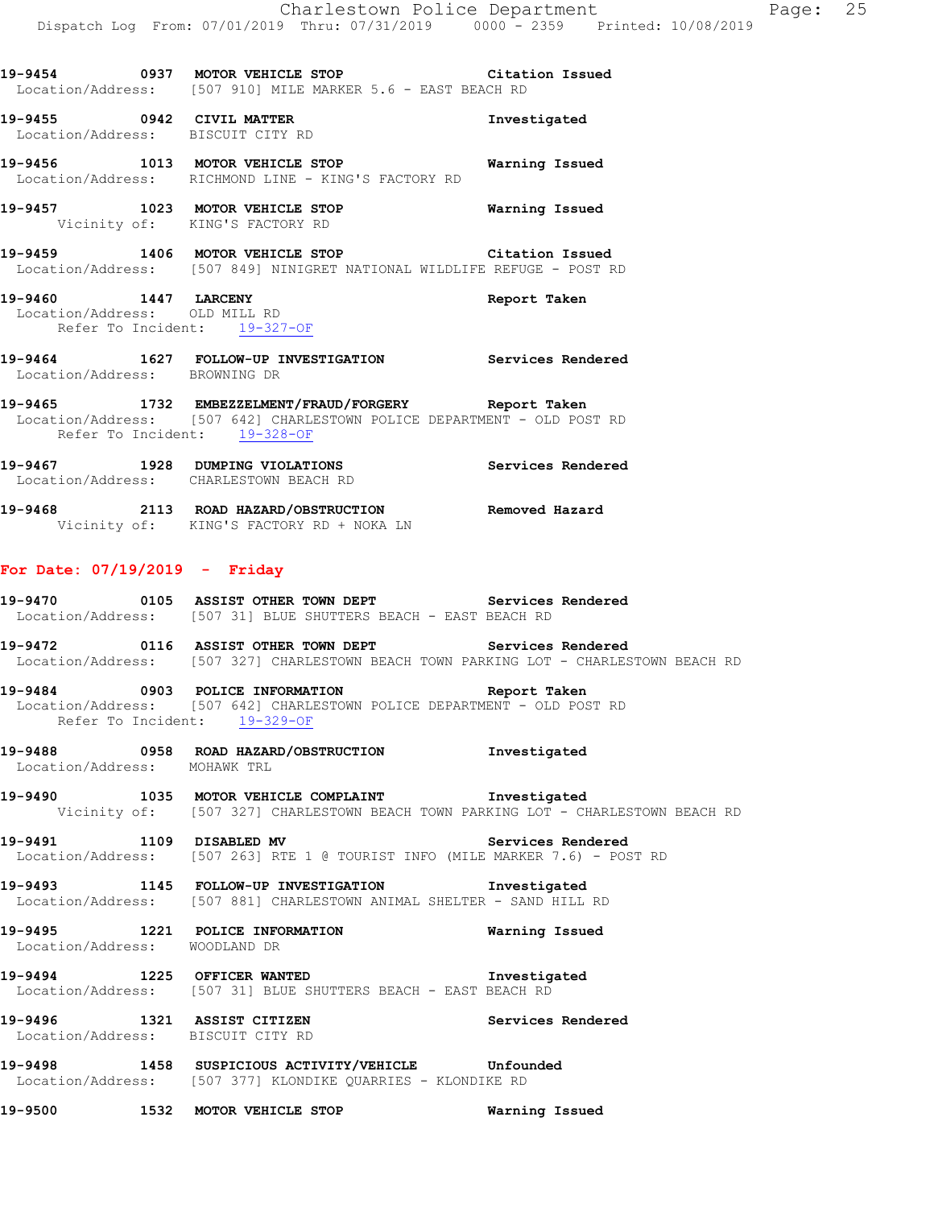**19-9454 0937 MOTOR VEHICLE STOP Citation Issued**
Location/Address: [507 910] MILE MARKER 5.6 - EAST BEACH RD

**19-9455 0942 CIVIL MATTER Investigated**
Location/Address: BISCUIT CITY RD

**19-9456 1013 MOTOR VEHICLE STOP Warning Issued**
Location/Address: RICHMOND LINE - KING'S FACTORY RD

**19-9457 1023 MOTOR VEHICLE STOP Warning Issued**
Vicinity of: KING'S FACTORY RD

**19-9459 1406 MOTOR VEHICLE STOP Citation Issued**
Location/Address: [507 849] NINIGRET NATIONAL WILDLIFE REFUGE - POST RD

**19-9460 1447 LARCENY Report Taken**
Location/Address: OLD MILL RD
Refer To Incident: 19-327-OF

**19-9464 1627 FOLLOW-UP INVESTIGATION Services Rendered**
Location/Address: BROWNING DR

**19-9465 1732 EMBEZZELMENT/FRAUD/FORGERY Report Taken**
Location/Address: [507 642] CHARLESTOWN POLICE DEPARTMENT - OLD POST RD
Refer To Incident: 19-328-OF

**19-9467 1928 DUMPING VIOLATIONS Services Rendered**
Location/Address: CHARLESTOWN BEACH RD

**19-9468 2113 ROAD HAZARD/OBSTRUCTION Removed Hazard**
Vicinity of: KING'S FACTORY RD + NOKA LN

## For Date: 07/19/2019 - Friday

**19-9470 0105 ASSIST OTHER TOWN DEPT Services Rendered**
Location/Address: [507 31] BLUE SHUTTERS BEACH - EAST BEACH RD

**19-9472 0116 ASSIST OTHER TOWN DEPT Services Rendered**
Location/Address: [507 327] CHARLESTOWN BEACH TOWN PARKING LOT - CHARLESTOWN BEACH RD

**19-9484 0903 POLICE INFORMATION Report Taken**
Location/Address: [507 642] CHARLESTOWN POLICE DEPARTMENT - OLD POST RD
Refer To Incident: 19-329-OF

**19-9488 0958 ROAD HAZARD/OBSTRUCTION Investigated**
Location/Address: MOHAWK TRL

**19-9490 1035 MOTOR VEHICLE COMPLAINT Investigated**
Vicinity of: [507 327] CHARLESTOWN BEACH TOWN PARKING LOT - CHARLESTOWN BEACH RD

**19-9491 1109 DISABLED MV Services Rendered**
Location/Address: [507 263] RTE 1 @ TOURIST INFO (MILE MARKER 7.6) - POST RD

**19-9493 1145 FOLLOW-UP INVESTIGATION Investigated**
Location/Address: [507 881] CHARLESTOWN ANIMAL SHELTER - SAND HILL RD

**19-9495 1221 POLICE INFORMATION Warning Issued**
Location/Address: WOODLAND DR

**19-9494 1225 OFFICER WANTED Investigated**
Location/Address: [507 31] BLUE SHUTTERS BEACH - EAST BEACH RD

**19-9496 1321 ASSIST CITIZEN Services Rendered**
Location/Address: BISCUIT CITY RD

**19-9498 1458 SUSPICIOUS ACTIVITY/VEHICLE Unfounded**
Location/Address: [507 377] KLONDIKE QUARRIES - KLONDIKE RD

**19-9500 1532 MOTOR VEHICLE STOP Warning Issued**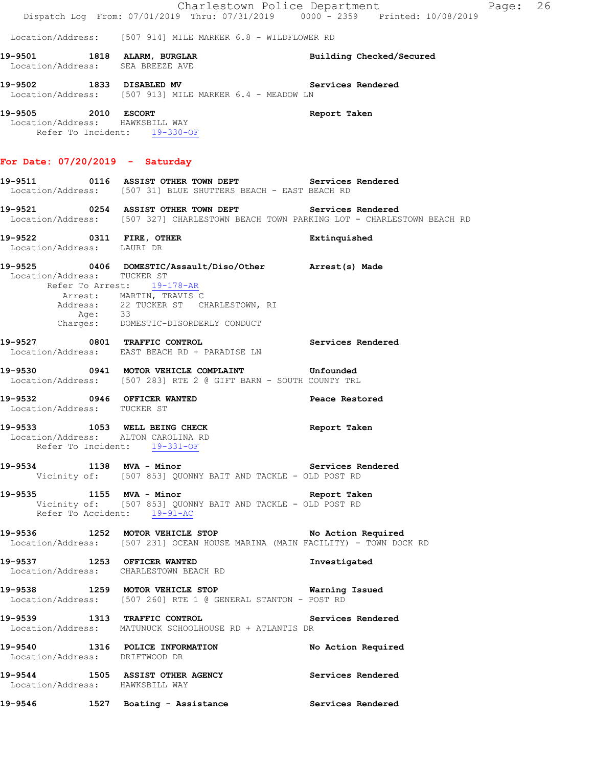Location/Address: [507 914] MILE MARKER 6.8 - WILDFLOWER RD

**19-9501 1818 ALARM, BURGLAR** **Building Checked/Secured**
Location/Address: SEA BREEZE AVE

**19-9502 1833 DISABLED MV** **Services Rendered**
Location/Address: [507 913] MILE MARKER 6.4 - MEADOW LN

**19-9505 2010 ESCORT** **Report Taken**
Location/Address: HAWKSBILL WAY
Refer To Incident: 19-330-OF

## For Date: 07/20/2019 - Saturday

**19-9511 0116 ASSIST OTHER TOWN DEPT** **Services Rendered**
Location/Address: [507 31] BLUE SHUTTERS BEACH - EAST BEACH RD

**19-9521 0254 ASSIST OTHER TOWN DEPT** **Services Rendered**
Location/Address: [507 327] CHARLESTOWN BEACH TOWN PARKING LOT - CHARLESTOWN BEACH RD

**19-9522 0311 FIRE, OTHER** **Extinguished**
Location/Address: LAURI DR

**19-9525 0406 DOMESTIC/Assault/Diso/Other** **Arrest(s) Made**
Location/Address: TUCKER ST
Refer To Arrest: 19-178-AR
Arrest: MARTIN, TRAVIS C
Address: 22 TUCKER ST CHARLESTOWN, RI
Age: 33
Charges: DOMESTIC-DISORDERLY CONDUCT

**19-9527 0801 TRAFFIC CONTROL** **Services Rendered**
Location/Address: EAST BEACH RD + PARADISE LN

**19-9530 0941 MOTOR VEHICLE COMPLAINT** **Unfounded**
Location/Address: [507 283] RTE 2 @ GIFT BARN - SOUTH COUNTY TRL

**19-9532 0946 OFFICER WANTED** **Peace Restored**
Location/Address: TUCKER ST

**19-9533 1053 WELL BEING CHECK** **Report Taken**
Location/Address: ALTON CAROLINA RD
Refer To Incident: 19-331-OF

**19-9534 1138 MVA - Minor** **Services Rendered**
Vicinity of: [507 853] QUONNY BAIT AND TACKLE - OLD POST RD

**19-9535 1155 MVA - Minor** **Report Taken**
Vicinity of: [507 853] QUONNY BAIT AND TACKLE - OLD POST RD
Refer To Accident: 19-91-AC

**19-9536 1252 MOTOR VEHICLE STOP** **No Action Required**
Location/Address: [507 231] OCEAN HOUSE MARINA (MAIN FACILITY) - TOWN DOCK RD

**19-9537 1253 OFFICER WANTED** **Investigated**
Location/Address: CHARLESTOWN BEACH RD

**19-9538 1259 MOTOR VEHICLE STOP** **Warning Issued**
Location/Address: [507 260] RTE 1 @ GENERAL STANTON - POST RD

**19-9539 1313 TRAFFIC CONTROL** **Services Rendered**
Location/Address: MATUNUCK SCHOOLHOUSE RD + ATLANTIS DR

**19-9540 1316 POLICE INFORMATION** **No Action Required**
Location/Address: DRIFTWOOD DR

**19-9544 1505 ASSIST OTHER AGENCY** **Services Rendered**
Location/Address: HAWKSBILL WAY

**19-9546 1527 Boating - Assistance** **Services Rendered**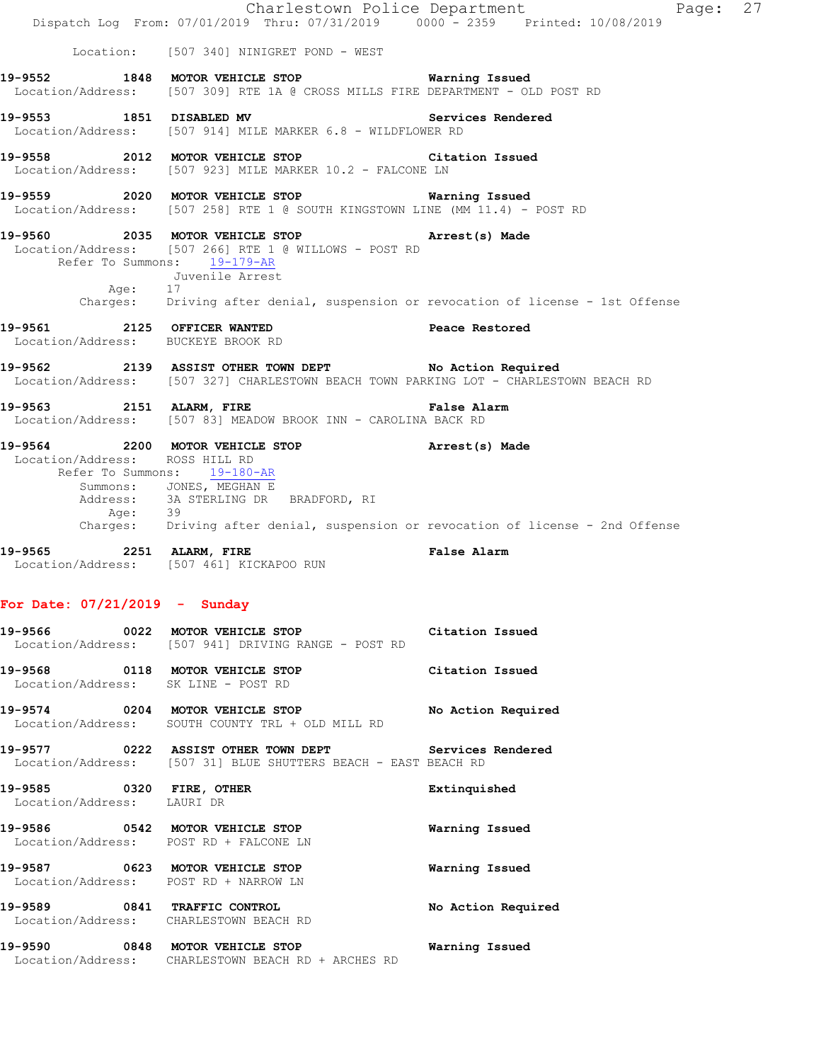Location: [507 340] NINIGRET POND - WEST

**19-9552 1848 MOTOR VEHICLE STOP** — **Warning Issued**
Location/Address: [507 309] RTE 1A @ CROSS MILLS FIRE DEPARTMENT - OLD POST RD

**19-9553 1851 DISABLED MV** — **Services Rendered**
Location/Address: [507 914] MILE MARKER 6.8 - WILDFLOWER RD

**19-9558 2012 MOTOR VEHICLE STOP** — **Citation Issued**
Location/Address: [507 923] MILE MARKER 10.2 - FALCONE LN

**19-9559 2020 MOTOR VEHICLE STOP** — **Warning Issued**
Location/Address: [507 258] RTE 1 @ SOUTH KINGSTOWN LINE (MM 11.4) - POST RD

**19-9560 2035 MOTOR VEHICLE STOP** — **Arrest(s) Made**
Location/Address: [507 266] RTE 1 @ WILLOWS - POST RD
Refer To Summons: 19-179-AR
Juvenile Arrest
Age: 17
Charges: Driving after denial, suspension or revocation of license - 1st Offense

**19-9561 2125 OFFICER WANTED** — **Peace Restored**
Location/Address: BUCKEYE BROOK RD

**19-9562 2139 ASSIST OTHER TOWN DEPT** — **No Action Required**
Location/Address: [507 327] CHARLESTOWN BEACH TOWN PARKING LOT - CHARLESTOWN BEACH RD

**19-9563 2151 ALARM, FIRE** — **False Alarm**
Location/Address: [507 83] MEADOW BROOK INN - CAROLINA BACK RD

**19-9564 2200 MOTOR VEHICLE STOP** — **Arrest(s) Made**
Location/Address: ROSS HILL RD
Refer To Summons: 19-180-AR
Summons: JONES, MEGHAN E
Address: 3A STERLING DR BRADFORD, RI
Age: 39
Charges: Driving after denial, suspension or revocation of license - 2nd Offense

**19-9565 2251 ALARM, FIRE** — **False Alarm**
Location/Address: [507 461] KICKAPOO RUN

## For Date: 07/21/2019 - Sunday

**19-9566 0022 MOTOR VEHICLE STOP** — **Citation Issued**
Location/Address: [507 941] DRIVING RANGE - POST RD

**19-9568 0118 MOTOR VEHICLE STOP** — **Citation Issued**
Location/Address: SK LINE - POST RD

**19-9574 0204 MOTOR VEHICLE STOP** — **No Action Required**
Location/Address: SOUTH COUNTY TRL + OLD MILL RD

**19-9577 0222 ASSIST OTHER TOWN DEPT** — **Services Rendered**
Location/Address: [507 31] BLUE SHUTTERS BEACH - EAST BEACH RD

**19-9585 0320 FIRE, OTHER** — **Extinquished**
Location/Address: LAURI DR

**19-9586 0542 MOTOR VEHICLE STOP** — **Warning Issued**
Location/Address: POST RD + FALCONE LN

**19-9587 0623 MOTOR VEHICLE STOP** — **Warning Issued**
Location/Address: POST RD + NARROW LN

**19-9589 0841 TRAFFIC CONTROL** — **No Action Required**
Location/Address: CHARLESTOWN BEACH RD

**19-9590 0848 MOTOR VEHICLE STOP** — **Warning Issued**
Location/Address: CHARLESTOWN BEACH RD + ARCHES RD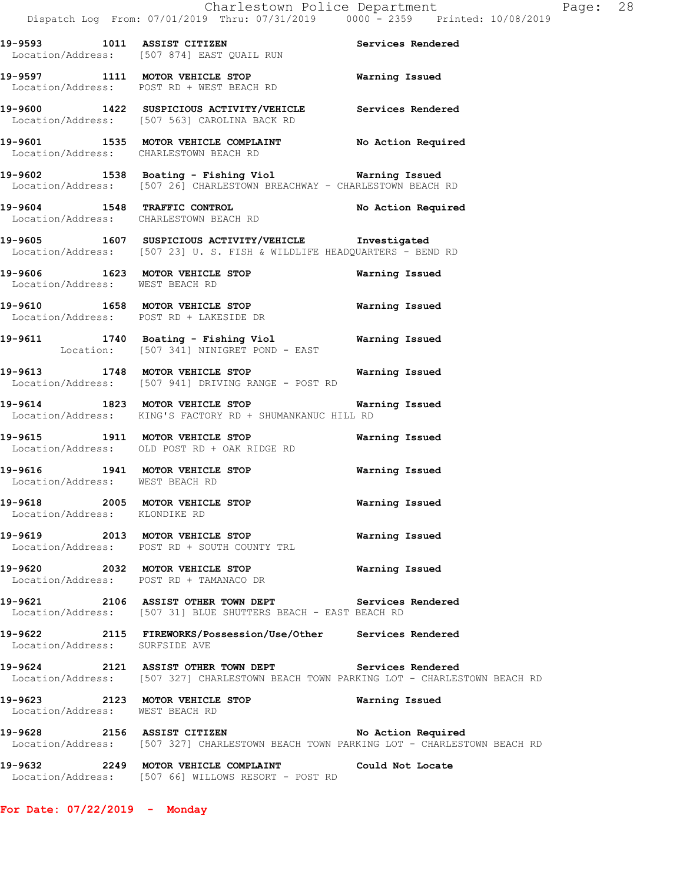19-9593 1011 ASSIST CITIZEN Services Rendered
Location/Address: [507 874] EAST QUAIL RUN

19-9597 1111 MOTOR VEHICLE STOP Warning Issued
Location/Address: POST RD + WEST BEACH RD

19-9600 1422 SUSPICIOUS ACTIVITY/VEHICLE Services Rendered
Location/Address: [507 563] CAROLINA BACK RD

19-9601 1535 MOTOR VEHICLE COMPLAINT No Action Required
Location/Address: CHARLESTOWN BEACH RD

19-9602 1538 Boating - Fishing Viol Warning Issued
Location/Address: [507 26] CHARLESTOWN BREACHWAY - CHARLESTOWN BEACH RD

19-9604 1548 TRAFFIC CONTROL No Action Required
Location/Address: CHARLESTOWN BEACH RD

19-9605 1607 SUSPICIOUS ACTIVITY/VEHICLE Investigated
Location/Address: [507 23] U. S. FISH & WILDLIFE HEADQUARTERS - BEND RD

19-9606 1623 MOTOR VEHICLE STOP Warning Issued
Location/Address: WEST BEACH RD

19-9610 1658 MOTOR VEHICLE STOP Warning Issued
Location/Address: POST RD + LAKESIDE DR

19-9611 1740 Boating - Fishing Viol Warning Issued
Location: [507 341] NINIGRET POND - EAST

19-9613 1748 MOTOR VEHICLE STOP Warning Issued
Location/Address: [507 941] DRIVING RANGE - POST RD

19-9614 1823 MOTOR VEHICLE STOP Warning Issued
Location/Address: KING'S FACTORY RD + SHUMANKANUC HILL RD

19-9615 1911 MOTOR VEHICLE STOP Warning Issued
Location/Address: OLD POST RD + OAK RIDGE RD

19-9616 1941 MOTOR VEHICLE STOP Warning Issued
Location/Address: WEST BEACH RD

19-9618 2005 MOTOR VEHICLE STOP Warning Issued
Location/Address: KLONDIKE RD

19-9619 2013 MOTOR VEHICLE STOP Warning Issued
Location/Address: POST RD + SOUTH COUNTY TRL

19-9620 2032 MOTOR VEHICLE STOP Warning Issued
Location/Address: POST RD + TAMANACO DR

19-9621 2106 ASSIST OTHER TOWN DEPT Services Rendered
Location/Address: [507 31] BLUE SHUTTERS BEACH - EAST BEACH RD

19-9622 2115 FIREWORKS/Possession/Use/Other Services Rendered
Location/Address: SURFSIDE AVE

19-9624 2121 ASSIST OTHER TOWN DEPT Services Rendered
Location/Address: [507 327] CHARLESTOWN BEACH TOWN PARKING LOT - CHARLESTOWN BEACH RD

19-9623 2123 MOTOR VEHICLE STOP Warning Issued
Location/Address: WEST BEACH RD

19-9628 2156 ASSIST CITIZEN No Action Required
Location/Address: [507 327] CHARLESTOWN BEACH TOWN PARKING LOT - CHARLESTOWN BEACH RD

19-9632 2249 MOTOR VEHICLE COMPLAINT Could Not Locate
Location/Address: [507 66] WILLOWS RESORT - POST RD

**For Date: 07/22/2019 - Monday**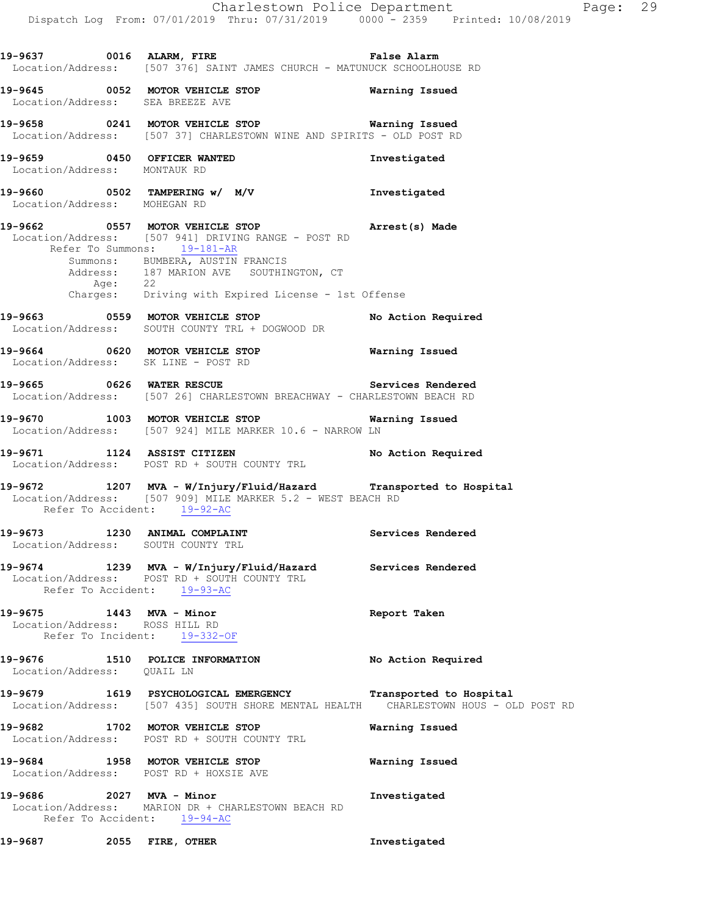**19-9637 0016 ALARM, FIRE** — **False Alarm**
Location/Address: [507 376] SAINT JAMES CHURCH - MATUNUCK SCHOOLHOUSE RD

**19-9645 0052 MOTOR VEHICLE STOP** — **Warning Issued**
Location/Address: SEA BREEZE AVE

**19-9658 0241 MOTOR VEHICLE STOP** — **Warning Issued**
Location/Address: [507 37] CHARLESTOWN WINE AND SPIRITS - OLD POST RD

**19-9659 0450 OFFICER WANTED** — **Investigated**
Location/Address: MONTAUK RD

**19-9660 0502 TAMPERING w/ M/V** — **Investigated**
Location/Address: MOHEGAN RD

**19-9662 0557 MOTOR VEHICLE STOP** — **Arrest(s) Made**
Location/Address: [507 941] DRIVING RANGE - POST RD
Refer To Summons: 19-181-AR
Summons: BUMBERA, AUSTIN FRANCIS
Address: 187 MARION AVE SOUTHINGTON, CT
Age: 22
Charges: Driving with Expired License - 1st Offense

**19-9663 0559 MOTOR VEHICLE STOP** — **No Action Required**
Location/Address: SOUTH COUNTY TRL + DOGWOOD DR

**19-9664 0620 MOTOR VEHICLE STOP** — **Warning Issued**
Location/Address: SK LINE - POST RD

**19-9665 0626 WATER RESCUE** — **Services Rendered**
Location/Address: [507 26] CHARLESTOWN BREACHWAY - CHARLESTOWN BEACH RD

**19-9670 1003 MOTOR VEHICLE STOP** — **Warning Issued**
Location/Address: [507 924] MILE MARKER 10.6 - NARROW LN

**19-9671 1124 ASSIST CITIZEN** — **No Action Required**
Location/Address: POST RD + SOUTH COUNTY TRL

**19-9672 1207 MVA - W/Injury/Fluid/Hazard** — **Transported to Hospital**
Location/Address: [507 909] MILE MARKER 5.2 - WEST BEACH RD
Refer To Accident: 19-92-AC

**19-9673 1230 ANIMAL COMPLAINT** — **Services Rendered**
Location/Address: SOUTH COUNTY TRL

**19-9674 1239 MVA - W/Injury/Fluid/Hazard** — **Services Rendered**
Location/Address: POST RD + SOUTH COUNTY TRL
Refer To Accident: 19-93-AC

**19-9675 1443 MVA - Minor** — **Report Taken**
Location/Address: ROSS HILL RD
Refer To Incident: 19-332-OF

**19-9676 1510 POLICE INFORMATION** — **No Action Required**
Location/Address: QUAIL LN

**19-9679 1619 PSYCHOLOGICAL EMERGENCY** — **Transported to Hospital**
Location/Address: [507 435] SOUTH SHORE MENTAL HEALTH CHARLESTOWN HOUS - OLD POST RD

**19-9682 1702 MOTOR VEHICLE STOP** — **Warning Issued**
Location/Address: POST RD + SOUTH COUNTY TRL

**19-9684 1958 MOTOR VEHICLE STOP** — **Warning Issued**
Location/Address: POST RD + HOXSIE AVE

**19-9686 2027 MVA - Minor** — **Investigated**
Location/Address: MARION DR + CHARLESTOWN BEACH RD
Refer To Accident: 19-94-AC

**19-9687 2055 FIRE, OTHER** — **Investigated**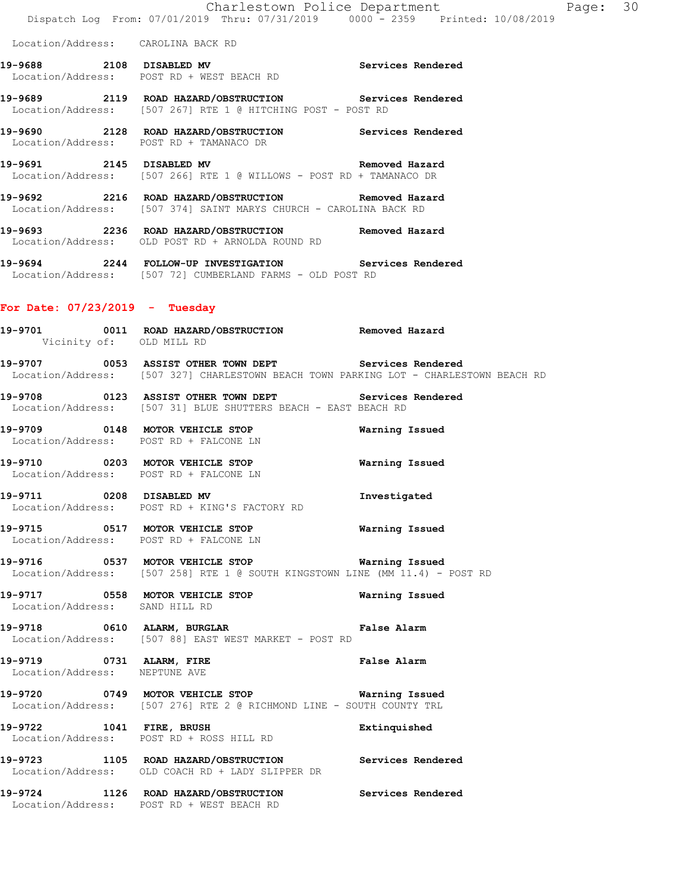Location/Address: CAROLINA BACK RD

**19-9688** 2108 **DISABLED MV** **Services Rendered**
Location/Address: POST RD + WEST BEACH RD

**19-9689** 2119 **ROAD HAZARD/OBSTRUCTION** **Services Rendered**
Location/Address: [507 267] RTE 1 @ HITCHING POST - POST RD

**19-9690** 2128 **ROAD HAZARD/OBSTRUCTION** **Services Rendered**
Location/Address: POST RD + TAMANACO DR

**19-9691** 2145 **DISABLED MV** **Removed Hazard**
Location/Address: [507 266] RTE 1 @ WILLOWS - POST RD + TAMANACO DR

**19-9692** 2216 **ROAD HAZARD/OBSTRUCTION** **Removed Hazard**
Location/Address: [507 374] SAINT MARYS CHURCH - CAROLINA BACK RD

**19-9693** 2236 **ROAD HAZARD/OBSTRUCTION** **Removed Hazard**
Location/Address: OLD POST RD + ARNOLDA ROUND RD

**19-9694** 2244 **FOLLOW-UP INVESTIGATION** **Services Rendered**
Location/Address: [507 72] CUMBERLAND FARMS - OLD POST RD

## For Date: 07/23/2019 - Tuesday

**19-9701** 0011 **ROAD HAZARD/OBSTRUCTION** **Removed Hazard**
Vicinity of: OLD MILL RD

**19-9707** 0053 **ASSIST OTHER TOWN DEPT** **Services Rendered**
Location/Address: [507 327] CHARLESTOWN BEACH TOWN PARKING LOT - CHARLESTOWN BEACH RD

**19-9708** 0123 **ASSIST OTHER TOWN DEPT** **Services Rendered**
Location/Address: [507 31] BLUE SHUTTERS BEACH - EAST BEACH RD

**19-9709** 0148 **MOTOR VEHICLE STOP** **Warning Issued**
Location/Address: POST RD + FALCONE LN

**19-9710** 0203 **MOTOR VEHICLE STOP** **Warning Issued**
Location/Address: POST RD + FALCONE LN

**19-9711** 0208 **DISABLED MV** **Investigated**
Location/Address: POST RD + KING'S FACTORY RD

**19-9715** 0517 **MOTOR VEHICLE STOP** **Warning Issued**
Location/Address: POST RD + FALCONE LN

**19-9716** 0537 **MOTOR VEHICLE STOP** **Warning Issued**
Location/Address: [507 258] RTE 1 @ SOUTH KINGSTOWN LINE (MM 11.4) - POST RD

**19-9717** 0558 **MOTOR VEHICLE STOP** **Warning Issued**
Location/Address: SAND HILL RD

**19-9718** 0610 **ALARM, BURGLAR** **False Alarm**
Location/Address: [507 88] EAST WEST MARKET - POST RD

**19-9719** 0731 **ALARM, FIRE** **False Alarm**
Location/Address: NEPTUNE AVE

**19-9720** 0749 **MOTOR VEHICLE STOP** **Warning Issued**
Location/Address: [507 276] RTE 2 @ RICHMOND LINE - SOUTH COUNTY TRL

**19-9722** 1041 **FIRE, BRUSH** **Extinquished**
Location/Address: POST RD + ROSS HILL RD

**19-9723** 1105 **ROAD HAZARD/OBSTRUCTION** **Services Rendered**
Location/Address: OLD COACH RD + LADY SLIPPER DR

**19-9724** 1126 **ROAD HAZARD/OBSTRUCTION** **Services Rendered**
Location/Address: POST RD + WEST BEACH RD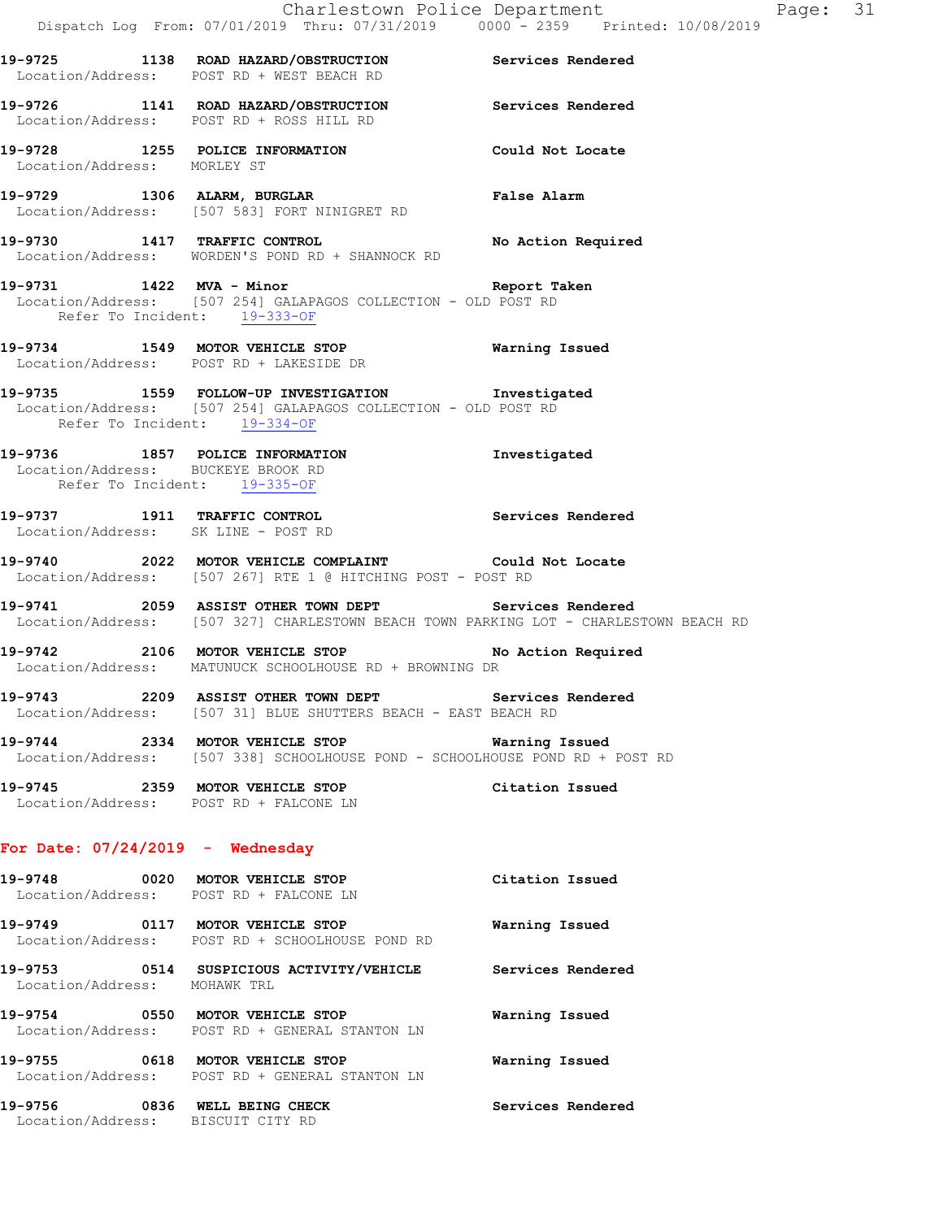19-9725 1138 ROAD HAZARD/OBSTRUCTION Services Rendered
Location/Address: POST RD + WEST BEACH RD

19-9726 1141 ROAD HAZARD/OBSTRUCTION Services Rendered
Location/Address: POST RD + ROSS HILL RD

19-9728 1255 POLICE INFORMATION Could Not Locate
Location/Address: MORLEY ST

19-9729 1306 ALARM, BURGLAR False Alarm
Location/Address: [507 583] FORT NINIGRET RD

19-9730 1417 TRAFFIC CONTROL No Action Required
Location/Address: WORDEN'S POND RD + SHANNOCK RD

19-9731 1422 MVA - Minor Report Taken
Location/Address: [507 254] GALAPAGOS COLLECTION - OLD POST RD
Refer To Incident: 19-333-OF

19-9734 1549 MOTOR VEHICLE STOP Warning Issued
Location/Address: POST RD + LAKESIDE DR

19-9735 1559 FOLLOW-UP INVESTIGATION Investigated
Location/Address: [507 254] GALAPAGOS COLLECTION - OLD POST RD
Refer To Incident: 19-334-OF

19-9736 1857 POLICE INFORMATION Investigated
Location/Address: BUCKEYE BROOK RD
Refer To Incident: 19-335-OF

19-9737 1911 TRAFFIC CONTROL Services Rendered
Location/Address: SK LINE - POST RD

19-9740 2022 MOTOR VEHICLE COMPLAINT Could Not Locate
Location/Address: [507 267] RTE 1 @ HITCHING POST - POST RD

19-9741 2059 ASSIST OTHER TOWN DEPT Services Rendered
Location/Address: [507 327] CHARLESTOWN BEACH TOWN PARKING LOT - CHARLESTOWN BEACH RD

19-9742 2106 MOTOR VEHICLE STOP No Action Required
Location/Address: MATUNUCK SCHOOLHOUSE RD + BROWNING DR

19-9743 2209 ASSIST OTHER TOWN DEPT Services Rendered
Location/Address: [507 31] BLUE SHUTTERS BEACH - EAST BEACH RD

19-9744 2334 MOTOR VEHICLE STOP Warning Issued
Location/Address: [507 338] SCHOOLHOUSE POND - SCHOOLHOUSE POND RD + POST RD

19-9745 2359 MOTOR VEHICLE STOP Citation Issued
Location/Address: POST RD + FALCONE LN

## For Date: 07/24/2019 - Wednesday

19-9748 0020 MOTOR VEHICLE STOP Citation Issued
Location/Address: POST RD + FALCONE LN

19-9749 0117 MOTOR VEHICLE STOP Warning Issued
Location/Address: POST RD + SCHOOLHOUSE POND RD

19-9753 0514 SUSPICIOUS ACTIVITY/VEHICLE Services Rendered
Location/Address: MOHAWK TRL

19-9754 0550 MOTOR VEHICLE STOP Warning Issued
Location/Address: POST RD + GENERAL STANTON LN

19-9755 0618 MOTOR VEHICLE STOP Warning Issued
Location/Address: POST RD + GENERAL STANTON LN

19-9756 0836 WELL BEING CHECK Services Rendered
Location/Address: BISCUIT CITY RD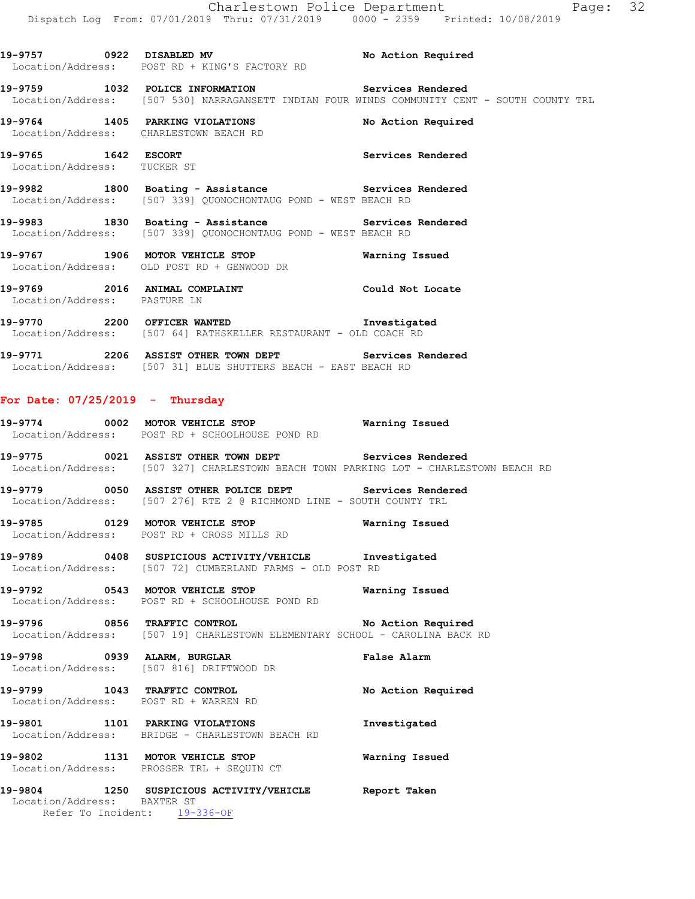19-9757 0922 DISABLED MV No Action Required
Location/Address: POST RD + KING'S FACTORY RD

19-9759 1032 POLICE INFORMATION Services Rendered
Location/Address: [507 530] NARRAGANSETT INDIAN FOUR WINDS COMMUNITY CENT - SOUTH COUNTY TRL

19-9764 1405 PARKING VIOLATIONS No Action Required
Location/Address: CHARLESTOWN BEACH RD

19-9765 1642 ESCORT Services Rendered
Location/Address: TUCKER ST

19-9982 1800 Boating - Assistance Services Rendered
Location/Address: [507 339] QUONOCHONTAUG POND - WEST BEACH RD

19-9983 1830 Boating - Assistance Services Rendered
Location/Address: [507 339] QUONOCHONTAUG POND - WEST BEACH RD

19-9767 1906 MOTOR VEHICLE STOP Warning Issued
Location/Address: OLD POST RD + GENWOOD DR

19-9769 2016 ANIMAL COMPLAINT Could Not Locate
Location/Address: PASTURE LN

19-9770 2200 OFFICER WANTED Investigated
Location/Address: [507 64] RATHSKELLER RESTAURANT - OLD COACH RD

19-9771 2206 ASSIST OTHER TOWN DEPT Services Rendered
Location/Address: [507 31] BLUE SHUTTERS BEACH - EAST BEACH RD

## For Date: 07/25/2019 - Thursday

19-9774 0002 MOTOR VEHICLE STOP Warning Issued
Location/Address: POST RD + SCHOOLHOUSE POND RD

19-9775 0021 ASSIST OTHER TOWN DEPT Services Rendered
Location/Address: [507 327] CHARLESTOWN BEACH TOWN PARKING LOT - CHARLESTOWN BEACH RD

19-9779 0050 ASSIST OTHER POLICE DEPT Services Rendered
Location/Address: [507 276] RTE 2 @ RICHMOND LINE - SOUTH COUNTY TRL

19-9785 0129 MOTOR VEHICLE STOP Warning Issued
Location/Address: POST RD + CROSS MILLS RD

19-9789 0408 SUSPICIOUS ACTIVITY/VEHICLE Investigated
Location/Address: [507 72] CUMBERLAND FARMS - OLD POST RD

19-9792 0543 MOTOR VEHICLE STOP Warning Issued
Location/Address: POST RD + SCHOOLHOUSE POND RD

19-9796 0856 TRAFFIC CONTROL No Action Required
Location/Address: [507 19] CHARLESTOWN ELEMENTARY SCHOOL - CAROLINA BACK RD

19-9798 0939 ALARM, BURGLAR False Alarm
Location/Address: [507 816] DRIFTWOOD DR

19-9799 1043 TRAFFIC CONTROL No Action Required
Location/Address: POST RD + WARREN RD

19-9801 1101 PARKING VIOLATIONS Investigated
Location/Address: BRIDGE - CHARLESTOWN BEACH RD

19-9802 1131 MOTOR VEHICLE STOP Warning Issued
Location/Address: PROSSER TRL + SEQUIN CT

19-9804 1250 SUSPICIOUS ACTIVITY/VEHICLE Report Taken
Location/Address: BAXTER ST
Refer To Incident: 19-336-OF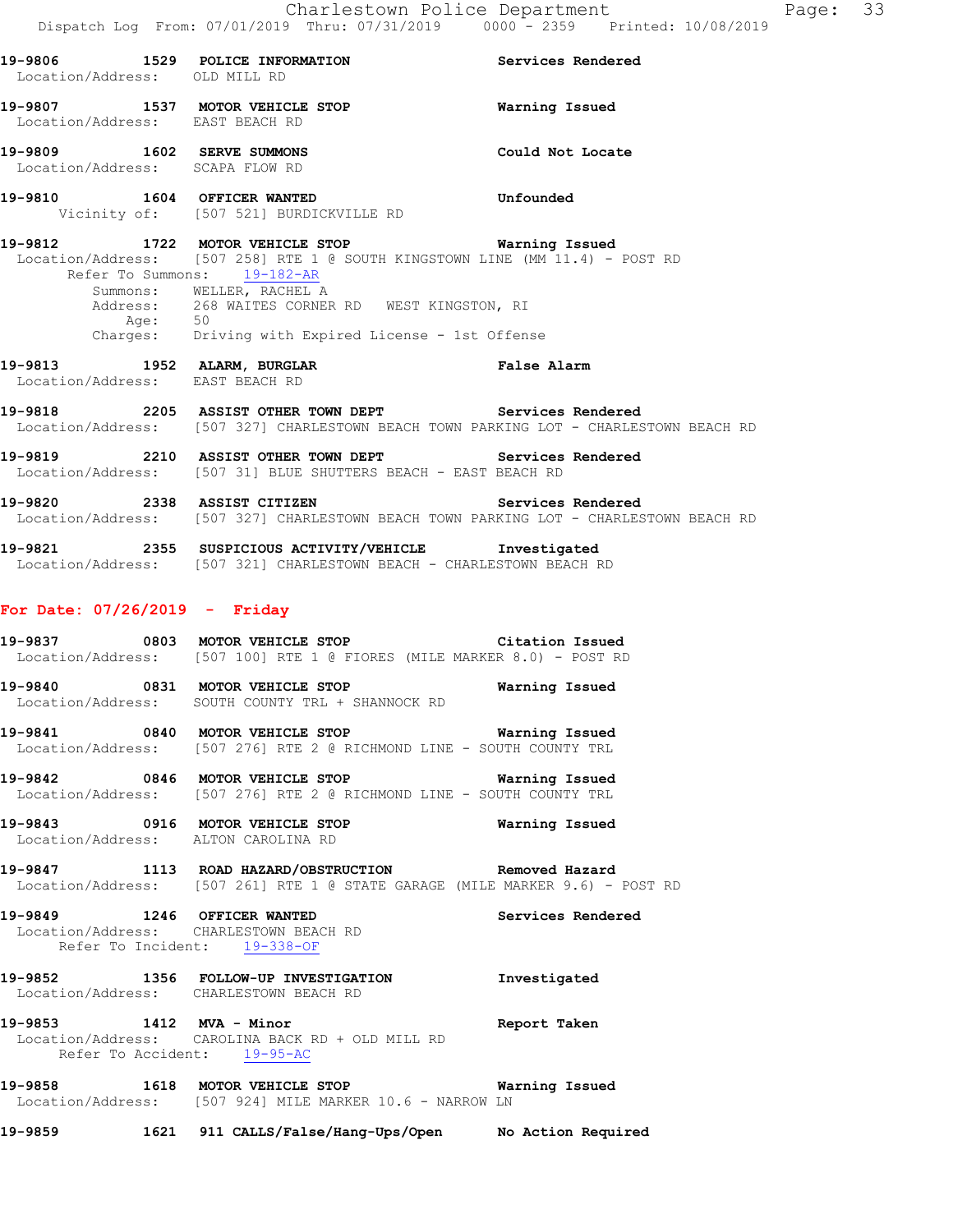**19-9806 1529 POLICE INFORMATION Services Rendered**
Location/Address: OLD MILL RD

**19-9807 1537 MOTOR VEHICLE STOP Warning Issued**
Location/Address: EAST BEACH RD

**19-9809 1602 SERVE SUMMONS Could Not Locate**
Location/Address: SCAPA FLOW RD

**19-9810 1604 OFFICER WANTED Unfounded**
Vicinity of: [507 521] BURDICKVILLE RD

**19-9812 1722 MOTOR VEHICLE STOP Warning Issued**
Location/Address: [507 258] RTE 1 @ SOUTH KINGSTOWN LINE (MM 11.4) - POST RD
Refer To Summons: 19-182-AR
Summons: WELLER, RACHEL A
Address: 268 WAITES CORNER RD WEST KINGSTON, RI
Age: 50
Charges: Driving with Expired License - 1st Offense

**19-9813 1952 ALARM, BURGLAR False Alarm**
Location/Address: EAST BEACH RD

**19-9818 2205 ASSIST OTHER TOWN DEPT Services Rendered**
Location/Address: [507 327] CHARLESTOWN BEACH TOWN PARKING LOT - CHARLESTOWN BEACH RD

**19-9819 2210 ASSIST OTHER TOWN DEPT Services Rendered**
Location/Address: [507 31] BLUE SHUTTERS BEACH - EAST BEACH RD

**19-9820 2338 ASSIST CITIZEN Services Rendered**
Location/Address: [507 327] CHARLESTOWN BEACH TOWN PARKING LOT - CHARLESTOWN BEACH RD

**19-9821 2355 SUSPICIOUS ACTIVITY/VEHICLE Investigated**
Location/Address: [507 321] CHARLESTOWN BEACH - CHARLESTOWN BEACH RD

## For Date: 07/26/2019 - Friday

**19-9837 0803 MOTOR VEHICLE STOP Citation Issued**
Location/Address: [507 100] RTE 1 @ FIORES (MILE MARKER 8.0) - POST RD

**19-9840 0831 MOTOR VEHICLE STOP Warning Issued**
Location/Address: SOUTH COUNTY TRL + SHANNOCK RD

**19-9841 0840 MOTOR VEHICLE STOP Warning Issued**
Location/Address: [507 276] RTE 2 @ RICHMOND LINE - SOUTH COUNTY TRL

**19-9842 0846 MOTOR VEHICLE STOP Warning Issued**
Location/Address: [507 276] RTE 2 @ RICHMOND LINE - SOUTH COUNTY TRL

**19-9843 0916 MOTOR VEHICLE STOP Warning Issued**
Location/Address: ALTON CAROLINA RD

**19-9847 1113 ROAD HAZARD/OBSTRUCTION Removed Hazard**
Location/Address: [507 261] RTE 1 @ STATE GARAGE (MILE MARKER 9.6) - POST RD

**19-9849 1246 OFFICER WANTED Services Rendered**
Location/Address: CHARLESTOWN BEACH RD
Refer To Incident: 19-338-OF

**19-9852 1356 FOLLOW-UP INVESTIGATION Investigated**
Location/Address: CHARLESTOWN BEACH RD

**19-9853 1412 MVA - Minor Report Taken**
Location/Address: CAROLINA BACK RD + OLD MILL RD
Refer To Accident: 19-95-AC

**19-9858 1618 MOTOR VEHICLE STOP Warning Issued**
Location/Address: [507 924] MILE MARKER 10.6 - NARROW LN

**19-9859 1621 911 CALLS/False/Hang-Ups/Open No Action Required**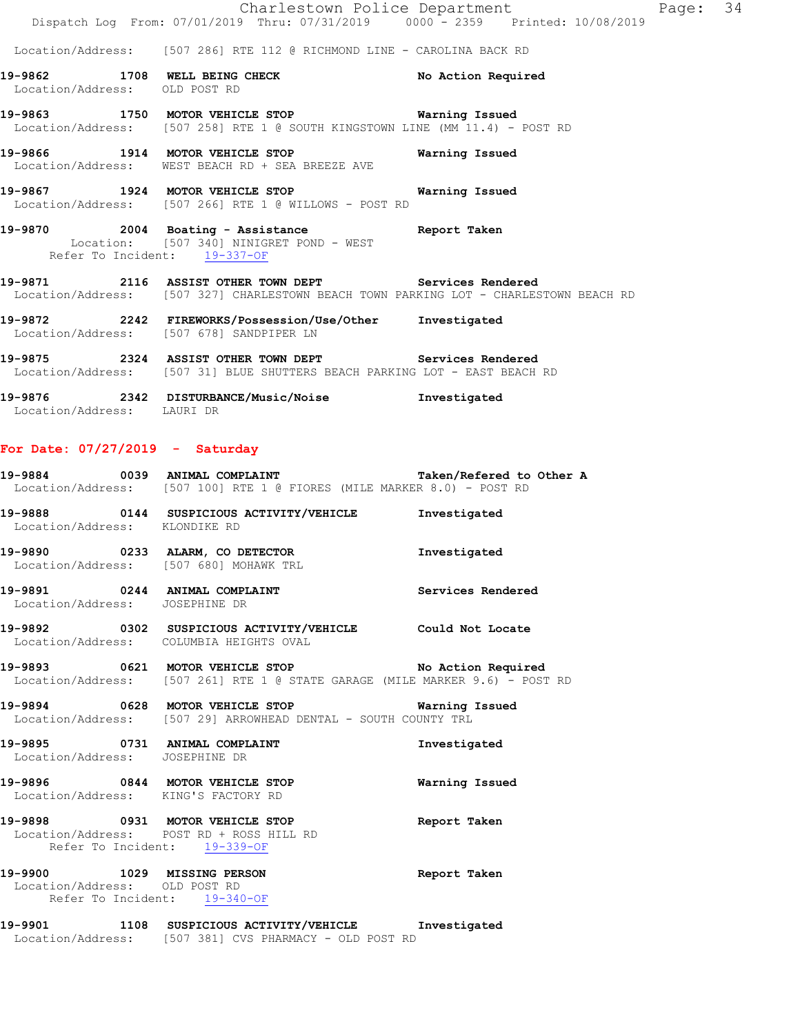Location/Address: [507 286] RTE 112 @ RICHMOND LINE - CAROLINA BACK RD

**19-9862 1708 WELL BEING CHECK** No Action Required
Location/Address: OLD POST RD

**19-9863 1750 MOTOR VEHICLE STOP** Warning Issued
Location/Address: [507 258] RTE 1 @ SOUTH KINGSTOWN LINE (MM 11.4) - POST RD

**19-9866 1914 MOTOR VEHICLE STOP** Warning Issued
Location/Address: WEST BEACH RD + SEA BREEZE AVE

**19-9867 1924 MOTOR VEHICLE STOP** Warning Issued
Location/Address: [507 266] RTE 1 @ WILLOWS - POST RD

**19-9870 2004 Boating - Assistance** Report Taken
Location: [507 340] NINIGRET POND - WEST
Refer To Incident: 19-337-OF

**19-9871 2116 ASSIST OTHER TOWN DEPT** Services Rendered
Location/Address: [507 327] CHARLESTOWN BEACH TOWN PARKING LOT - CHARLESTOWN BEACH RD

**19-9872 2242 FIREWORKS/Possession/Use/Other** Investigated
Location/Address: [507 678] SANDPIPER LN

**19-9875 2324 ASSIST OTHER TOWN DEPT** Services Rendered
Location/Address: [507 31] BLUE SHUTTERS BEACH PARKING LOT - EAST BEACH RD

**19-9876 2342 DISTURBANCE/Music/Noise** Investigated
Location/Address: LAURI DR

## For Date: 07/27/2019 - Saturday

**19-9884 0039 ANIMAL COMPLAINT** Taken/Refered to Other A
Location/Address: [507 100] RTE 1 @ FIORES (MILE MARKER 8.0) - POST RD

**19-9888 0144 SUSPICIOUS ACTIVITY/VEHICLE** Investigated
Location/Address: KLONDIKE RD

**19-9890 0233 ALARM, CO DETECTOR** Investigated
Location/Address: [507 680] MOHAWK TRL

**19-9891 0244 ANIMAL COMPLAINT** Services Rendered
Location/Address: JOSEPHINE DR

**19-9892 0302 SUSPICIOUS ACTIVITY/VEHICLE** Could Not Locate
Location/Address: COLUMBIA HEIGHTS OVAL

**19-9893 0621 MOTOR VEHICLE STOP** No Action Required
Location/Address: [507 261] RTE 1 @ STATE GARAGE (MILE MARKER 9.6) - POST RD

**19-9894 0628 MOTOR VEHICLE STOP** Warning Issued
Location/Address: [507 29] ARROWHEAD DENTAL - SOUTH COUNTY TRL

**19-9895 0731 ANIMAL COMPLAINT** Investigated
Location/Address: JOSEPHINE DR

**19-9896 0844 MOTOR VEHICLE STOP** Warning Issued
Location/Address: KING'S FACTORY RD

**19-9898 0931 MOTOR VEHICLE STOP** Report Taken
Location/Address: POST RD + ROSS HILL RD
Refer To Incident: 19-339-OF

**19-9900 1029 MISSING PERSON** Report Taken
Location/Address: OLD POST RD
Refer To Incident: 19-340-OF

**19-9901 1108 SUSPICIOUS ACTIVITY/VEHICLE** Investigated
Location/Address: [507 381] CVS PHARMACY - OLD POST RD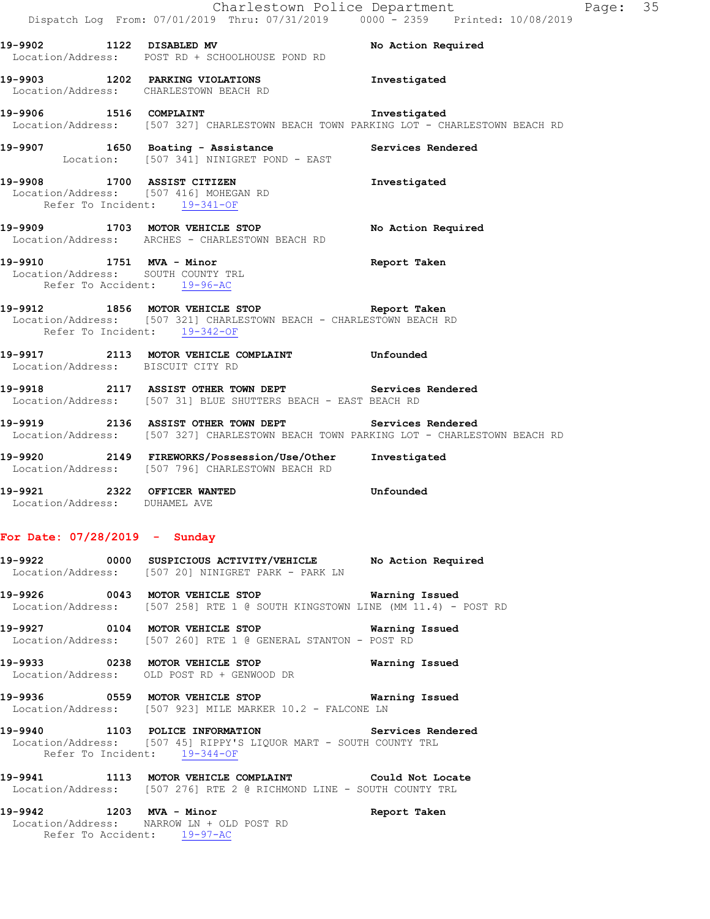**19-9902 1122 DISABLED MV** — No Action Required
Location/Address: POST RD + SCHOOLHOUSE POND RD

**19-9903 1202 PARKING VIOLATIONS** — Investigated
Location/Address: CHARLESTOWN BEACH RD

**19-9906 1516 COMPLAINT** — Investigated
Location/Address: [507 327] CHARLESTOWN BEACH TOWN PARKING LOT - CHARLESTOWN BEACH RD

**19-9907 1650 Boating - Assistance** — Services Rendered
Location: [507 341] NINIGRET POND - EAST

**19-9908 1700 ASSIST CITIZEN** — Investigated
Location/Address: [507 416] MOHEGAN RD
Refer To Incident: 19-341-OF

**19-9909 1703 MOTOR VEHICLE STOP** — No Action Required
Location/Address: ARCHES - CHARLESTOWN BEACH RD

**19-9910 1751 MVA - Minor** — Report Taken
Location/Address: SOUTH COUNTY TRL
Refer To Accident: 19-96-AC

**19-9912 1856 MOTOR VEHICLE STOP** — Report Taken
Location/Address: [507 321] CHARLESTOWN BEACH - CHARLESTOWN BEACH RD
Refer To Incident: 19-342-OF

**19-9917 2113 MOTOR VEHICLE COMPLAINT** — Unfounded
Location/Address: BISCUIT CITY RD

**19-9918 2117 ASSIST OTHER TOWN DEPT** — Services Rendered
Location/Address: [507 31] BLUE SHUTTERS BEACH - EAST BEACH RD

**19-9919 2136 ASSIST OTHER TOWN DEPT** — Services Rendered
Location/Address: [507 327] CHARLESTOWN BEACH TOWN PARKING LOT - CHARLESTOWN BEACH RD

**19-9920 2149 FIREWORKS/Possession/Use/Other** — Investigated
Location/Address: [507 796] CHARLESTOWN BEACH RD

**19-9921 2322 OFFICER WANTED** — Unfounded
Location/Address: DUHAMEL AVE

## For Date: 07/28/2019 - Sunday

**19-9922 0000 SUSPICIOUS ACTIVITY/VEHICLE** — No Action Required
Location/Address: [507 20] NINIGRET PARK - PARK LN

**19-9926 0043 MOTOR VEHICLE STOP** — Warning Issued
Location/Address: [507 258] RTE 1 @ SOUTH KINGSTOWN LINE (MM 11.4) - POST RD

**19-9927 0104 MOTOR VEHICLE STOP** — Warning Issued
Location/Address: [507 260] RTE 1 @ GENERAL STANTON - POST RD

**19-9933 0238 MOTOR VEHICLE STOP** — Warning Issued
Location/Address: OLD POST RD + GENWOOD DR

**19-9936 0559 MOTOR VEHICLE STOP** — Warning Issued
Location/Address: [507 923] MILE MARKER 10.2 - FALCONE LN

**19-9940 1103 POLICE INFORMATION** — Services Rendered
Location/Address: [507 45] RIPPY'S LIQUOR MART - SOUTH COUNTY TRL
Refer To Incident: 19-344-OF

**19-9941 1113 MOTOR VEHICLE COMPLAINT** — Could Not Locate
Location/Address: [507 276] RTE 2 @ RICHMOND LINE - SOUTH COUNTY TRL

**19-9942 1203 MVA - Minor** — Report Taken
Location/Address: NARROW LN + OLD POST RD
Refer To Accident: 19-97-AC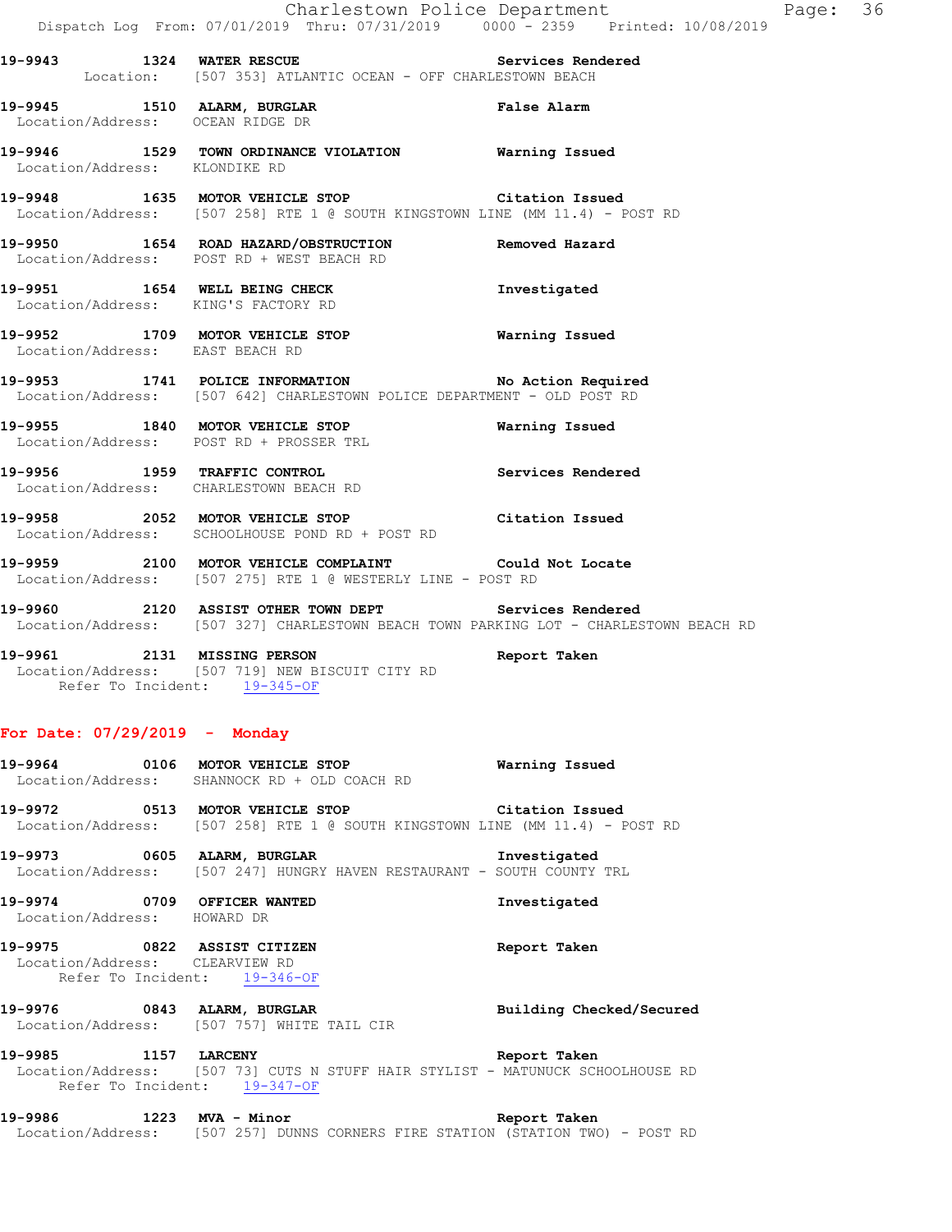**19-9943** 1324 **WATER RESCUE** Services Rendered
Location: [507 353] ATLANTIC OCEAN - OFF CHARLESTOWN BEACH

**19-9945** 1510 **ALARM, BURGLAR** False Alarm
Location/Address: OCEAN RIDGE DR

**19-9946** 1529 **TOWN ORDINANCE VIOLATION** Warning Issued
Location/Address: KLONDIKE RD

**19-9948** 1635 **MOTOR VEHICLE STOP** Citation Issued
Location/Address: [507 258] RTE 1 @ SOUTH KINGSTOWN LINE (MM 11.4) - POST RD

**19-9950** 1654 **ROAD HAZARD/OBSTRUCTION** Removed Hazard
Location/Address: POST RD + WEST BEACH RD

**19-9951** 1654 **WELL BEING CHECK** Investigated
Location/Address: KING'S FACTORY RD

**19-9952** 1709 **MOTOR VEHICLE STOP** Warning Issued
Location/Address: EAST BEACH RD

**19-9953** 1741 **POLICE INFORMATION** No Action Required
Location/Address: [507 642] CHARLESTOWN POLICE DEPARTMENT - OLD POST RD

**19-9955** 1840 **MOTOR VEHICLE STOP** Warning Issued
Location/Address: POST RD + PROSSER TRL

**19-9956** 1959 **TRAFFIC CONTROL** Services Rendered
Location/Address: CHARLESTOWN BEACH RD

**19-9958** 2052 **MOTOR VEHICLE STOP** Citation Issued
Location/Address: SCHOOLHOUSE POND RD + POST RD

**19-9959** 2100 **MOTOR VEHICLE COMPLAINT** Could Not Locate
Location/Address: [507 275] RTE 1 @ WESTERLY LINE - POST RD

**19-9960** 2120 **ASSIST OTHER TOWN DEPT** Services Rendered
Location/Address: [507 327] CHARLESTOWN BEACH TOWN PARKING LOT - CHARLESTOWN BEACH RD

**19-9961** 2131 **MISSING PERSON** Report Taken
Location/Address: [507 719] NEW BISCUIT CITY RD
Refer To Incident: 19-345-OF

## For Date: 07/29/2019 - Monday

**19-9964** 0106 **MOTOR VEHICLE STOP** Warning Issued
Location/Address: SHANNOCK RD + OLD COACH RD

**19-9972** 0513 **MOTOR VEHICLE STOP** Citation Issued
Location/Address: [507 258] RTE 1 @ SOUTH KINGSTOWN LINE (MM 11.4) - POST RD

**19-9973** 0605 **ALARM, BURGLAR** Investigated
Location/Address: [507 247] HUNGRY HAVEN RESTAURANT - SOUTH COUNTY TRL

**19-9974** 0709 **OFFICER WANTED** Investigated
Location/Address: HOWARD DR

**19-9975** 0822 **ASSIST CITIZEN** Report Taken
Location/Address: CLEARVIEW RD
Refer To Incident: 19-346-OF

**19-9976** 0843 **ALARM, BURGLAR** Building Checked/Secured
Location/Address: [507 757] WHITE TAIL CIR

**19-9985** 1157 **LARCENY** Report Taken
Location/Address: [507 73] CUTS N STUFF HAIR STYLIST - MATUNUCK SCHOOLHOUSE RD
Refer To Incident: 19-347-OF

**19-9986** 1223 **MVA - Minor** Report Taken
Location/Address: [507 257] DUNNS CORNERS FIRE STATION (STATION TWO) - POST RD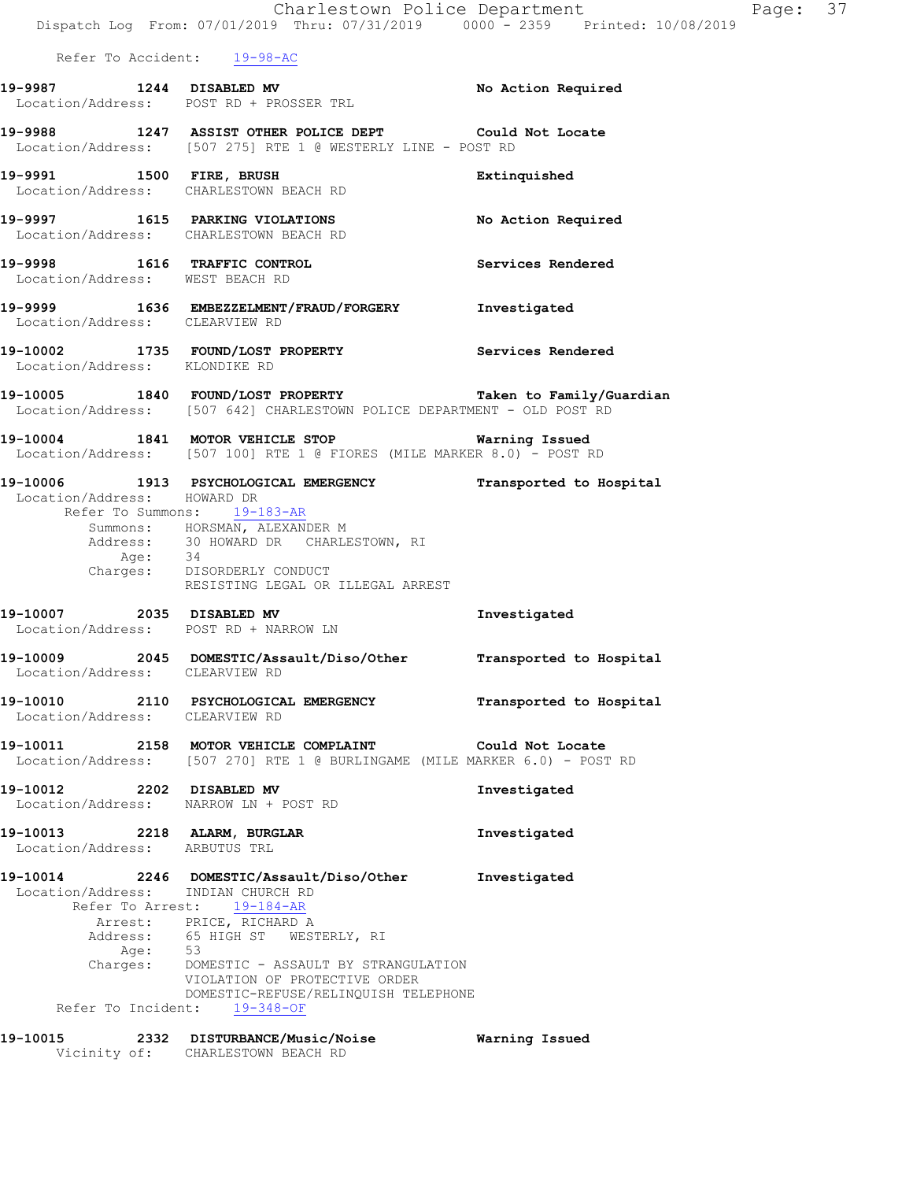Refer To Accident: 19-98-AC

**19-9987** 1244 **DISABLED MV** No Action Required
Location/Address: POST RD + PROSSER TRL

**19-9988** 1247 **ASSIST OTHER POLICE DEPT** Could Not Locate
Location/Address: [507 275] RTE 1 @ WESTERLY LINE - POST RD

**19-9991** 1500 **FIRE, BRUSH** Extinquished
Location/Address: CHARLESTOWN BEACH RD

**19-9997** 1615 **PARKING VIOLATIONS** No Action Required
Location/Address: CHARLESTOWN BEACH RD

**19-9998** 1616 **TRAFFIC CONTROL** Services Rendered
Location/Address: WEST BEACH RD

**19-9999** 1636 **EMBEZZELMENT/FRAUD/FORGERY** Investigated
Location/Address: CLEARVIEW RD

**19-10002** 1735 **FOUND/LOST PROPERTY** Services Rendered
Location/Address: KLONDIKE RD

**19-10005** 1840 **FOUND/LOST PROPERTY** Taken to Family/Guardian
Location/Address: [507 642] CHARLESTOWN POLICE DEPARTMENT - OLD POST RD

**19-10004** 1841 **MOTOR VEHICLE STOP** Warning Issued
Location/Address: [507 100] RTE 1 @ FIORES (MILE MARKER 8.0) - POST RD

**19-10006** 1913 **PSYCHOLOGICAL EMERGENCY** Transported to Hospital
Location/Address: HOWARD DR
Refer To Summons: 19-183-AR
Summons: HORSMAN, ALEXANDER M
Address: 30 HOWARD DR CHARLESTOWN, RI
Age: 34
Charges: DISORDERLY CONDUCT
RESISTING LEGAL OR ILLEGAL ARREST

**19-10007** 2035 **DISABLED MV** Investigated
Location/Address: POST RD + NARROW LN

**19-10009** 2045 **DOMESTIC/Assault/Diso/Other** Transported to Hospital
Location/Address: CLEARVIEW RD

**19-10010** 2110 **PSYCHOLOGICAL EMERGENCY** Transported to Hospital
Location/Address: CLEARVIEW RD

**19-10011** 2158 **MOTOR VEHICLE COMPLAINT** Could Not Locate
Location/Address: [507 270] RTE 1 @ BURLINGAME (MILE MARKER 6.0) - POST RD

**19-10012** 2202 **DISABLED MV** Investigated
Location/Address: NARROW LN + POST RD

**19-10013** 2218 **ALARM, BURGLAR** Investigated
Location/Address: ARBUTUS TRL

**19-10014** 2246 **DOMESTIC/Assault/Diso/Other** Investigated
Location/Address: INDIAN CHURCH RD
Refer To Arrest: 19-184-AR
Arrest: PRICE, RICHARD A
Address: 65 HIGH ST WESTERLY, RI
Age: 53
Charges: DOMESTIC - ASSAULT BY STRANGULATION
VIOLATION OF PROTECTIVE ORDER
DOMESTIC-REFUSE/RELINQUISH TELEPHONE
Refer To Incident: 19-348-OF

**19-10015** 2332 **DISTURBANCE/Music/Noise** Warning Issued
Vicinity of: CHARLESTOWN BEACH RD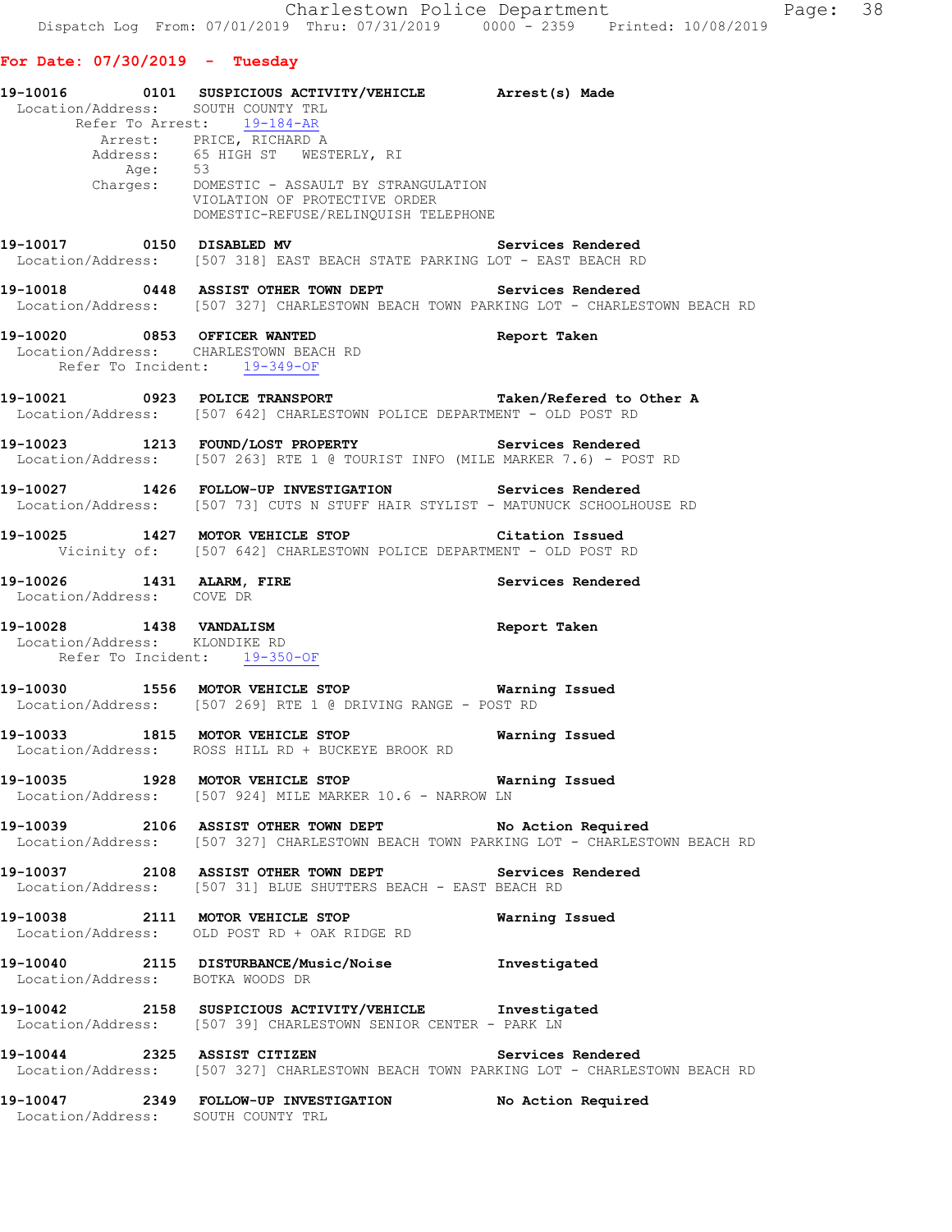**For Date: 07/30/2019 - Tuesday**

**19-10016 0101 SUSPICIOUS ACTIVITY/VEHICLE Arrest(s) Made**
Location/Address: SOUTH COUNTY TRL
Refer To Arrest: 19-184-AR
Arrest: PRICE, RICHARD A
Address: 65 HIGH ST WESTERLY, RI
Age: 53
Charges: DOMESTIC - ASSAULT BY STRANGULATION
VIOLATION OF PROTECTIVE ORDER
DOMESTIC-REFUSE/RELINQUISH TELEPHONE

**19-10017 0150 DISABLED MV Services Rendered**
Location/Address: [507 318] EAST BEACH STATE PARKING LOT - EAST BEACH RD

**19-10018 0448 ASSIST OTHER TOWN DEPT Services Rendered**
Location/Address: [507 327] CHARLESTOWN BEACH TOWN PARKING LOT - CHARLESTOWN BEACH RD

**19-10020 0853 OFFICER WANTED Report Taken**
Location/Address: CHARLESTOWN BEACH RD
Refer To Incident: 19-349-OF

**19-10021 0923 POLICE TRANSPORT Taken/Refered to Other A**
Location/Address: [507 642] CHARLESTOWN POLICE DEPARTMENT - OLD POST RD

**19-10023 1213 FOUND/LOST PROPERTY Services Rendered**
Location/Address: [507 263] RTE 1 @ TOURIST INFO (MILE MARKER 7.6) - POST RD

**19-10027 1426 FOLLOW-UP INVESTIGATION Services Rendered**
Location/Address: [507 73] CUTS N STUFF HAIR STYLIST - MATUNUCK SCHOOLHOUSE RD

**19-10025 1427 MOTOR VEHICLE STOP Citation Issued**
Vicinity of: [507 642] CHARLESTOWN POLICE DEPARTMENT - OLD POST RD

**19-10026 1431 ALARM, FIRE Services Rendered**
Location/Address: COVE DR

**19-10028 1438 VANDALISM Report Taken**
Location/Address: KLONDIKE RD
Refer To Incident: 19-350-OF

**19-10030 1556 MOTOR VEHICLE STOP Warning Issued**
Location/Address: [507 269] RTE 1 @ DRIVING RANGE - POST RD

**19-10033 1815 MOTOR VEHICLE STOP Warning Issued**
Location/Address: ROSS HILL RD + BUCKEYE BROOK RD

**19-10035 1928 MOTOR VEHICLE STOP Warning Issued**
Location/Address: [507 924] MILE MARKER 10.6 - NARROW LN

**19-10039 2106 ASSIST OTHER TOWN DEPT No Action Required**
Location/Address: [507 327] CHARLESTOWN BEACH TOWN PARKING LOT - CHARLESTOWN BEACH RD

**19-10037 2108 ASSIST OTHER TOWN DEPT Services Rendered**
Location/Address: [507 31] BLUE SHUTTERS BEACH - EAST BEACH RD

**19-10038 2111 MOTOR VEHICLE STOP Warning Issued**
Location/Address: OLD POST RD + OAK RIDGE RD

**19-10040 2115 DISTURBANCE/Music/Noise Investigated**
Location/Address: BOTKA WOODS DR

**19-10042 2158 SUSPICIOUS ACTIVITY/VEHICLE Investigated**
Location/Address: [507 39] CHARLESTOWN SENIOR CENTER - PARK LN

**19-10044 2325 ASSIST CITIZEN Services Rendered**
Location/Address: [507 327] CHARLESTOWN BEACH TOWN PARKING LOT - CHARLESTOWN BEACH RD

**19-10047 2349 FOLLOW-UP INVESTIGATION No Action Required**
Location/Address: SOUTH COUNTY TRL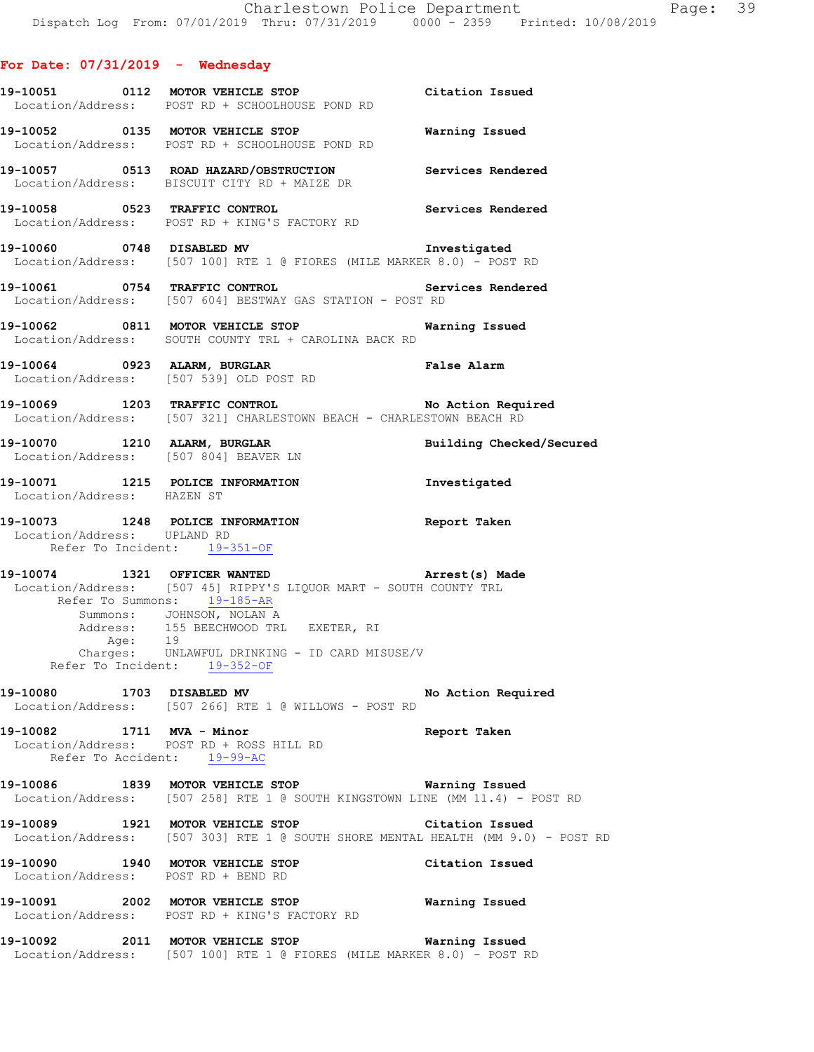**For Date: 07/31/2019 - Wednesday**

**19-10051 0112 MOTOR VEHICLE STOP** — **Citation Issued**
Location/Address: POST RD + SCHOOLHOUSE POND RD

**19-10052 0135 MOTOR VEHICLE STOP** — **Warning Issued**
Location/Address: POST RD + SCHOOLHOUSE POND RD

**19-10057 0513 ROAD HAZARD/OBSTRUCTION** — **Services Rendered**
Location/Address: BISCUIT CITY RD + MAIZE DR

**19-10058 0523 TRAFFIC CONTROL** — **Services Rendered**
Location/Address: POST RD + KING'S FACTORY RD

**19-10060 0748 DISABLED MV** — **Investigated**
Location/Address: [507 100] RTE 1 @ FIORES (MILE MARKER 8.0) - POST RD

**19-10061 0754 TRAFFIC CONTROL** — **Services Rendered**
Location/Address: [507 604] BESTWAY GAS STATION - POST RD

**19-10062 0811 MOTOR VEHICLE STOP** — **Warning Issued**
Location/Address: SOUTH COUNTY TRL + CAROLINA BACK RD

**19-10064 0923 ALARM, BURGLAR** — **False Alarm**
Location/Address: [507 539] OLD POST RD

**19-10069 1203 TRAFFIC CONTROL** — **No Action Required**
Location/Address: [507 321] CHARLESTOWN BEACH - CHARLESTOWN BEACH RD

**19-10070 1210 ALARM, BURGLAR** — **Building Checked/Secured**
Location/Address: [507 804] BEAVER LN

**19-10071 1215 POLICE INFORMATION** — **Investigated**
Location/Address: HAZEN ST

**19-10073 1248 POLICE INFORMATION** — **Report Taken**
Location/Address: UPLAND RD
Refer To Incident: 19-351-OF

**19-10074 1321 OFFICER WANTED** — **Arrest(s) Made**
Location/Address: [507 45] RIPPY'S LIQUOR MART - SOUTH COUNTY TRL
Refer To Summons: 19-185-AR
Summons: JOHNSON, NOLAN A
Address: 155 BEECHWOOD TRL EXETER, RI
Age: 19
Charges: UNLAWFUL DRINKING - ID CARD MISUSE/V
Refer To Incident: 19-352-OF

**19-10080 1703 DISABLED MV** — **No Action Required**
Location/Address: [507 266] RTE 1 @ WILLOWS - POST RD

**19-10082 1711 MVA - Minor** — **Report Taken**
Location/Address: POST RD + ROSS HILL RD
Refer To Accident: 19-99-AC

**19-10086 1839 MOTOR VEHICLE STOP** — **Warning Issued**
Location/Address: [507 258] RTE 1 @ SOUTH KINGSTOWN LINE (MM 11.4) - POST RD

**19-10089 1921 MOTOR VEHICLE STOP** — **Citation Issued**
Location/Address: [507 303] RTE 1 @ SOUTH SHORE MENTAL HEALTH (MM 9.0) - POST RD

**19-10090 1940 MOTOR VEHICLE STOP** — **Citation Issued**
Location/Address: POST RD + BEND RD

**19-10091 2002 MOTOR VEHICLE STOP** — **Warning Issued**
Location/Address: POST RD + KING'S FACTORY RD

**19-10092 2011 MOTOR VEHICLE STOP** — **Warning Issued**
Location/Address: [507 100] RTE 1 @ FIORES (MILE MARKER 8.0) - POST RD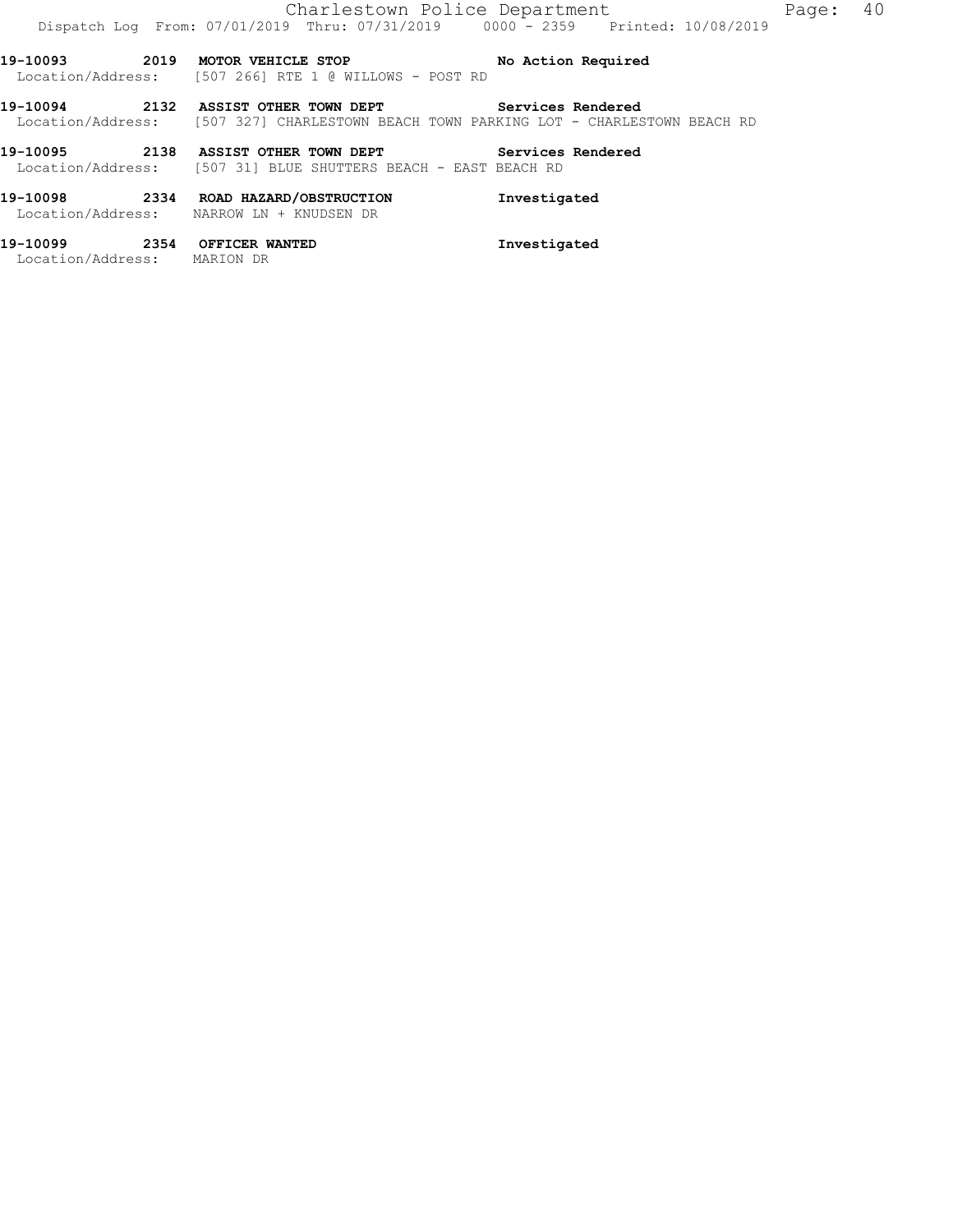**19-10093 2019 MOTOR VEHICLE STOP No Action Required**
Location/Address: [507 266] RTE 1 @ WILLOWS - POST RD

**19-10094 2132 ASSIST OTHER TOWN DEPT Services Rendered**
Location/Address: [507 327] CHARLESTOWN BEACH TOWN PARKING LOT - CHARLESTOWN BEACH RD

**19-10095 2138 ASSIST OTHER TOWN DEPT Services Rendered**
Location/Address: [507 31] BLUE SHUTTERS BEACH - EAST BEACH RD

**19-10098 2334 ROAD HAZARD/OBSTRUCTION Investigated**
Location/Address: NARROW LN + KNUDSEN DR

**19-10099 2354 OFFICER WANTED Investigated**
Location/Address: MARION DR